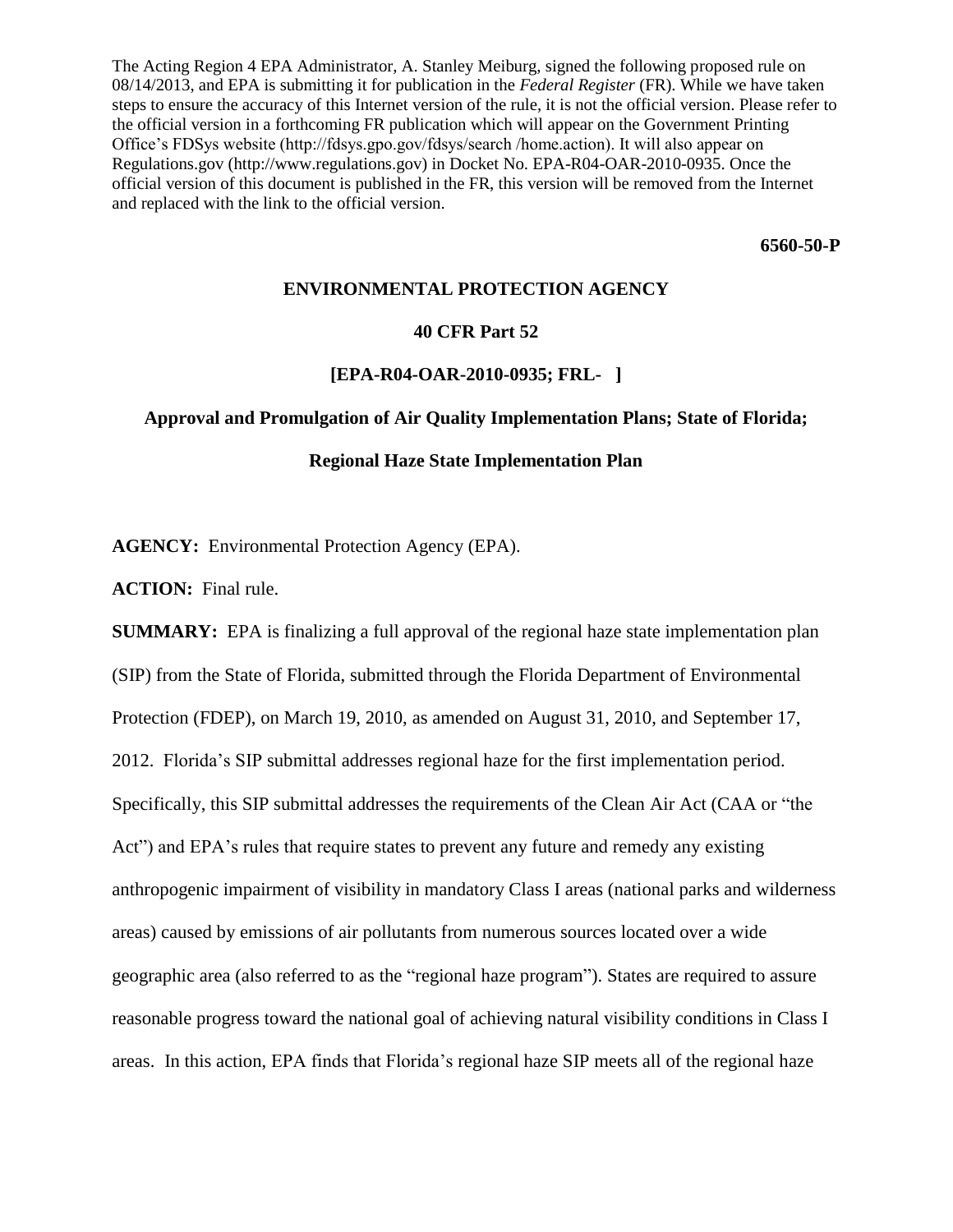The Acting Region 4 EPA Administrator, A. Stanley Meiburg, signed the following proposed rule on 08/14/2013, and EPA is submitting it for publication in the *Federal Register* (FR). While we have taken steps to ensure the accuracy of this Internet version of the rule, it is not the official version. Please refer to the official version in a forthcoming FR publication which will appear on the Government Printing Office's FDSys website (http://fdsys.gpo.gov/fdsys/search /home.action). It will also appear on Regulations.gov (http://www.regulations.gov) in Docket No. EPA-R04-OAR-2010-0935. Once the official version of this document is published in the FR, this version will be removed from the Internet and replaced with the link to the official version.

**6560-50-P**

**ENVIRONMENTAL PROTECTION AGENCY**

**40 CFR Part 52**

**[EPA-R04-OAR-2010-0935; FRL- ]**

**Approval and Promulgation of Air Quality Implementation Plans; State of Florida;**

**Regional Haze State Implementation Plan**

**AGENCY:** Environmental Protection Agency (EPA).

**ACTION:** Final rule.

**SUMMARY:** EPA is finalizing a full approval of the regional haze state implementation plan (SIP) from the State of Florida, submitted through the Florida Department of Environmental Protection (FDEP), on March 19, 2010, as amended on August 31, 2010, and September 17, 2012. Florida's SIP submittal addresses regional haze for the first implementation period. Specifically, this SIP submittal addresses the requirements of the Clean Air Act (CAA or "the Act") and EPA's rules that require states to prevent any future and remedy any existing anthropogenic impairment of visibility in mandatory Class I areas (national parks and wilderness areas) caused by emissions of air pollutants from numerous sources located over a wide geographic area (also referred to as the "regional haze program"). States are required to assure reasonable progress toward the national goal of achieving natural visibility conditions in Class I areas. In this action, EPA finds that Florida's regional haze SIP meets all of the regional haze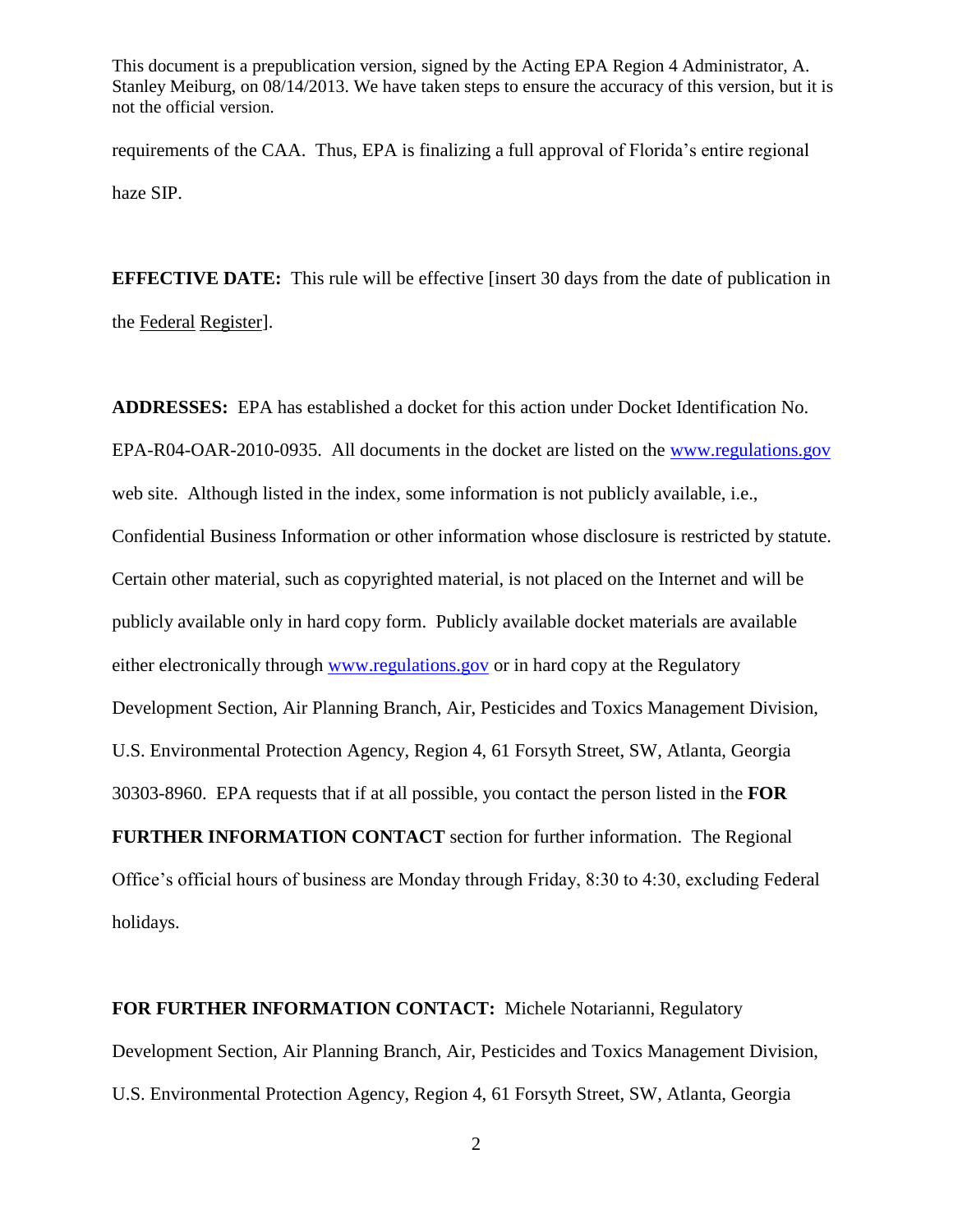requirements of the CAA. Thus, EPA is finalizing a full approval of Florida's entire regional haze SIP.

**EFFECTIVE DATE:** This rule will be effective [insert 30 days from the date of publication in the Federal Register].

**ADDRESSES:** EPA has established a docket for this action under Docket Identification No. EPA-R04-OAR-2010-0935. All documents in the docket are listed on the www.regulations.gov web site. Although listed in the index, some information is not publicly available, i.e., Confidential Business Information or other information whose disclosure is restricted by statute. Certain other material, such as copyrighted material, is not placed on the Internet and will be publicly available only in hard copy form. Publicly available docket materials are available either electronically through www.regulations.gov or in hard copy at the Regulatory Development Section, Air Planning Branch, Air, Pesticides and Toxics Management Division, U.S. Environmental Protection Agency, Region 4, 61 Forsyth Street, SW, Atlanta, Georgia 30303-8960. EPA requests that if at all possible, you contact the person listed in the **FOR FURTHER INFORMATION CONTACT** section for further information. The Regional Office's official hours of business are Monday through Friday, 8:30 to 4:30, excluding Federal holidays.

**FOR FURTHER INFORMATION CONTACT:** Michele Notarianni, Regulatory Development Section, Air Planning Branch, Air, Pesticides and Toxics Management Division, U.S. Environmental Protection Agency, Region 4, 61 Forsyth Street, SW, Atlanta, Georgia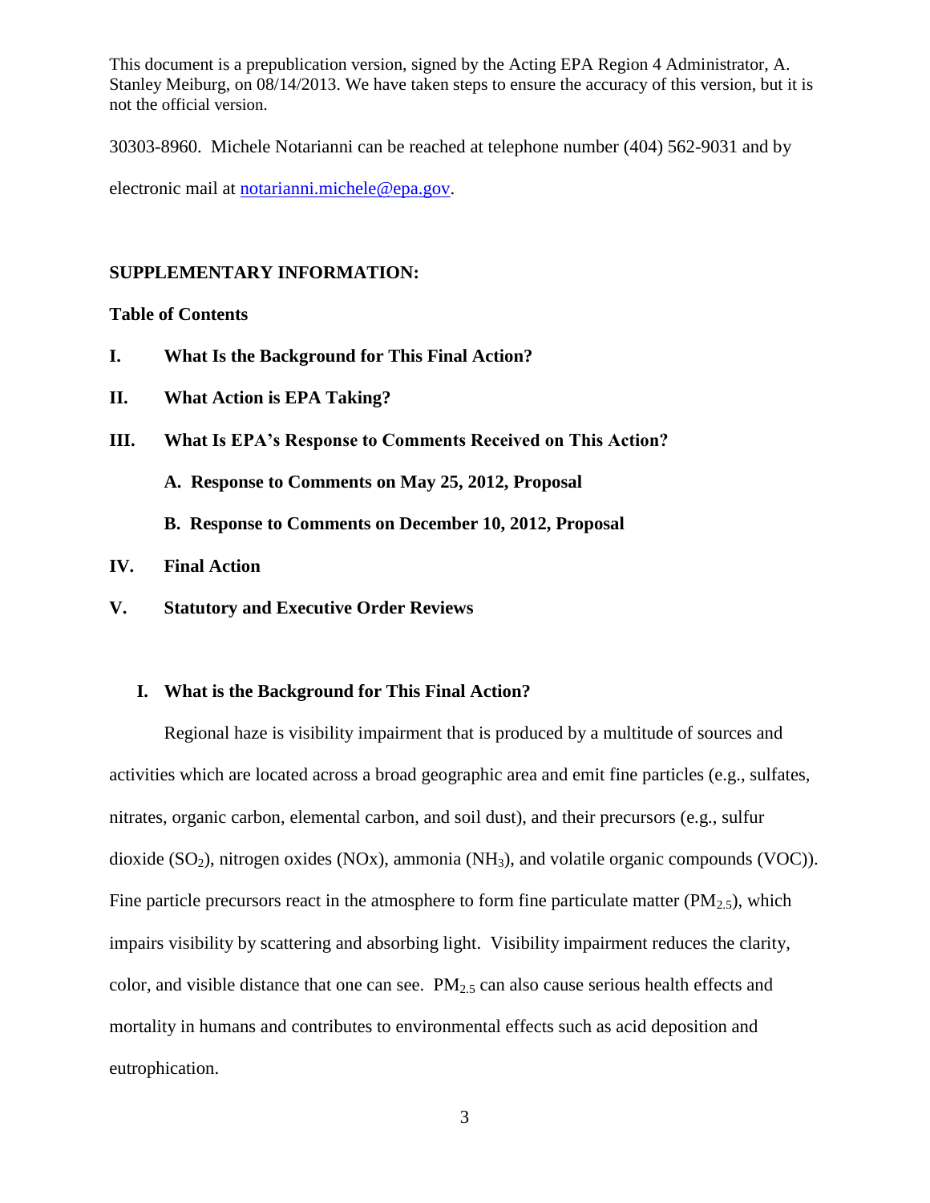30303-8960. Michele Notarianni can be reached at telephone number (404) 562-9031 and by electronic mail at notarianni.michele@epa.gov.

**SUPPLEMENTARY INFORMATION:**

**Table of Contents**

**I. What Is the Background for This Final Action?**

**II. What Action is EPA Taking?**

**III. What Is EPA's Response to Comments Received on This Action?**

**A. Response to Comments on May 25, 2012, Proposal**

**B. Response to Comments on December 10, 2012, Proposal**

**IV. Final Action**

**V. Statutory and Executive Order Reviews**

## I. What is the Background for This Final Action?

Regional haze is visibility impairment that is produced by a multitude of sources and activities which are located across a broad geographic area and emit fine particles (e.g., sulfates, nitrates, organic carbon, elemental carbon, and soil dust), and their precursors (e.g., sulfur dioxide ($SO_2$), nitrogen oxides (NOx), ammonia ($NH_3$), and volatile organic compounds (VOC)). Fine particle precursors react in the atmosphere to form fine particulate matter ($PM_{2.5}$), which impairs visibility by scattering and absorbing light. Visibility impairment reduces the clarity, color, and visible distance that one can see. $PM_{2.5}$ can also cause serious health effects and mortality in humans and contributes to environmental effects such as acid deposition and eutrophication.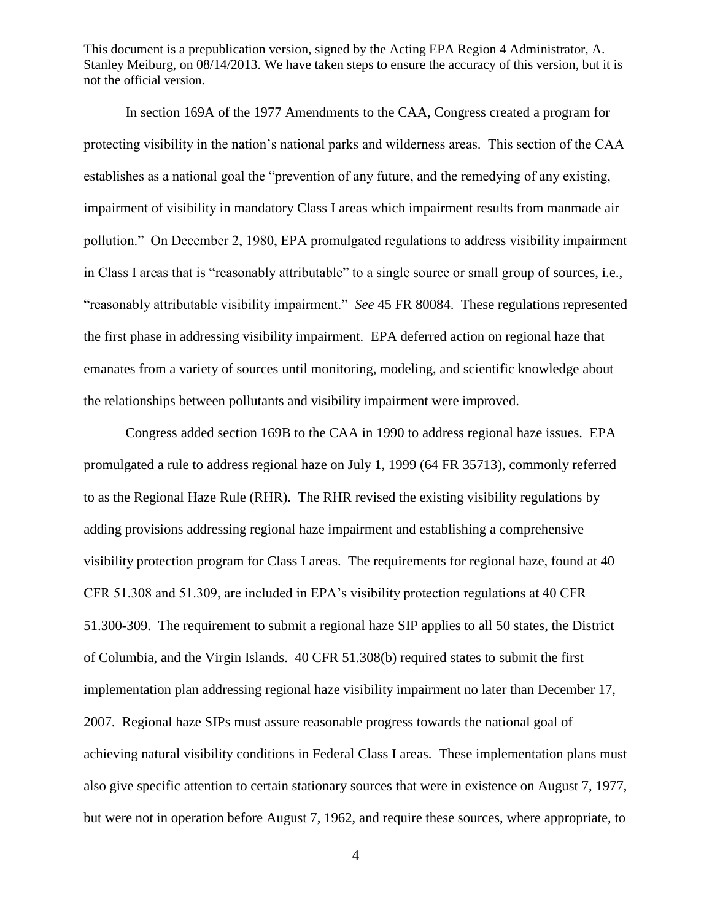In section 169A of the 1977 Amendments to the CAA, Congress created a program for protecting visibility in the nation's national parks and wilderness areas. This section of the CAA establishes as a national goal the "prevention of any future, and the remedying of any existing, impairment of visibility in mandatory Class I areas which impairment results from manmade air pollution." On December 2, 1980, EPA promulgated regulations to address visibility impairment in Class I areas that is "reasonably attributable" to a single source or small group of sources, i.e., "reasonably attributable visibility impairment." *See* 45 FR 80084. These regulations represented the first phase in addressing visibility impairment. EPA deferred action on regional haze that emanates from a variety of sources until monitoring, modeling, and scientific knowledge about the relationships between pollutants and visibility impairment were improved.

Congress added section 169B to the CAA in 1990 to address regional haze issues. EPA promulgated a rule to address regional haze on July 1, 1999 (64 FR 35713), commonly referred to as the Regional Haze Rule (RHR). The RHR revised the existing visibility regulations by adding provisions addressing regional haze impairment and establishing a comprehensive visibility protection program for Class I areas. The requirements for regional haze, found at 40 CFR 51.308 and 51.309, are included in EPA's visibility protection regulations at 40 CFR 51.300-309. The requirement to submit a regional haze SIP applies to all 50 states, the District of Columbia, and the Virgin Islands. 40 CFR 51.308(b) required states to submit the first implementation plan addressing regional haze visibility impairment no later than December 17, 2007. Regional haze SIPs must assure reasonable progress towards the national goal of achieving natural visibility conditions in Federal Class I areas. These implementation plans must also give specific attention to certain stationary sources that were in existence on August 7, 1977, but were not in operation before August 7, 1962, and require these sources, where appropriate, to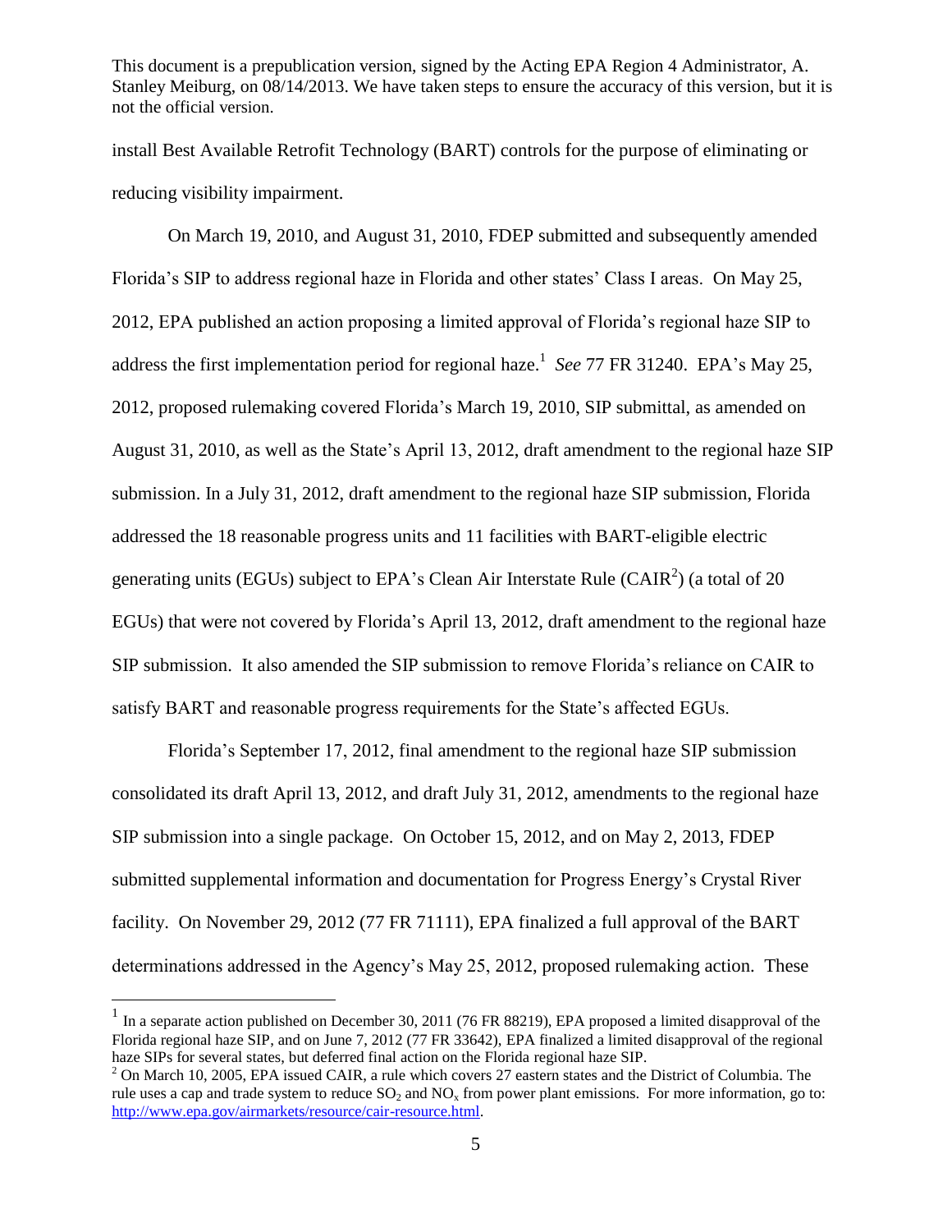install Best Available Retrofit Technology (BART) controls for the purpose of eliminating or reducing visibility impairment.

On March 19, 2010, and August 31, 2010, FDEP submitted and subsequently amended Florida's SIP to address regional haze in Florida and other states' Class I areas. On May 25, 2012, EPA published an action proposing a limited approval of Florida's regional haze SIP to address the first implementation period for regional haze.[1] *See* 77 FR 31240. EPA's May 25, 2012, proposed rulemaking covered Florida's March 19, 2010, SIP submittal, as amended on August 31, 2010, as well as the State's April 13, 2012, draft amendment to the regional haze SIP submission. In a July 31, 2012, draft amendment to the regional haze SIP submission, Florida addressed the 18 reasonable progress units and 11 facilities with BART-eligible electric generating units (EGUs) subject to EPA's Clean Air Interstate Rule (CAIR[2]) (a total of 20 EGUs) that were not covered by Florida's April 13, 2012, draft amendment to the regional haze SIP submission. It also amended the SIP submission to remove Florida's reliance on CAIR to satisfy BART and reasonable progress requirements for the State's affected EGUs.

Florida's September 17, 2012, final amendment to the regional haze SIP submission consolidated its draft April 13, 2012, and draft July 31, 2012, amendments to the regional haze SIP submission into a single package. On October 15, 2012, and on May 2, 2013, FDEP submitted supplemental information and documentation for Progress Energy's Crystal River facility. On November 29, 2012 (77 FR 71111), EPA finalized a full approval of the BART determinations addressed in the Agency's May 25, 2012, proposed rulemaking action. These

---

[1] In a separate action published on December 30, 2011 (76 FR 88219), EPA proposed a limited disapproval of the Florida regional haze SIP, and on June 7, 2012 (77 FR 33642), EPA finalized a limited disapproval of the regional haze SIPs for several states, but deferred final action on the Florida regional haze SIP.

[2] On March 10, 2005, EPA issued CAIR, a rule which covers 27 eastern states and the District of Columbia. The rule uses a cap and trade system to reduce $SO_2$ and $NO_x$ from power plant emissions. For more information, go to: http://www.epa.gov/airmarkets/resource/cair-resource.html.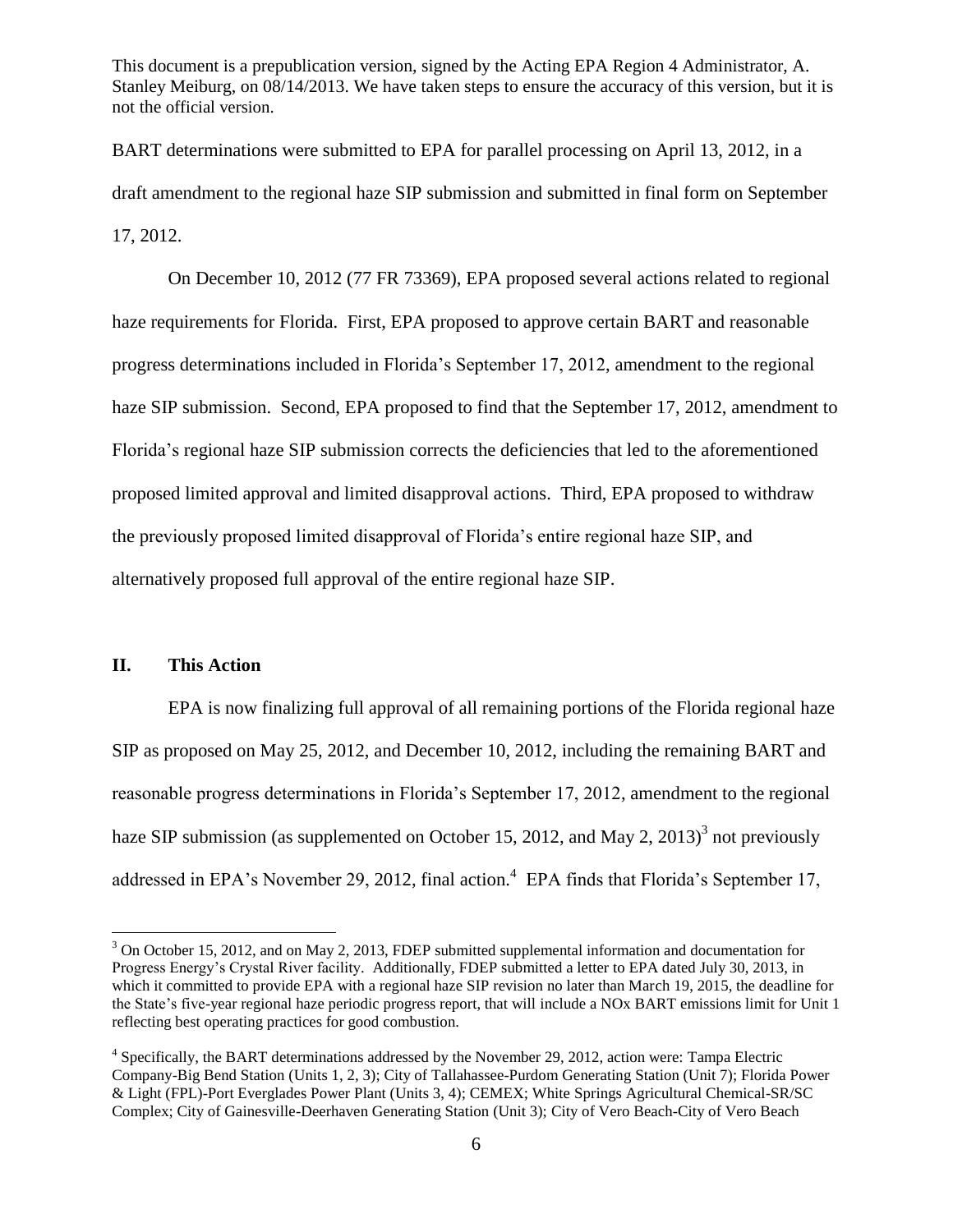BART determinations were submitted to EPA for parallel processing on April 13, 2012, in a draft amendment to the regional haze SIP submission and submitted in final form on September 17, 2012.

On December 10, 2012 (77 FR 73369), EPA proposed several actions related to regional haze requirements for Florida. First, EPA proposed to approve certain BART and reasonable progress determinations included in Florida's September 17, 2012, amendment to the regional haze SIP submission. Second, EPA proposed to find that the September 17, 2012, amendment to Florida's regional haze SIP submission corrects the deficiencies that led to the aforementioned proposed limited approval and limited disapproval actions. Third, EPA proposed to withdraw the previously proposed limited disapproval of Florida's entire regional haze SIP, and alternatively proposed full approval of the entire regional haze SIP.

## II. This Action

EPA is now finalizing full approval of all remaining portions of the Florida regional haze SIP as proposed on May 25, 2012, and December 10, 2012, including the remaining BART and reasonable progress determinations in Florida's September 17, 2012, amendment to the regional haze SIP submission (as supplemented on October 15, 2012, and May 2, 2013)[3] not previously addressed in EPA's November 29, 2012, final action.[4] EPA finds that Florida's September 17,

---

[3] On October 15, 2012, and on May 2, 2013, FDEP submitted supplemental information and documentation for Progress Energy's Crystal River facility. Additionally, FDEP submitted a letter to EPA dated July 30, 2013, in which it committed to provide EPA with a regional haze SIP revision no later than March 19, 2015, the deadline for the State's five-year regional haze periodic progress report, that will include a NOx BART emissions limit for Unit 1 reflecting best operating practices for good combustion.

[4] Specifically, the BART determinations addressed by the November 29, 2012, action were: Tampa Electric Company-Big Bend Station (Units 1, 2, 3); City of Tallahassee-Purdom Generating Station (Unit 7); Florida Power & Light (FPL)-Port Everglades Power Plant (Units 3, 4); CEMEX; White Springs Agricultural Chemical-SR/SC Complex; City of Gainesville-Deerhaven Generating Station (Unit 3); City of Vero Beach-City of Vero Beach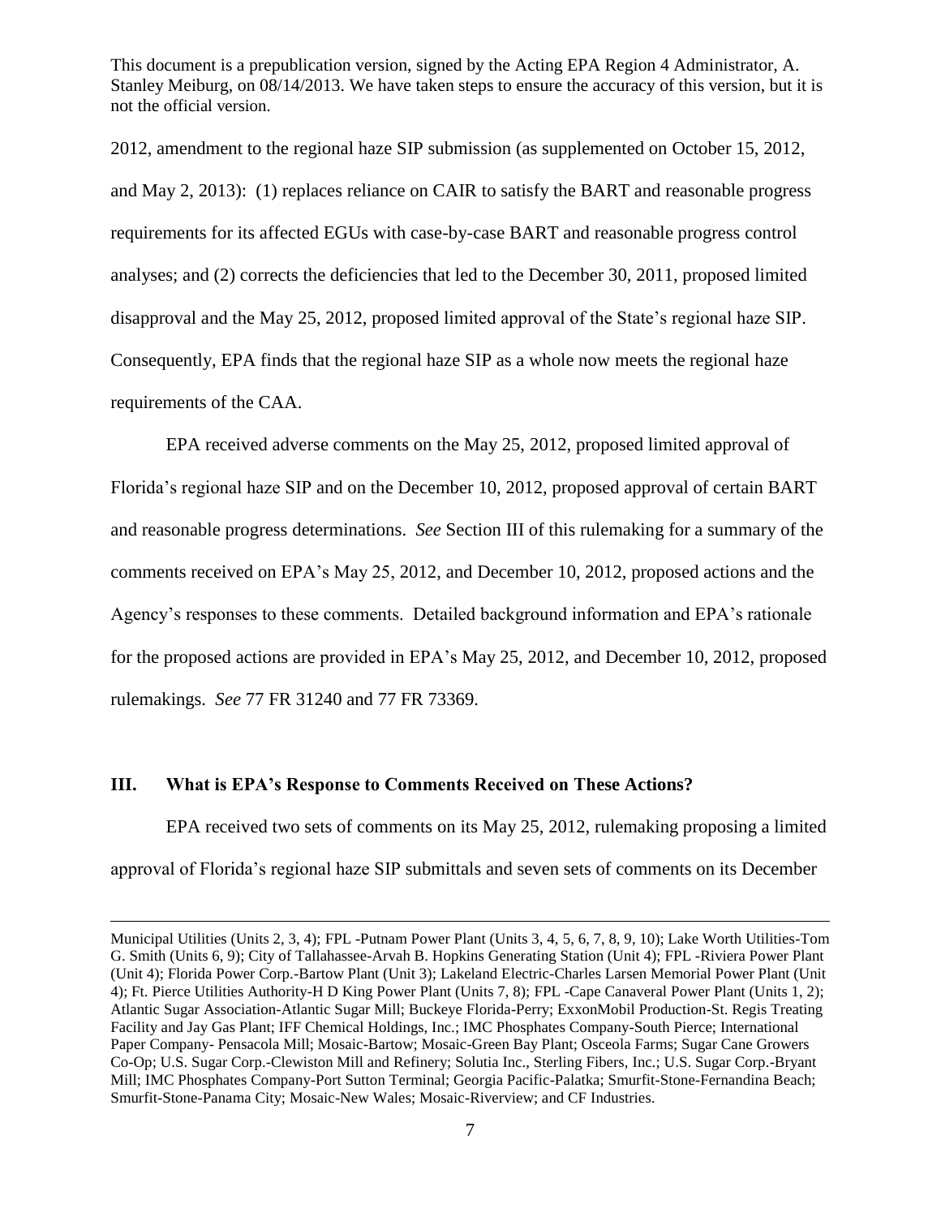This document is a prepublication version, signed by the Acting EPA Region 4 Administrator, A. Stanley Meiburg, on 08/14/2013. We have taken steps to ensure the accuracy of this version, but it is not the official version.

2012, amendment to the regional haze SIP submission (as supplemented on October 15, 2012, and May 2, 2013): (1) replaces reliance on CAIR to satisfy the BART and reasonable progress requirements for its affected EGUs with case-by-case BART and reasonable progress control analyses; and (2) corrects the deficiencies that led to the December 30, 2011, proposed limited disapproval and the May 25, 2012, proposed limited approval of the State's regional haze SIP. Consequently, EPA finds that the regional haze SIP as a whole now meets the regional haze requirements of the CAA.

EPA received adverse comments on the May 25, 2012, proposed limited approval of Florida's regional haze SIP and on the December 10, 2012, proposed approval of certain BART and reasonable progress determinations. *See* Section III of this rulemaking for a summary of the comments received on EPA's May 25, 2012, and December 10, 2012, proposed actions and the Agency's responses to these comments. Detailed background information and EPA's rationale for the proposed actions are provided in EPA's May 25, 2012, and December 10, 2012, proposed rulemakings. *See* 77 FR 31240 and 77 FR 73369.

## III. What is EPA's Response to Comments Received on These Actions?

EPA received two sets of comments on its May 25, 2012, rulemaking proposing a limited approval of Florida's regional haze SIP submittals and seven sets of comments on its December

---

Municipal Utilities (Units 2, 3, 4); FPL -Putnam Power Plant (Units 3, 4, 5, 6, 7, 8, 9, 10); Lake Worth Utilities-Tom G. Smith (Units 6, 9); City of Tallahassee-Arvah B. Hopkins Generating Station (Unit 4); FPL -Riviera Power Plant (Unit 4); Florida Power Corp.-Bartow Plant (Unit 3); Lakeland Electric-Charles Larsen Memorial Power Plant (Unit 4); Ft. Pierce Utilities Authority-H D King Power Plant (Units 7, 8); FPL -Cape Canaveral Power Plant (Units 1, 2); Atlantic Sugar Association-Atlantic Sugar Mill; Buckeye Florida-Perry; ExxonMobil Production-St. Regis Treating Facility and Jay Gas Plant; IFF Chemical Holdings, Inc.; IMC Phosphates Company-South Pierce; International Paper Company- Pensacola Mill; Mosaic-Bartow; Mosaic-Green Bay Plant; Osceola Farms; Sugar Cane Growers Co-Op; U.S. Sugar Corp.-Clewiston Mill and Refinery; Solutia Inc., Sterling Fibers, Inc.; U.S. Sugar Corp.-Bryant Mill; IMC Phosphates Company-Port Sutton Terminal; Georgia Pacific-Palatka; Smurfit-Stone-Fernandina Beach; Smurfit-Stone-Panama City; Mosaic-New Wales; Mosaic-Riverview; and CF Industries.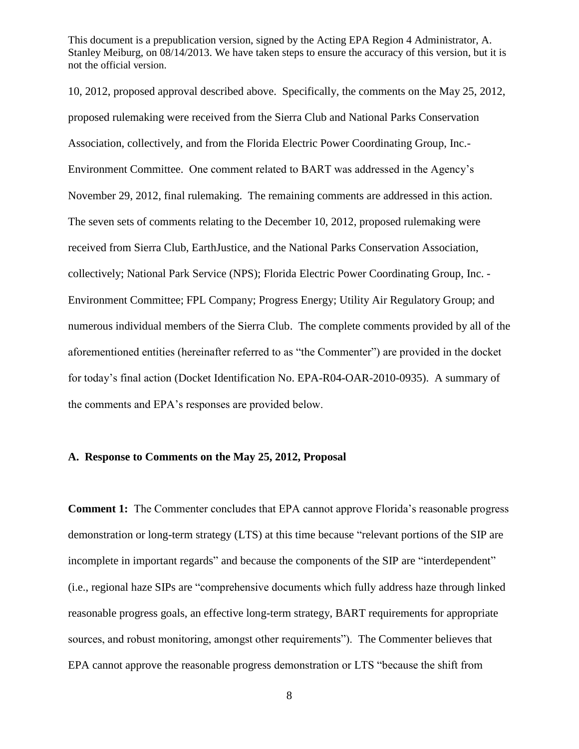10, 2012, proposed approval described above. Specifically, the comments on the May 25, 2012, proposed rulemaking were received from the Sierra Club and National Parks Conservation Association, collectively, and from the Florida Electric Power Coordinating Group, Inc.-Environment Committee. One comment related to BART was addressed in the Agency's November 29, 2012, final rulemaking. The remaining comments are addressed in this action. The seven sets of comments relating to the December 10, 2012, proposed rulemaking were received from Sierra Club, EarthJustice, and the National Parks Conservation Association, collectively; National Park Service (NPS); Florida Electric Power Coordinating Group, Inc. - Environment Committee; FPL Company; Progress Energy; Utility Air Regulatory Group; and numerous individual members of the Sierra Club. The complete comments provided by all of the aforementioned entities (hereinafter referred to as "the Commenter") are provided in the docket for today's final action (Docket Identification No. EPA-R04-OAR-2010-0935). A summary of the comments and EPA's responses are provided below.

### A. Response to Comments on the May 25, 2012, Proposal

**Comment 1:** The Commenter concludes that EPA cannot approve Florida's reasonable progress demonstration or long-term strategy (LTS) at this time because "relevant portions of the SIP are incomplete in important regards" and because the components of the SIP are "interdependent" (i.e., regional haze SIPs are "comprehensive documents which fully address haze through linked reasonable progress goals, an effective long-term strategy, BART requirements for appropriate sources, and robust monitoring, amongst other requirements"). The Commenter believes that EPA cannot approve the reasonable progress demonstration or LTS "because the shift from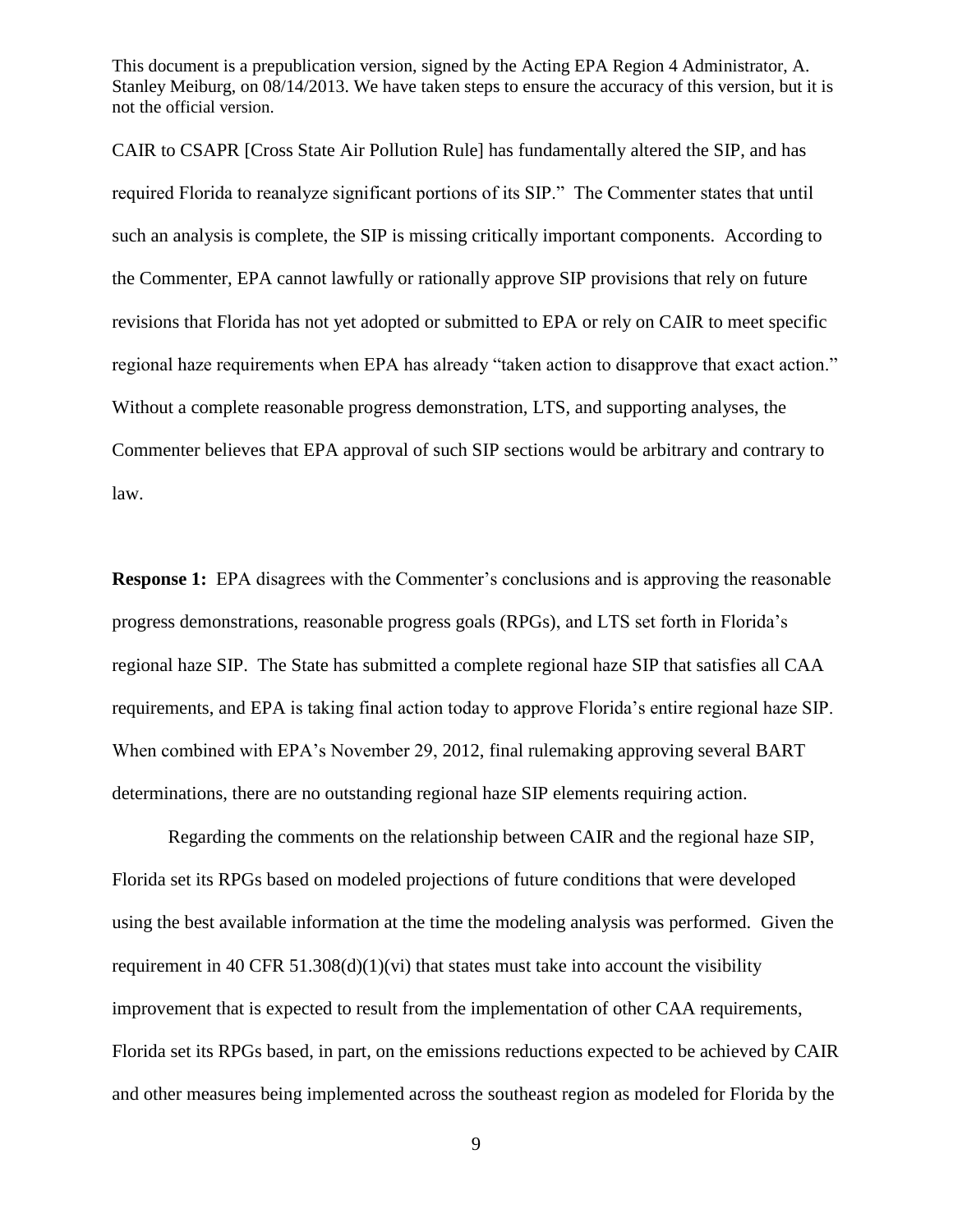CAIR to CSAPR [Cross State Air Pollution Rule] has fundamentally altered the SIP, and has required Florida to reanalyze significant portions of its SIP." The Commenter states that until such an analysis is complete, the SIP is missing critically important components. According to the Commenter, EPA cannot lawfully or rationally approve SIP provisions that rely on future revisions that Florida has not yet adopted or submitted to EPA or rely on CAIR to meet specific regional haze requirements when EPA has already "taken action to disapprove that exact action." Without a complete reasonable progress demonstration, LTS, and supporting analyses, the Commenter believes that EPA approval of such SIP sections would be arbitrary and contrary to law.

**Response 1:** EPA disagrees with the Commenter's conclusions and is approving the reasonable progress demonstrations, reasonable progress goals (RPGs), and LTS set forth in Florida's regional haze SIP. The State has submitted a complete regional haze SIP that satisfies all CAA requirements, and EPA is taking final action today to approve Florida's entire regional haze SIP. When combined with EPA's November 29, 2012, final rulemaking approving several BART determinations, there are no outstanding regional haze SIP elements requiring action.

Regarding the comments on the relationship between CAIR and the regional haze SIP, Florida set its RPGs based on modeled projections of future conditions that were developed using the best available information at the time the modeling analysis was performed. Given the requirement in 40 CFR 51.308(d)(1)(vi) that states must take into account the visibility improvement that is expected to result from the implementation of other CAA requirements, Florida set its RPGs based, in part, on the emissions reductions expected to be achieved by CAIR and other measures being implemented across the southeast region as modeled for Florida by the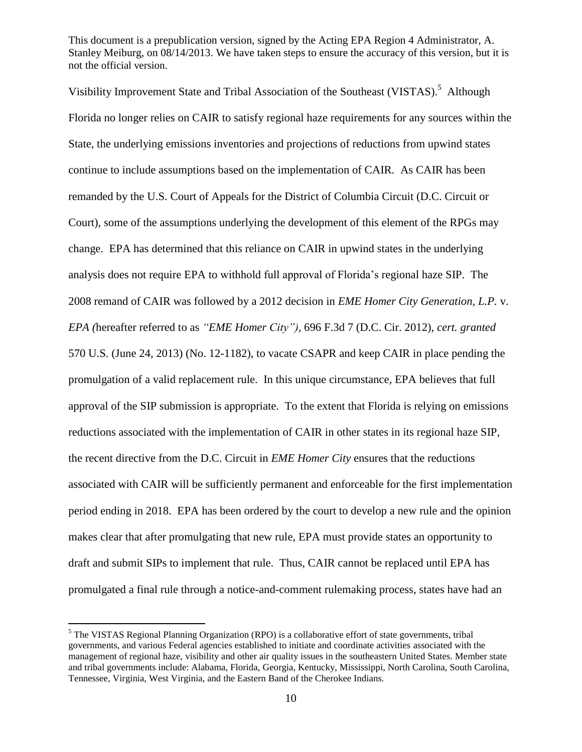Visibility Improvement State and Tribal Association of the Southeast (VISTAS).[5] Although Florida no longer relies on CAIR to satisfy regional haze requirements for any sources within the State, the underlying emissions inventories and projections of reductions from upwind states continue to include assumptions based on the implementation of CAIR. As CAIR has been remanded by the U.S. Court of Appeals for the District of Columbia Circuit (D.C. Circuit or Court), some of the assumptions underlying the development of this element of the RPGs may change. EPA has determined that this reliance on CAIR in upwind states in the underlying analysis does not require EPA to withhold full approval of Florida's regional haze SIP. The 2008 remand of CAIR was followed by a 2012 decision in *EME Homer City Generation, L.P.* v. *EPA (*hereafter referred to as *"EME Homer City")*, 696 F.3d 7 (D.C. Cir. 2012), *cert. granted* 570 U.S. (June 24, 2013) (No. 12-1182), to vacate CSAPR and keep CAIR in place pending the promulgation of a valid replacement rule. In this unique circumstance, EPA believes that full approval of the SIP submission is appropriate. To the extent that Florida is relying on emissions reductions associated with the implementation of CAIR in other states in its regional haze SIP, the recent directive from the D.C. Circuit in *EME Homer City* ensures that the reductions associated with CAIR will be sufficiently permanent and enforceable for the first implementation period ending in 2018. EPA has been ordered by the court to develop a new rule and the opinion makes clear that after promulgating that new rule, EPA must provide states an opportunity to draft and submit SIPs to implement that rule. Thus, CAIR cannot be replaced until EPA has promulgated a final rule through a notice-and-comment rulemaking process, states have had an

[5] The VISTAS Regional Planning Organization (RPO) is a collaborative effort of state governments, tribal governments, and various Federal agencies established to initiate and coordinate activities associated with the management of regional haze, visibility and other air quality issues in the southeastern United States. Member state and tribal governments include: Alabama, Florida, Georgia, Kentucky, Mississippi, North Carolina, South Carolina, Tennessee, Virginia, West Virginia, and the Eastern Band of the Cherokee Indians.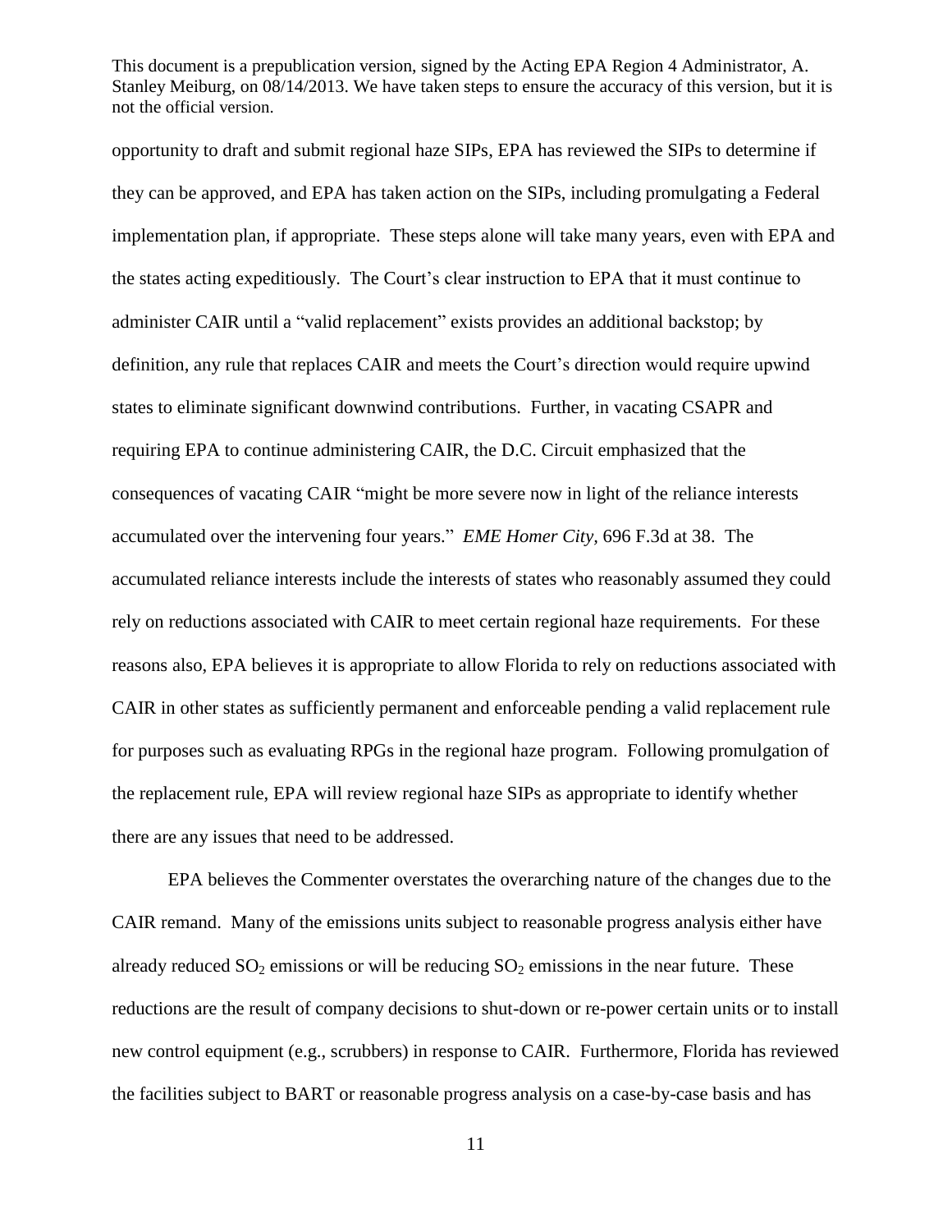opportunity to draft and submit regional haze SIPs, EPA has reviewed the SIPs to determine if they can be approved, and EPA has taken action on the SIPs, including promulgating a Federal implementation plan, if appropriate. These steps alone will take many years, even with EPA and the states acting expeditiously. The Court's clear instruction to EPA that it must continue to administer CAIR until a "valid replacement" exists provides an additional backstop; by definition, any rule that replaces CAIR and meets the Court's direction would require upwind states to eliminate significant downwind contributions. Further, in vacating CSAPR and requiring EPA to continue administering CAIR, the D.C. Circuit emphasized that the consequences of vacating CAIR "might be more severe now in light of the reliance interests accumulated over the intervening four years." *EME Homer City*, 696 F.3d at 38. The accumulated reliance interests include the interests of states who reasonably assumed they could rely on reductions associated with CAIR to meet certain regional haze requirements. For these reasons also, EPA believes it is appropriate to allow Florida to rely on reductions associated with CAIR in other states as sufficiently permanent and enforceable pending a valid replacement rule for purposes such as evaluating RPGs in the regional haze program. Following promulgation of the replacement rule, EPA will review regional haze SIPs as appropriate to identify whether there are any issues that need to be addressed.

EPA believes the Commenter overstates the overarching nature of the changes due to the CAIR remand. Many of the emissions units subject to reasonable progress analysis either have already reduced $SO_2$ emissions or will be reducing $SO_2$ emissions in the near future. These reductions are the result of company decisions to shut-down or re-power certain units or to install new control equipment (e.g., scrubbers) in response to CAIR. Furthermore, Florida has reviewed the facilities subject to BART or reasonable progress analysis on a case-by-case basis and has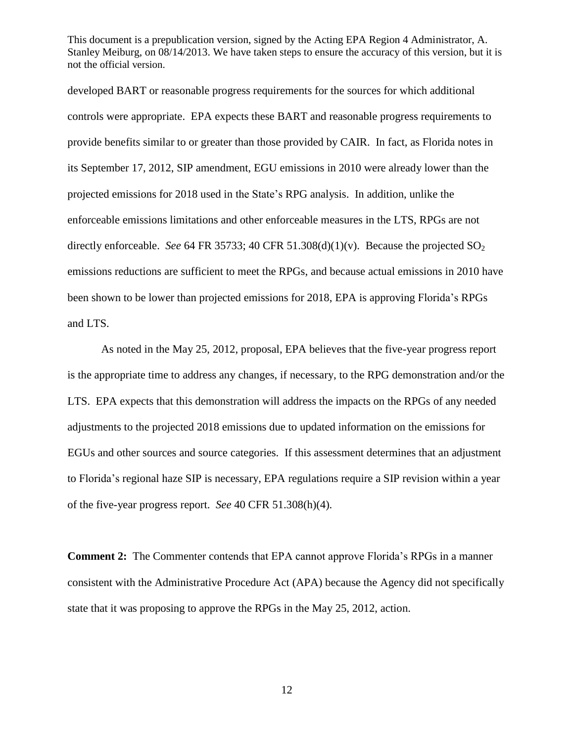developed BART or reasonable progress requirements for the sources for which additional controls were appropriate. EPA expects these BART and reasonable progress requirements to provide benefits similar to or greater than those provided by CAIR. In fact, as Florida notes in its September 17, 2012, SIP amendment, EGU emissions in 2010 were already lower than the projected emissions for 2018 used in the State's RPG analysis. In addition, unlike the enforceable emissions limitations and other enforceable measures in the LTS, RPGs are not directly enforceable. *See* 64 FR 35733; 40 CFR 51.308(d)(1)(v). Because the projected $SO_2$ emissions reductions are sufficient to meet the RPGs, and because actual emissions in 2010 have been shown to be lower than projected emissions for 2018, EPA is approving Florida's RPGs and LTS.

As noted in the May 25, 2012, proposal, EPA believes that the five-year progress report is the appropriate time to address any changes, if necessary, to the RPG demonstration and/or the LTS. EPA expects that this demonstration will address the impacts on the RPGs of any needed adjustments to the projected 2018 emissions due to updated information on the emissions for EGUs and other sources and source categories. If this assessment determines that an adjustment to Florida's regional haze SIP is necessary, EPA regulations require a SIP revision within a year of the five-year progress report. *See* 40 CFR 51.308(h)(4).

**Comment 2:** The Commenter contends that EPA cannot approve Florida's RPGs in a manner consistent with the Administrative Procedure Act (APA) because the Agency did not specifically state that it was proposing to approve the RPGs in the May 25, 2012, action.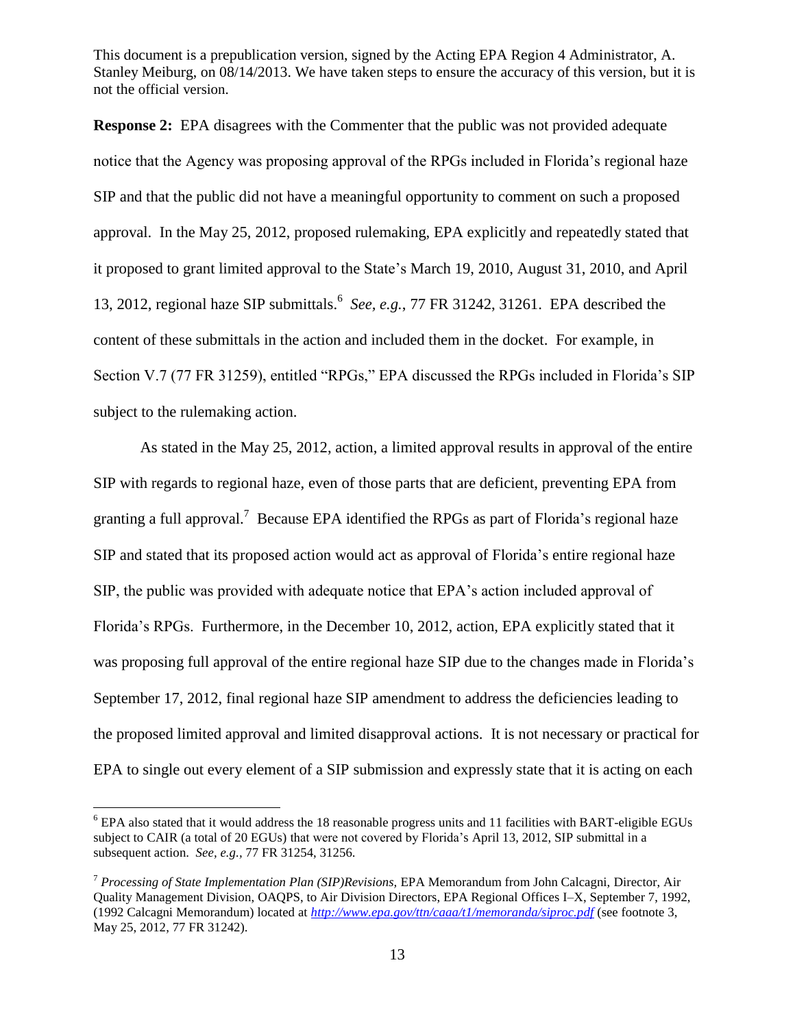**Response 2:** EPA disagrees with the Commenter that the public was not provided adequate notice that the Agency was proposing approval of the RPGs included in Florida's regional haze SIP and that the public did not have a meaningful opportunity to comment on such a proposed approval. In the May 25, 2012, proposed rulemaking, EPA explicitly and repeatedly stated that it proposed to grant limited approval to the State's March 19, 2010, August 31, 2010, and April 13, 2012, regional haze SIP submittals.[6] *See, e.g.*, 77 FR 31242, 31261. EPA described the content of these submittals in the action and included them in the docket. For example, in Section V.7 (77 FR 31259), entitled "RPGs," EPA discussed the RPGs included in Florida's SIP subject to the rulemaking action.

As stated in the May 25, 2012, action, a limited approval results in approval of the entire SIP with regards to regional haze, even of those parts that are deficient, preventing EPA from granting a full approval.[7] Because EPA identified the RPGs as part of Florida's regional haze SIP and stated that its proposed action would act as approval of Florida's entire regional haze SIP, the public was provided with adequate notice that EPA's action included approval of Florida's RPGs. Furthermore, in the December 10, 2012, action, EPA explicitly stated that it was proposing full approval of the entire regional haze SIP due to the changes made in Florida's September 17, 2012, final regional haze SIP amendment to address the deficiencies leading to the proposed limited approval and limited disapproval actions. It is not necessary or practical for EPA to single out every element of a SIP submission and expressly state that it is acting on each

[6] EPA also stated that it would address the 18 reasonable progress units and 11 facilities with BART-eligible EGUs subject to CAIR (a total of 20 EGUs) that were not covered by Florida's April 13, 2012, SIP submittal in a subsequent action. *See, e.g.*, 77 FR 31254, 31256.

[7] *Processing of State Implementation Plan (SIP)Revisions,* EPA Memorandum from John Calcagni, Director, Air Quality Management Division, OAQPS, to Air Division Directors, EPA Regional Offices I–X, September 7, 1992, (1992 Calcagni Memorandum) located at *http://www.epa.gov/ttn/caaa/t1/memoranda/siproc.pdf* (see footnote 3, May 25, 2012, 77 FR 31242).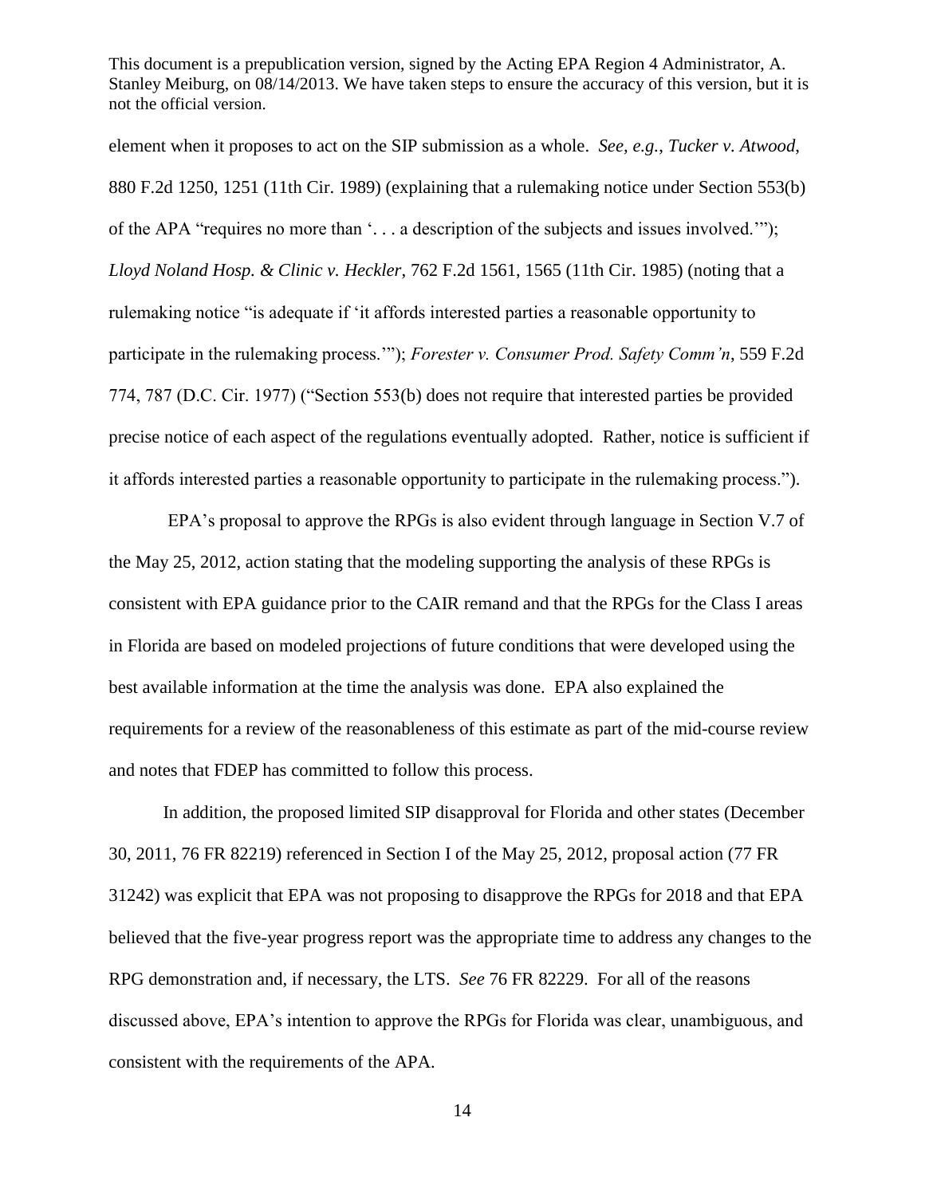element when it proposes to act on the SIP submission as a whole. *See, e.g.*, *Tucker v. Atwood*, 880 F.2d 1250, 1251 (11th Cir. 1989) (explaining that a rulemaking notice under Section 553(b) of the APA "requires no more than '. . . a description of the subjects and issues involved.'"); *Lloyd Noland Hosp. & Clinic v. Heckler*, 762 F.2d 1561, 1565 (11th Cir. 1985) (noting that a rulemaking notice "is adequate if 'it affords interested parties a reasonable opportunity to participate in the rulemaking process.'"); *Forester v. Consumer Prod. Safety Comm'n*, 559 F.2d 774, 787 (D.C. Cir. 1977) ("Section 553(b) does not require that interested parties be provided precise notice of each aspect of the regulations eventually adopted. Rather, notice is sufficient if it affords interested parties a reasonable opportunity to participate in the rulemaking process.").

EPA's proposal to approve the RPGs is also evident through language in Section V.7 of the May 25, 2012, action stating that the modeling supporting the analysis of these RPGs is consistent with EPA guidance prior to the CAIR remand and that the RPGs for the Class I areas in Florida are based on modeled projections of future conditions that were developed using the best available information at the time the analysis was done. EPA also explained the requirements for a review of the reasonableness of this estimate as part of the mid-course review and notes that FDEP has committed to follow this process.

In addition, the proposed limited SIP disapproval for Florida and other states (December 30, 2011, 76 FR 82219) referenced in Section I of the May 25, 2012, proposal action (77 FR 31242) was explicit that EPA was not proposing to disapprove the RPGs for 2018 and that EPA believed that the five-year progress report was the appropriate time to address any changes to the RPG demonstration and, if necessary, the LTS. *See* 76 FR 82229. For all of the reasons discussed above, EPA's intention to approve the RPGs for Florida was clear, unambiguous, and consistent with the requirements of the APA.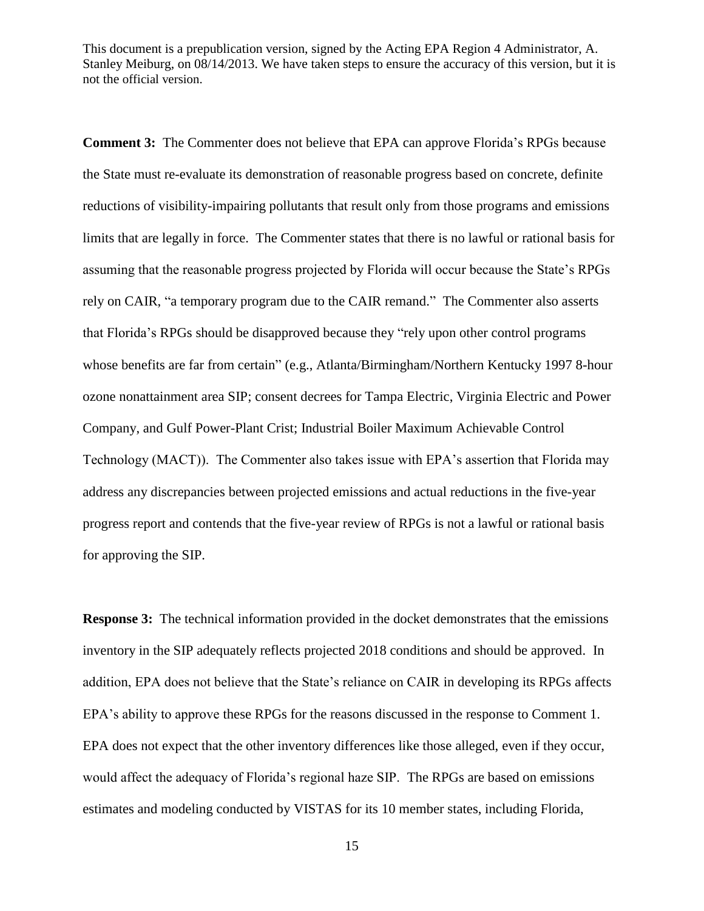**Comment 3:** The Commenter does not believe that EPA can approve Florida's RPGs because the State must re-evaluate its demonstration of reasonable progress based on concrete, definite reductions of visibility-impairing pollutants that result only from those programs and emissions limits that are legally in force. The Commenter states that there is no lawful or rational basis for assuming that the reasonable progress projected by Florida will occur because the State's RPGs rely on CAIR, "a temporary program due to the CAIR remand." The Commenter also asserts that Florida's RPGs should be disapproved because they "rely upon other control programs whose benefits are far from certain" (e.g., Atlanta/Birmingham/Northern Kentucky 1997 8-hour ozone nonattainment area SIP; consent decrees for Tampa Electric, Virginia Electric and Power Company, and Gulf Power-Plant Crist; Industrial Boiler Maximum Achievable Control Technology (MACT)). The Commenter also takes issue with EPA's assertion that Florida may address any discrepancies between projected emissions and actual reductions in the five-year progress report and contends that the five-year review of RPGs is not a lawful or rational basis for approving the SIP.

**Response 3:** The technical information provided in the docket demonstrates that the emissions inventory in the SIP adequately reflects projected 2018 conditions and should be approved. In addition, EPA does not believe that the State's reliance on CAIR in developing its RPGs affects EPA's ability to approve these RPGs for the reasons discussed in the response to Comment 1. EPA does not expect that the other inventory differences like those alleged, even if they occur, would affect the adequacy of Florida's regional haze SIP. The RPGs are based on emissions estimates and modeling conducted by VISTAS for its 10 member states, including Florida,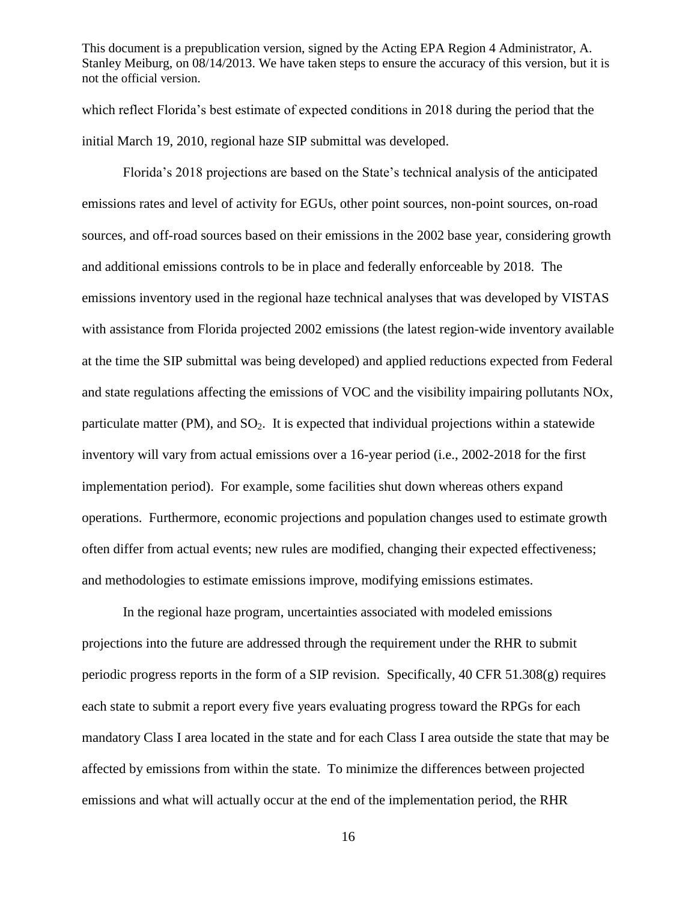which reflect Florida's best estimate of expected conditions in 2018 during the period that the initial March 19, 2010, regional haze SIP submittal was developed.

Florida's 2018 projections are based on the State's technical analysis of the anticipated emissions rates and level of activity for EGUs, other point sources, non-point sources, on-road sources, and off-road sources based on their emissions in the 2002 base year, considering growth and additional emissions controls to be in place and federally enforceable by 2018. The emissions inventory used in the regional haze technical analyses that was developed by VISTAS with assistance from Florida projected 2002 emissions (the latest region-wide inventory available at the time the SIP submittal was being developed) and applied reductions expected from Federal and state regulations affecting the emissions of VOC and the visibility impairing pollutants NOx, particulate matter (PM), and $SO_2$. It is expected that individual projections within a statewide inventory will vary from actual emissions over a 16-year period (i.e., 2002-2018 for the first implementation period). For example, some facilities shut down whereas others expand operations. Furthermore, economic projections and population changes used to estimate growth often differ from actual events; new rules are modified, changing their expected effectiveness; and methodologies to estimate emissions improve, modifying emissions estimates.

In the regional haze program, uncertainties associated with modeled emissions projections into the future are addressed through the requirement under the RHR to submit periodic progress reports in the form of a SIP revision. Specifically, 40 CFR 51.308(g) requires each state to submit a report every five years evaluating progress toward the RPGs for each mandatory Class I area located in the state and for each Class I area outside the state that may be affected by emissions from within the state. To minimize the differences between projected emissions and what will actually occur at the end of the implementation period, the RHR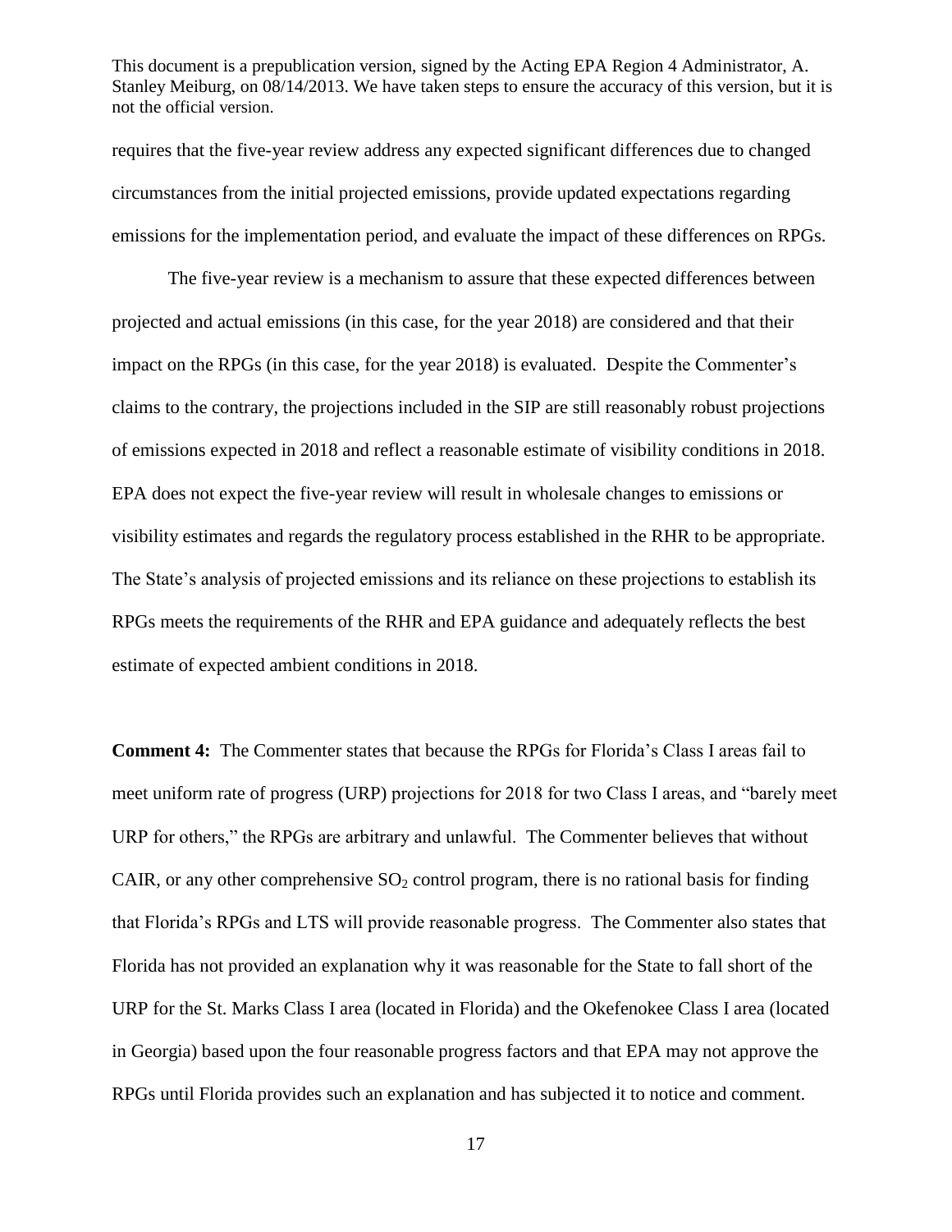requires that the five-year review address any expected significant differences due to changed circumstances from the initial projected emissions, provide updated expectations regarding emissions for the implementation period, and evaluate the impact of these differences on RPGs.

The five-year review is a mechanism to assure that these expected differences between projected and actual emissions (in this case, for the year 2018) are considered and that their impact on the RPGs (in this case, for the year 2018) is evaluated. Despite the Commenter's claims to the contrary, the projections included in the SIP are still reasonably robust projections of emissions expected in 2018 and reflect a reasonable estimate of visibility conditions in 2018. EPA does not expect the five-year review will result in wholesale changes to emissions or visibility estimates and regards the regulatory process established in the RHR to be appropriate. The State's analysis of projected emissions and its reliance on these projections to establish its RPGs meets the requirements of the RHR and EPA guidance and adequately reflects the best estimate of expected ambient conditions in 2018.

**Comment 4:** The Commenter states that because the RPGs for Florida's Class I areas fail to meet uniform rate of progress (URP) projections for 2018 for two Class I areas, and "barely meet URP for others," the RPGs are arbitrary and unlawful. The Commenter believes that without CAIR, or any other comprehensive $SO_2$ control program, there is no rational basis for finding that Florida's RPGs and LTS will provide reasonable progress. The Commenter also states that Florida has not provided an explanation why it was reasonable for the State to fall short of the URP for the St. Marks Class I area (located in Florida) and the Okefenokee Class I area (located in Georgia) based upon the four reasonable progress factors and that EPA may not approve the RPGs until Florida provides such an explanation and has subjected it to notice and comment.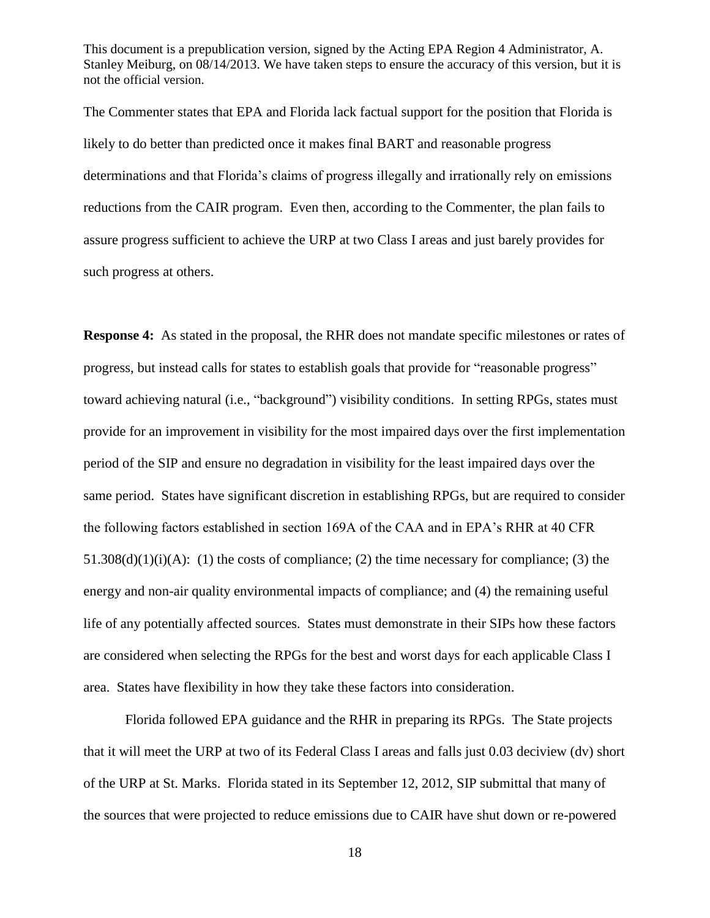The Commenter states that EPA and Florida lack factual support for the position that Florida is likely to do better than predicted once it makes final BART and reasonable progress determinations and that Florida's claims of progress illegally and irrationally rely on emissions reductions from the CAIR program. Even then, according to the Commenter, the plan fails to assure progress sufficient to achieve the URP at two Class I areas and just barely provides for such progress at others.

**Response 4:** As stated in the proposal, the RHR does not mandate specific milestones or rates of progress, but instead calls for states to establish goals that provide for "reasonable progress" toward achieving natural (i.e., "background") visibility conditions. In setting RPGs, states must provide for an improvement in visibility for the most impaired days over the first implementation period of the SIP and ensure no degradation in visibility for the least impaired days over the same period. States have significant discretion in establishing RPGs, but are required to consider the following factors established in section 169A of the CAA and in EPA's RHR at 40 CFR 51.308(d)(1)(i)(A): (1) the costs of compliance; (2) the time necessary for compliance; (3) the energy and non-air quality environmental impacts of compliance; and (4) the remaining useful life of any potentially affected sources. States must demonstrate in their SIPs how these factors are considered when selecting the RPGs for the best and worst days for each applicable Class I area. States have flexibility in how they take these factors into consideration.

Florida followed EPA guidance and the RHR in preparing its RPGs. The State projects that it will meet the URP at two of its Federal Class I areas and falls just 0.03 deciview (dv) short of the URP at St. Marks. Florida stated in its September 12, 2012, SIP submittal that many of the sources that were projected to reduce emissions due to CAIR have shut down or re-powered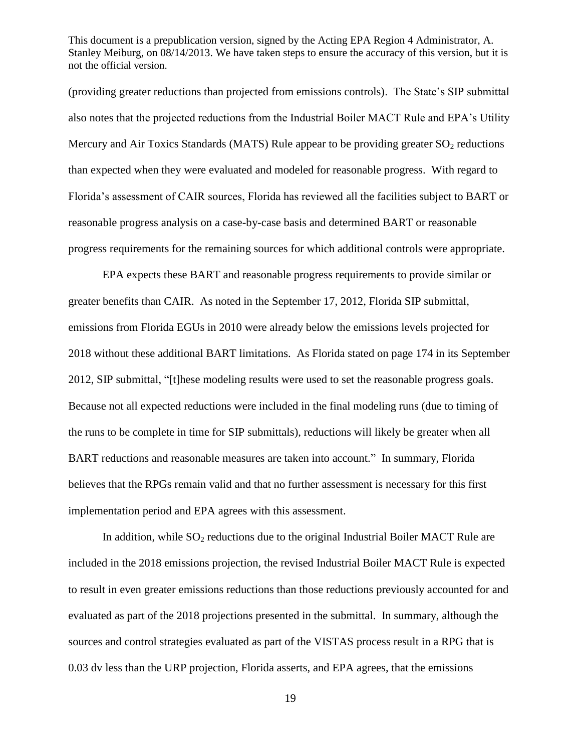(providing greater reductions than projected from emissions controls). The State's SIP submittal also notes that the projected reductions from the Industrial Boiler MACT Rule and EPA's Utility Mercury and Air Toxics Standards (MATS) Rule appear to be providing greater $SO_2$ reductions than expected when they were evaluated and modeled for reasonable progress. With regard to Florida's assessment of CAIR sources, Florida has reviewed all the facilities subject to BART or reasonable progress analysis on a case-by-case basis and determined BART or reasonable progress requirements for the remaining sources for which additional controls were appropriate.

EPA expects these BART and reasonable progress requirements to provide similar or greater benefits than CAIR. As noted in the September 17, 2012, Florida SIP submittal, emissions from Florida EGUs in 2010 were already below the emissions levels projected for 2018 without these additional BART limitations. As Florida stated on page 174 in its September 2012, SIP submittal, "[t]hese modeling results were used to set the reasonable progress goals. Because not all expected reductions were included in the final modeling runs (due to timing of the runs to be complete in time for SIP submittals), reductions will likely be greater when all BART reductions and reasonable measures are taken into account." In summary, Florida believes that the RPGs remain valid and that no further assessment is necessary for this first implementation period and EPA agrees with this assessment.

In addition, while $SO_2$ reductions due to the original Industrial Boiler MACT Rule are included in the 2018 emissions projection, the revised Industrial Boiler MACT Rule is expected to result in even greater emissions reductions than those reductions previously accounted for and evaluated as part of the 2018 projections presented in the submittal. In summary, although the sources and control strategies evaluated as part of the VISTAS process result in a RPG that is 0.03 dv less than the URP projection, Florida asserts, and EPA agrees, that the emissions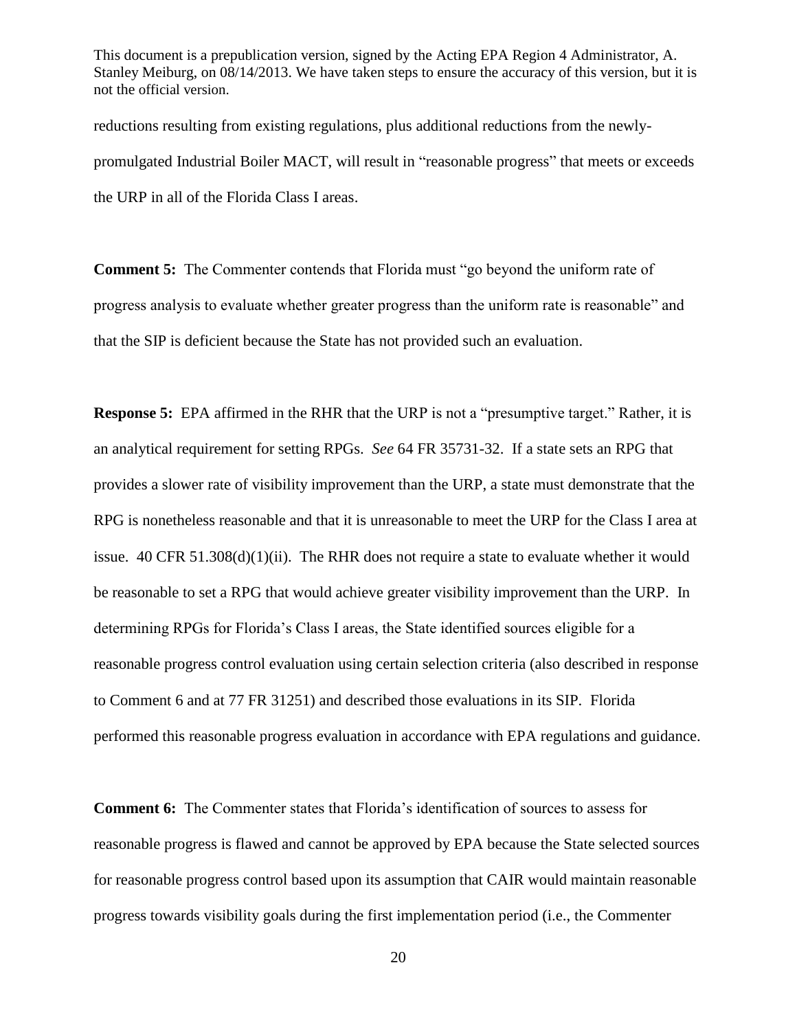reductions resulting from existing regulations, plus additional reductions from the newly-promulgated Industrial Boiler MACT, will result in "reasonable progress" that meets or exceeds the URP in all of the Florida Class I areas.

**Comment 5:** The Commenter contends that Florida must "go beyond the uniform rate of progress analysis to evaluate whether greater progress than the uniform rate is reasonable" and that the SIP is deficient because the State has not provided such an evaluation.

**Response 5:** EPA affirmed in the RHR that the URP is not a "presumptive target." Rather, it is an analytical requirement for setting RPGs. *See* 64 FR 35731-32. If a state sets an RPG that provides a slower rate of visibility improvement than the URP, a state must demonstrate that the RPG is nonetheless reasonable and that it is unreasonable to meet the URP for the Class I area at issue. 40 CFR 51.308(d)(1)(ii). The RHR does not require a state to evaluate whether it would be reasonable to set a RPG that would achieve greater visibility improvement than the URP. In determining RPGs for Florida's Class I areas, the State identified sources eligible for a reasonable progress control evaluation using certain selection criteria (also described in response to Comment 6 and at 77 FR 31251) and described those evaluations in its SIP. Florida performed this reasonable progress evaluation in accordance with EPA regulations and guidance.

**Comment 6:** The Commenter states that Florida's identification of sources to assess for reasonable progress is flawed and cannot be approved by EPA because the State selected sources for reasonable progress control based upon its assumption that CAIR would maintain reasonable progress towards visibility goals during the first implementation period (i.e., the Commenter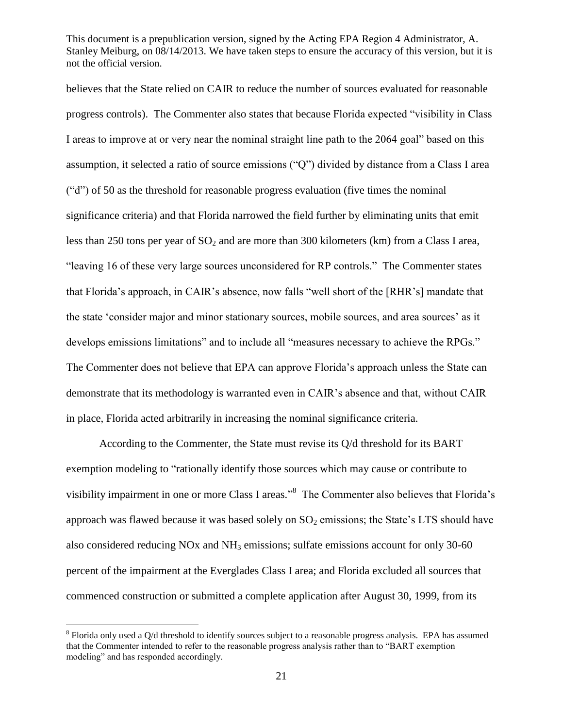believes that the State relied on CAIR to reduce the number of sources evaluated for reasonable progress controls). The Commenter also states that because Florida expected "visibility in Class I areas to improve at or very near the nominal straight line path to the 2064 goal" based on this assumption, it selected a ratio of source emissions ("Q") divided by distance from a Class I area ("d") of 50 as the threshold for reasonable progress evaluation (five times the nominal significance criteria) and that Florida narrowed the field further by eliminating units that emit less than 250 tons per year of $SO_2$ and are more than 300 kilometers (km) from a Class I area, "leaving 16 of these very large sources unconsidered for RP controls." The Commenter states that Florida's approach, in CAIR's absence, now falls "well short of the [RHR's] mandate that the state 'consider major and minor stationary sources, mobile sources, and area sources' as it develops emissions limitations" and to include all "measures necessary to achieve the RPGs." The Commenter does not believe that EPA can approve Florida's approach unless the State can demonstrate that its methodology is warranted even in CAIR's absence and that, without CAIR in place, Florida acted arbitrarily in increasing the nominal significance criteria.

According to the Commenter, the State must revise its Q/d threshold for its BART exemption modeling to "rationally identify those sources which may cause or contribute to visibility impairment in one or more Class I areas."[8] The Commenter also believes that Florida's approach was flawed because it was based solely on $SO_2$ emissions; the State's LTS should have also considered reducing NOx and $NH_3$ emissions; sulfate emissions account for only 30-60 percent of the impairment at the Everglades Class I area; and Florida excluded all sources that commenced construction or submitted a complete application after August 30, 1999, from its

[8] Florida only used a Q/d threshold to identify sources subject to a reasonable progress analysis. EPA has assumed that the Commenter intended to refer to the reasonable progress analysis rather than to "BART exemption modeling" and has responded accordingly.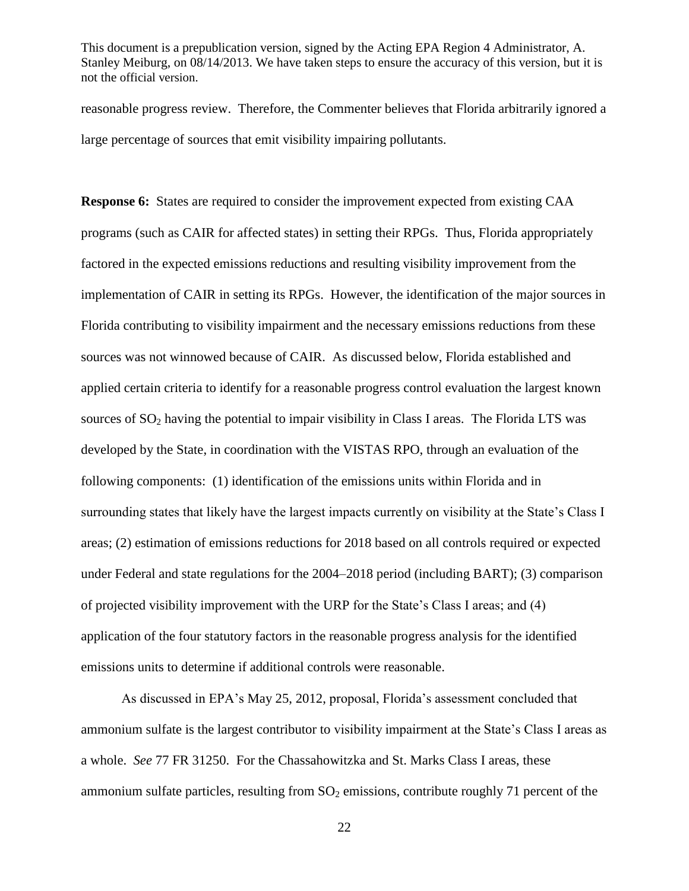reasonable progress review. Therefore, the Commenter believes that Florida arbitrarily ignored a large percentage of sources that emit visibility impairing pollutants.

**Response 6:** States are required to consider the improvement expected from existing CAA programs (such as CAIR for affected states) in setting their RPGs. Thus, Florida appropriately factored in the expected emissions reductions and resulting visibility improvement from the implementation of CAIR in setting its RPGs. However, the identification of the major sources in Florida contributing to visibility impairment and the necessary emissions reductions from these sources was not winnowed because of CAIR. As discussed below, Florida established and applied certain criteria to identify for a reasonable progress control evaluation the largest known sources of $SO_2$ having the potential to impair visibility in Class I areas. The Florida LTS was developed by the State, in coordination with the VISTAS RPO, through an evaluation of the following components: (1) identification of the emissions units within Florida and in surrounding states that likely have the largest impacts currently on visibility at the State's Class I areas; (2) estimation of emissions reductions for 2018 based on all controls required or expected under Federal and state regulations for the 2004–2018 period (including BART); (3) comparison of projected visibility improvement with the URP for the State's Class I areas; and (4) application of the four statutory factors in the reasonable progress analysis for the identified emissions units to determine if additional controls were reasonable.

As discussed in EPA's May 25, 2012, proposal, Florida's assessment concluded that ammonium sulfate is the largest contributor to visibility impairment at the State's Class I areas as a whole. *See* 77 FR 31250. For the Chassahowitzka and St. Marks Class I areas, these ammonium sulfate particles, resulting from $SO_2$ emissions, contribute roughly 71 percent of the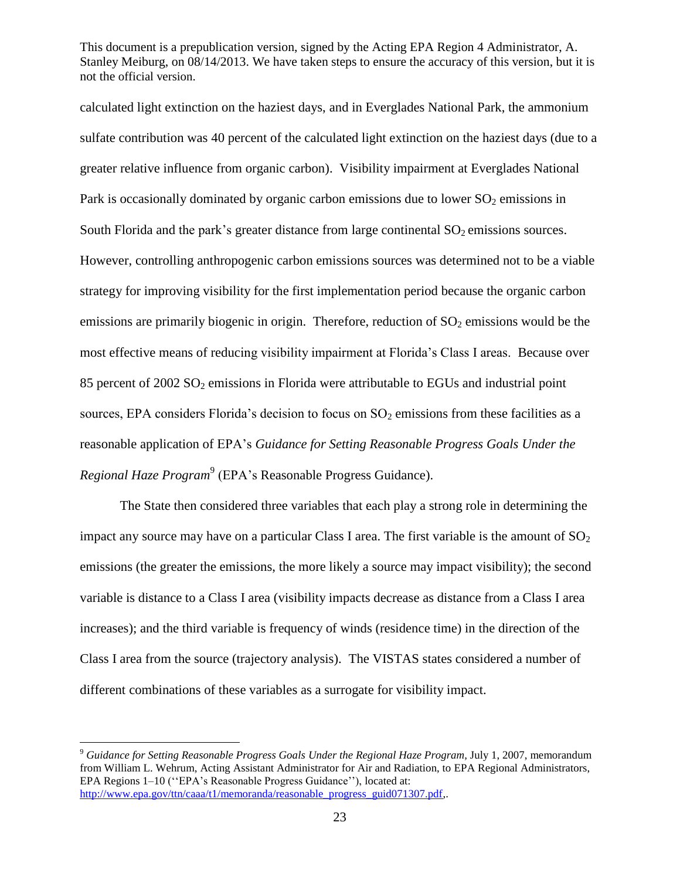calculated light extinction on the haziest days, and in Everglades National Park, the ammonium sulfate contribution was 40 percent of the calculated light extinction on the haziest days (due to a greater relative influence from organic carbon). Visibility impairment at Everglades National Park is occasionally dominated by organic carbon emissions due to lower $SO_2$ emissions in South Florida and the park's greater distance from large continental $SO_2$ emissions sources. However, controlling anthropogenic carbon emissions sources was determined not to be a viable strategy for improving visibility for the first implementation period because the organic carbon emissions are primarily biogenic in origin. Therefore, reduction of $SO_2$ emissions would be the most effective means of reducing visibility impairment at Florida's Class I areas. Because over 85 percent of 2002 $SO_2$ emissions in Florida were attributable to EGUs and industrial point sources, EPA considers Florida's decision to focus on $SO_2$ emissions from these facilities as a reasonable application of EPA's *Guidance for Setting Reasonable Progress Goals Under the Regional Haze Program*[9] (EPA's Reasonable Progress Guidance).

The State then considered three variables that each play a strong role in determining the impact any source may have on a particular Class I area. The first variable is the amount of $SO_2$ emissions (the greater the emissions, the more likely a source may impact visibility); the second variable is distance to a Class I area (visibility impacts decrease as distance from a Class I area increases); and the third variable is frequency of winds (residence time) in the direction of the Class I area from the source (trajectory analysis). The VISTAS states considered a number of different combinations of these variables as a surrogate for visibility impact.

---

[9] *Guidance for Setting Reasonable Progress Goals Under the Regional Haze Program,* July 1, 2007, memorandum from William L. Wehrum, Acting Assistant Administrator for Air and Radiation, to EPA Regional Administrators, EPA Regions 1–10 (''EPA's Reasonable Progress Guidance''), located at: http://www.epa.gov/ttn/caaa/t1/memoranda/reasonable_progress_guid071307.pdf,.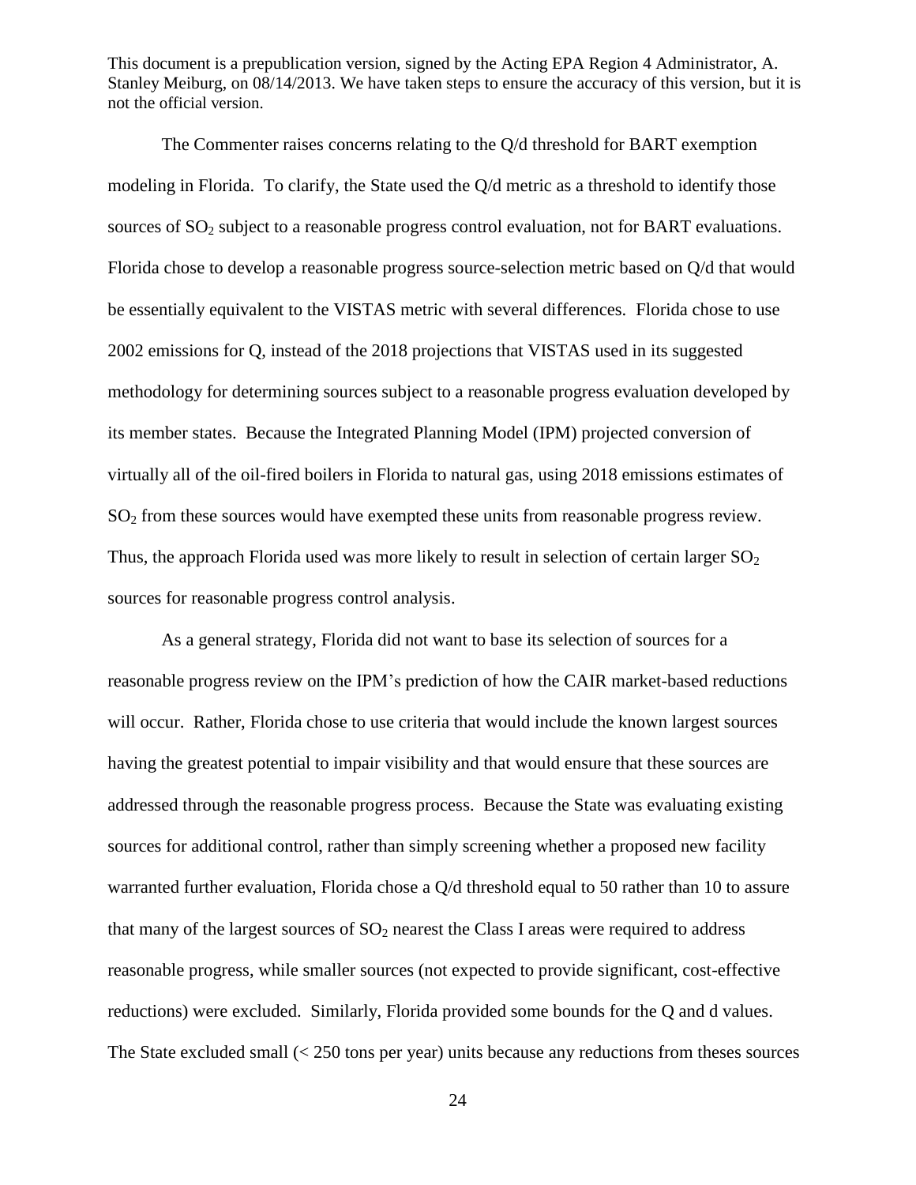The Commenter raises concerns relating to the Q/d threshold for BART exemption modeling in Florida. To clarify, the State used the Q/d metric as a threshold to identify those sources of $SO_2$ subject to a reasonable progress control evaluation, not for BART evaluations. Florida chose to develop a reasonable progress source-selection metric based on Q/d that would be essentially equivalent to the VISTAS metric with several differences. Florida chose to use 2002 emissions for Q, instead of the 2018 projections that VISTAS used in its suggested methodology for determining sources subject to a reasonable progress evaluation developed by its member states. Because the Integrated Planning Model (IPM) projected conversion of virtually all of the oil-fired boilers in Florida to natural gas, using 2018 emissions estimates of $SO_2$ from these sources would have exempted these units from reasonable progress review. Thus, the approach Florida used was more likely to result in selection of certain larger $SO_2$ sources for reasonable progress control analysis.

As a general strategy, Florida did not want to base its selection of sources for a reasonable progress review on the IPM's prediction of how the CAIR market-based reductions will occur. Rather, Florida chose to use criteria that would include the known largest sources having the greatest potential to impair visibility and that would ensure that these sources are addressed through the reasonable progress process. Because the State was evaluating existing sources for additional control, rather than simply screening whether a proposed new facility warranted further evaluation, Florida chose a Q/d threshold equal to 50 rather than 10 to assure that many of the largest sources of $SO_2$ nearest the Class I areas were required to address reasonable progress, while smaller sources (not expected to provide significant, cost-effective reductions) were excluded. Similarly, Florida provided some bounds for the Q and d values. The State excluded small (< 250 tons per year) units because any reductions from theses sources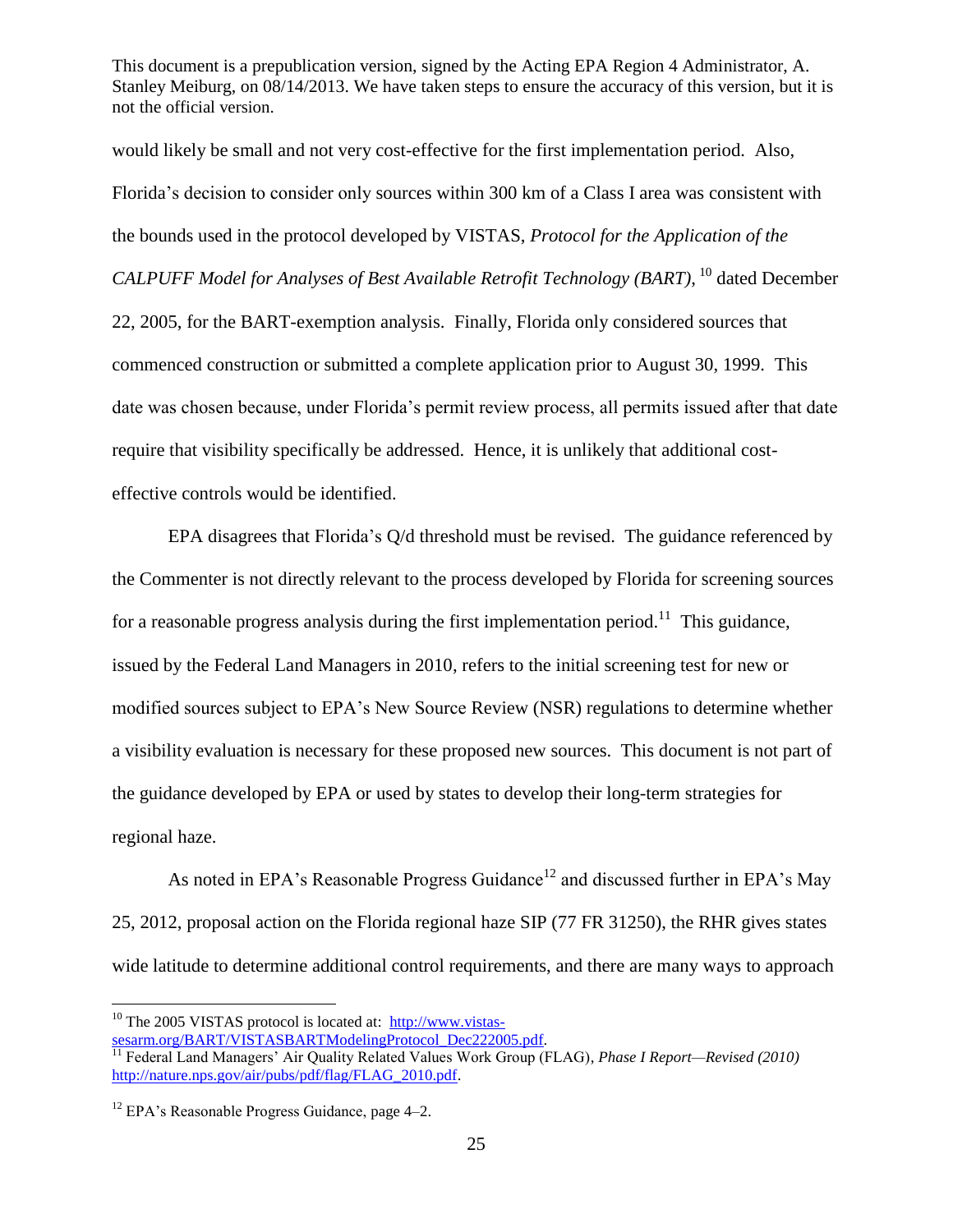would likely be small and not very cost-effective for the first implementation period. Also, Florida's decision to consider only sources within 300 km of a Class I area was consistent with the bounds used in the protocol developed by VISTAS, *Protocol for the Application of the CALPUFF Model for Analyses of Best Available Retrofit Technology (BART),*[10] dated December 22, 2005, for the BART-exemption analysis. Finally, Florida only considered sources that commenced construction or submitted a complete application prior to August 30, 1999. This date was chosen because, under Florida's permit review process, all permits issued after that date require that visibility specifically be addressed. Hence, it is unlikely that additional cost-effective controls would be identified.

EPA disagrees that Florida's Q/d threshold must be revised. The guidance referenced by the Commenter is not directly relevant to the process developed by Florida for screening sources for a reasonable progress analysis during the first implementation period.[11] This guidance, issued by the Federal Land Managers in 2010, refers to the initial screening test for new or modified sources subject to EPA's New Source Review (NSR) regulations to determine whether a visibility evaluation is necessary for these proposed new sources. This document is not part of the guidance developed by EPA or used by states to develop their long-term strategies for regional haze.

As noted in EPA's Reasonable Progress Guidance[12] and discussed further in EPA's May 25, 2012, proposal action on the Florida regional haze SIP (77 FR 31250), the RHR gives states wide latitude to determine additional control requirements, and there are many ways to approach

---

[10] The 2005 VISTAS protocol is located at: http://www.vistas-sesarm.org/BART/VISTASBARTModelingProtocol_Dec222005.pdf.

[11] Federal Land Managers' Air Quality Related Values Work Group (FLAG), *Phase I Report—Revised (2010)* http://nature.nps.gov/air/pubs/pdf/flag/FLAG_2010.pdf.

[12] EPA's Reasonable Progress Guidance, page 4–2.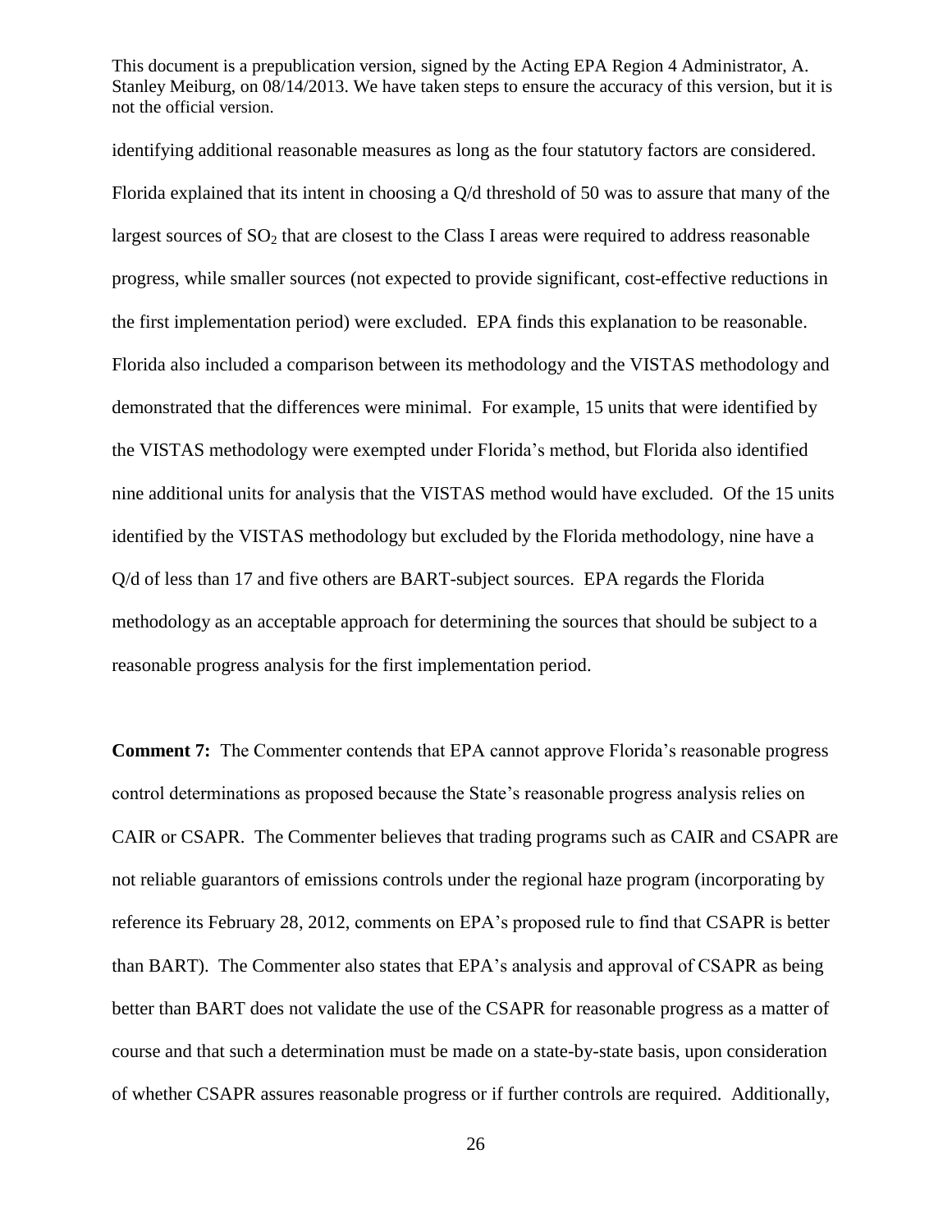identifying additional reasonable measures as long as the four statutory factors are considered. Florida explained that its intent in choosing a Q/d threshold of 50 was to assure that many of the largest sources of $SO_2$ that are closest to the Class I areas were required to address reasonable progress, while smaller sources (not expected to provide significant, cost-effective reductions in the first implementation period) were excluded. EPA finds this explanation to be reasonable. Florida also included a comparison between its methodology and the VISTAS methodology and demonstrated that the differences were minimal. For example, 15 units that were identified by the VISTAS methodology were exempted under Florida's method, but Florida also identified nine additional units for analysis that the VISTAS method would have excluded. Of the 15 units identified by the VISTAS methodology but excluded by the Florida methodology, nine have a Q/d of less than 17 and five others are BART-subject sources. EPA regards the Florida methodology as an acceptable approach for determining the sources that should be subject to a reasonable progress analysis for the first implementation period.

**Comment 7:** The Commenter contends that EPA cannot approve Florida's reasonable progress control determinations as proposed because the State's reasonable progress analysis relies on CAIR or CSAPR. The Commenter believes that trading programs such as CAIR and CSAPR are not reliable guarantors of emissions controls under the regional haze program (incorporating by reference its February 28, 2012, comments on EPA's proposed rule to find that CSAPR is better than BART). The Commenter also states that EPA's analysis and approval of CSAPR as being better than BART does not validate the use of the CSAPR for reasonable progress as a matter of course and that such a determination must be made on a state-by-state basis, upon consideration of whether CSAPR assures reasonable progress or if further controls are required. Additionally,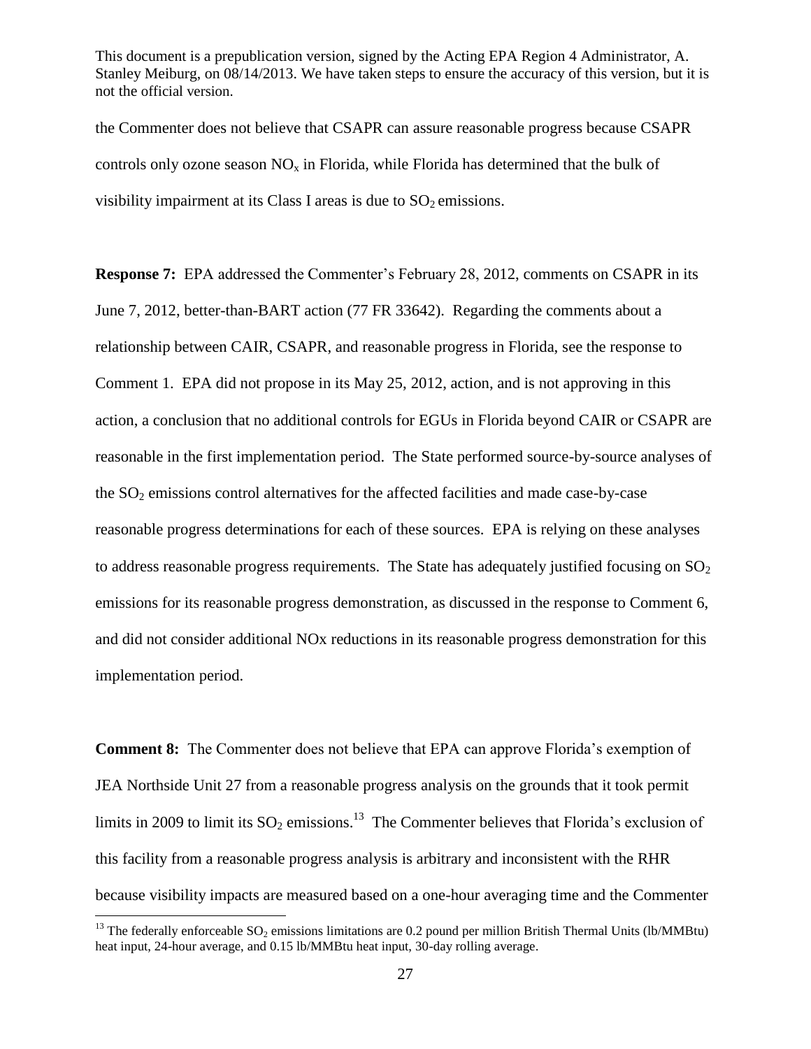the Commenter does not believe that CSAPR can assure reasonable progress because CSAPR controls only ozone season $NO_x$ in Florida, while Florida has determined that the bulk of visibility impairment at its Class I areas is due to $SO_2$ emissions.

**Response 7:** EPA addressed the Commenter's February 28, 2012, comments on CSAPR in its June 7, 2012, better-than-BART action (77 FR 33642). Regarding the comments about a relationship between CAIR, CSAPR, and reasonable progress in Florida, see the response to Comment 1. EPA did not propose in its May 25, 2012, action, and is not approving in this action, a conclusion that no additional controls for EGUs in Florida beyond CAIR or CSAPR are reasonable in the first implementation period. The State performed source-by-source analyses of the $SO_2$ emissions control alternatives for the affected facilities and made case-by-case reasonable progress determinations for each of these sources. EPA is relying on these analyses to address reasonable progress requirements. The State has adequately justified focusing on $SO_2$ emissions for its reasonable progress demonstration, as discussed in the response to Comment 6, and did not consider additional NOx reductions in its reasonable progress demonstration for this implementation period.

**Comment 8:** The Commenter does not believe that EPA can approve Florida's exemption of JEA Northside Unit 27 from a reasonable progress analysis on the grounds that it took permit limits in 2009 to limit its $SO_2$ emissions.[13] The Commenter believes that Florida's exclusion of this facility from a reasonable progress analysis is arbitrary and inconsistent with the RHR because visibility impacts are measured based on a one-hour averaging time and the Commenter

[13] The federally enforceable $SO_2$ emissions limitations are 0.2 pound per million British Thermal Units (lb/MMBtu) heat input, 24-hour average, and 0.15 lb/MMBtu heat input, 30-day rolling average.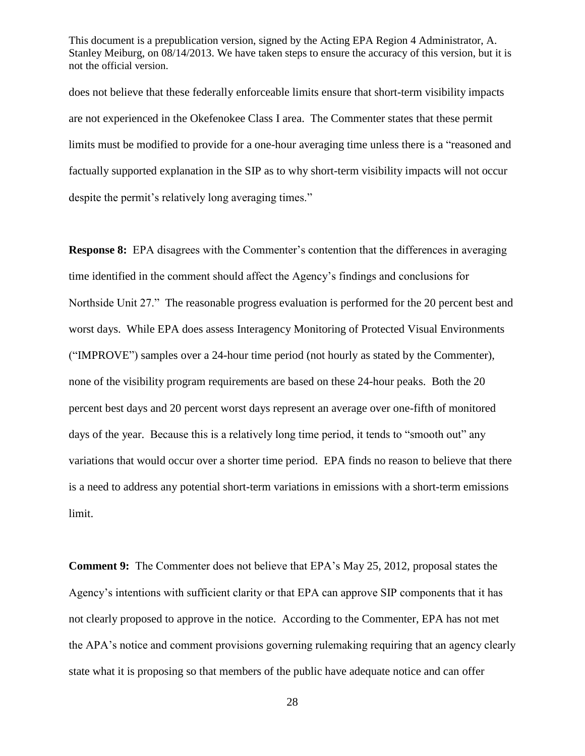does not believe that these federally enforceable limits ensure that short-term visibility impacts are not experienced in the Okefenokee Class I area. The Commenter states that these permit limits must be modified to provide for a one-hour averaging time unless there is a "reasoned and factually supported explanation in the SIP as to why short-term visibility impacts will not occur despite the permit's relatively long averaging times."

**Response 8:** EPA disagrees with the Commenter's contention that the differences in averaging time identified in the comment should affect the Agency's findings and conclusions for Northside Unit 27." The reasonable progress evaluation is performed for the 20 percent best and worst days. While EPA does assess Interagency Monitoring of Protected Visual Environments ("IMPROVE") samples over a 24-hour time period (not hourly as stated by the Commenter), none of the visibility program requirements are based on these 24-hour peaks. Both the 20 percent best days and 20 percent worst days represent an average over one-fifth of monitored days of the year. Because this is a relatively long time period, it tends to "smooth out" any variations that would occur over a shorter time period. EPA finds no reason to believe that there is a need to address any potential short-term variations in emissions with a short-term emissions limit.

**Comment 9:** The Commenter does not believe that EPA's May 25, 2012, proposal states the Agency's intentions with sufficient clarity or that EPA can approve SIP components that it has not clearly proposed to approve in the notice. According to the Commenter, EPA has not met the APA's notice and comment provisions governing rulemaking requiring that an agency clearly state what it is proposing so that members of the public have adequate notice and can offer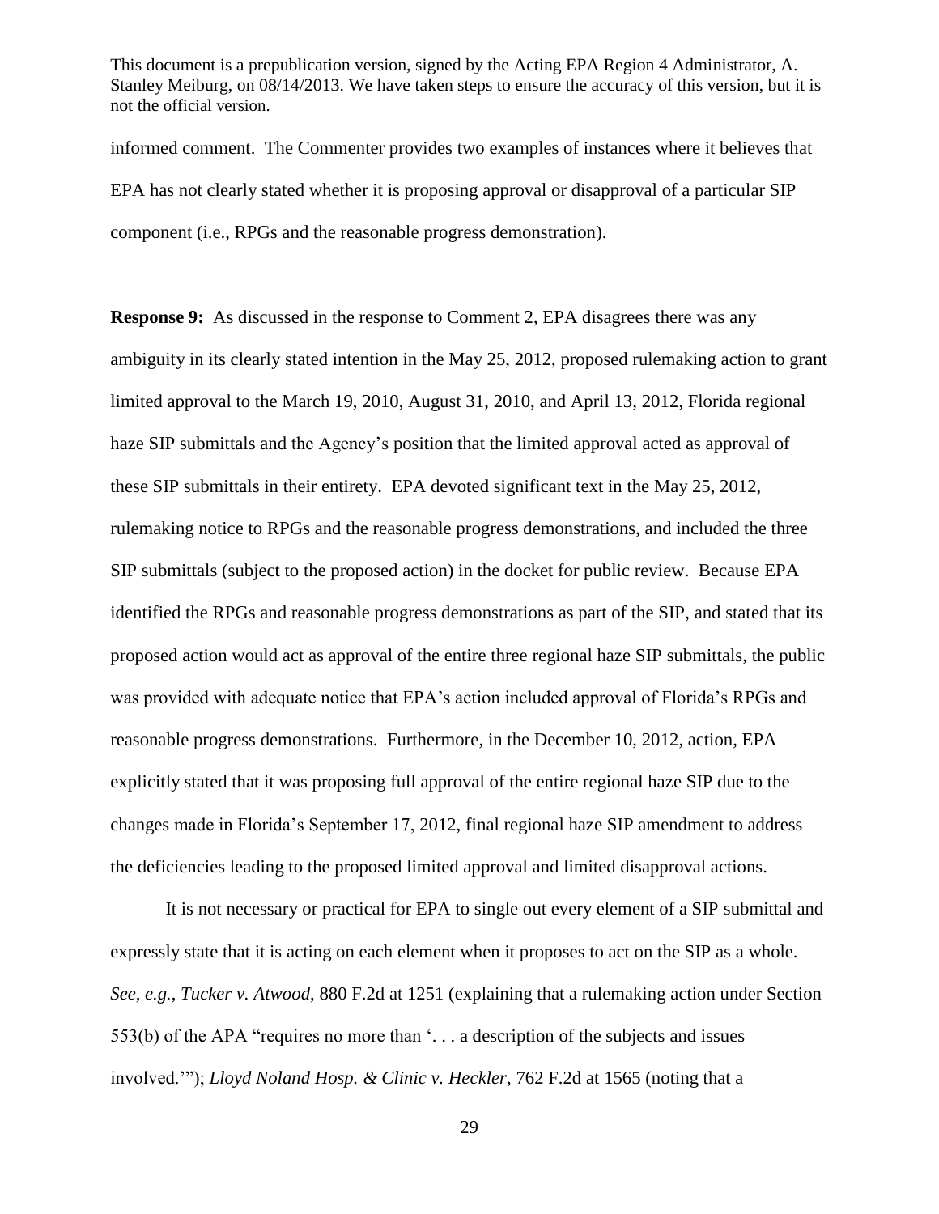informed comment. The Commenter provides two examples of instances where it believes that EPA has not clearly stated whether it is proposing approval or disapproval of a particular SIP component (i.e., RPGs and the reasonable progress demonstration).

**Response 9:** As discussed in the response to Comment 2, EPA disagrees there was any ambiguity in its clearly stated intention in the May 25, 2012, proposed rulemaking action to grant limited approval to the March 19, 2010, August 31, 2010, and April 13, 2012, Florida regional haze SIP submittals and the Agency's position that the limited approval acted as approval of these SIP submittals in their entirety. EPA devoted significant text in the May 25, 2012, rulemaking notice to RPGs and the reasonable progress demonstrations, and included the three SIP submittals (subject to the proposed action) in the docket for public review. Because EPA identified the RPGs and reasonable progress demonstrations as part of the SIP, and stated that its proposed action would act as approval of the entire three regional haze SIP submittals, the public was provided with adequate notice that EPA's action included approval of Florida's RPGs and reasonable progress demonstrations. Furthermore, in the December 10, 2012, action, EPA explicitly stated that it was proposing full approval of the entire regional haze SIP due to the changes made in Florida's September 17, 2012, final regional haze SIP amendment to address the deficiencies leading to the proposed limited approval and limited disapproval actions.

It is not necessary or practical for EPA to single out every element of a SIP submittal and expressly state that it is acting on each element when it proposes to act on the SIP as a whole. *See, e.g.*, *Tucker v. Atwood*, 880 F.2d at 1251 (explaining that a rulemaking action under Section 553(b) of the APA "requires no more than '. . . a description of the subjects and issues involved.'"); *Lloyd Noland Hosp. & Clinic v. Heckler*, 762 F.2d at 1565 (noting that a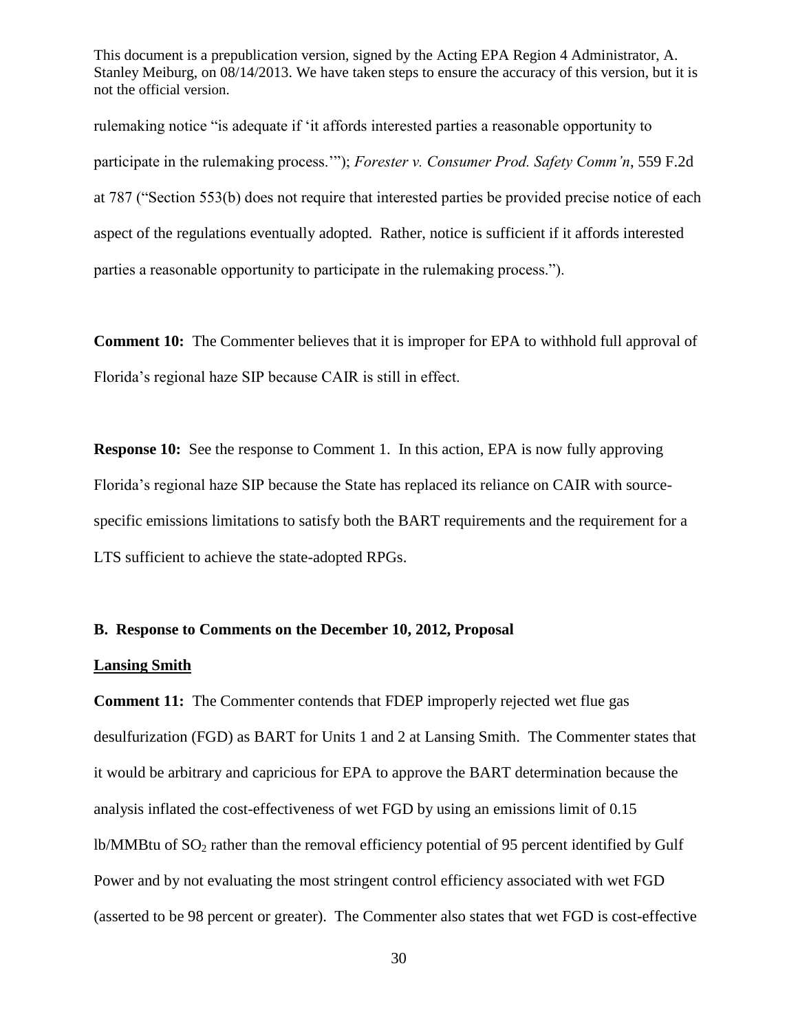rulemaking notice "is adequate if 'it affords interested parties a reasonable opportunity to participate in the rulemaking process.'"); *Forester v. Consumer Prod. Safety Comm'n*, 559 F.2d at 787 ("Section 553(b) does not require that interested parties be provided precise notice of each aspect of the regulations eventually adopted. Rather, notice is sufficient if it affords interested parties a reasonable opportunity to participate in the rulemaking process.").

**Comment 10:** The Commenter believes that it is improper for EPA to withhold full approval of Florida's regional haze SIP because CAIR is still in effect.

**Response 10:** See the response to Comment 1. In this action, EPA is now fully approving Florida's regional haze SIP because the State has replaced its reliance on CAIR with source-specific emissions limitations to satisfy both the BART requirements and the requirement for a LTS sufficient to achieve the state-adopted RPGs.

**B. Response to Comments on the December 10, 2012, Proposal**

**Lansing Smith**

**Comment 11:** The Commenter contends that FDEP improperly rejected wet flue gas desulfurization (FGD) as BART for Units 1 and 2 at Lansing Smith. The Commenter states that it would be arbitrary and capricious for EPA to approve the BART determination because the analysis inflated the cost-effectiveness of wet FGD by using an emissions limit of 0.15 lb/MMBtu of $SO_2$ rather than the removal efficiency potential of 95 percent identified by Gulf Power and by not evaluating the most stringent control efficiency associated with wet FGD (asserted to be 98 percent or greater). The Commenter also states that wet FGD is cost-effective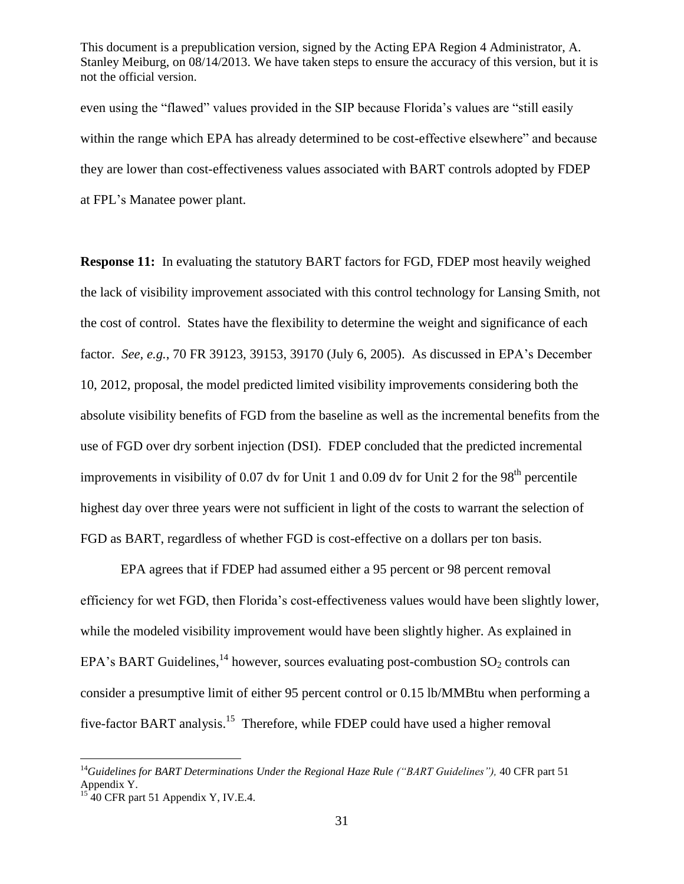even using the "flawed" values provided in the SIP because Florida's values are "still easily within the range which EPA has already determined to be cost-effective elsewhere" and because they are lower than cost-effectiveness values associated with BART controls adopted by FDEP at FPL's Manatee power plant.

**Response 11:** In evaluating the statutory BART factors for FGD, FDEP most heavily weighed the lack of visibility improvement associated with this control technology for Lansing Smith, not the cost of control. States have the flexibility to determine the weight and significance of each factor. *See, e.g.*, 70 FR 39123, 39153, 39170 (July 6, 2005). As discussed in EPA's December 10, 2012, proposal, the model predicted limited visibility improvements considering both the absolute visibility benefits of FGD from the baseline as well as the incremental benefits from the use of FGD over dry sorbent injection (DSI). FDEP concluded that the predicted incremental improvements in visibility of 0.07 dv for Unit 1 and 0.09 dv for Unit 2 for the 98th percentile highest day over three years were not sufficient in light of the costs to warrant the selection of FGD as BART, regardless of whether FGD is cost-effective on a dollars per ton basis.

EPA agrees that if FDEP had assumed either a 95 percent or 98 percent removal efficiency for wet FGD, then Florida's cost-effectiveness values would have been slightly lower, while the modeled visibility improvement would have been slightly higher. As explained in EPA's BART Guidelines,[14] however, sources evaluating post-combustion $SO_2$ controls can consider a presumptive limit of either 95 percent control or 0.15 lb/MMBtu when performing a five-factor BART analysis.[15] Therefore, while FDEP could have used a higher removal

---

[14] *Guidelines for BART Determinations Under the Regional Haze Rule ("BART Guidelines"),* 40 CFR part 51 Appendix Y.

[15] 40 CFR part 51 Appendix Y, IV.E.4.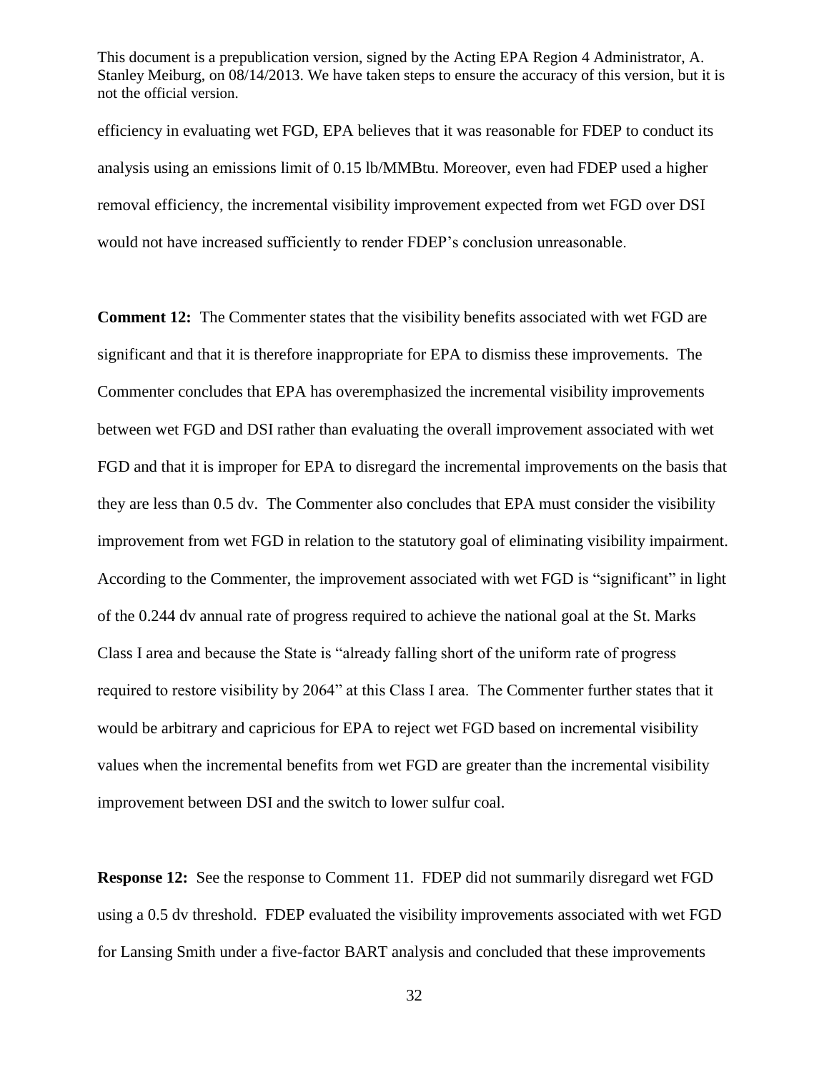efficiency in evaluating wet FGD, EPA believes that it was reasonable for FDEP to conduct its analysis using an emissions limit of 0.15 lb/MMBtu. Moreover, even had FDEP used a higher removal efficiency, the incremental visibility improvement expected from wet FGD over DSI would not have increased sufficiently to render FDEP's conclusion unreasonable.

**Comment 12:** The Commenter states that the visibility benefits associated with wet FGD are significant and that it is therefore inappropriate for EPA to dismiss these improvements. The Commenter concludes that EPA has overemphasized the incremental visibility improvements between wet FGD and DSI rather than evaluating the overall improvement associated with wet FGD and that it is improper for EPA to disregard the incremental improvements on the basis that they are less than 0.5 dv. The Commenter also concludes that EPA must consider the visibility improvement from wet FGD in relation to the statutory goal of eliminating visibility impairment. According to the Commenter, the improvement associated with wet FGD is "significant" in light of the 0.244 dv annual rate of progress required to achieve the national goal at the St. Marks Class I area and because the State is "already falling short of the uniform rate of progress required to restore visibility by 2064" at this Class I area. The Commenter further states that it would be arbitrary and capricious for EPA to reject wet FGD based on incremental visibility values when the incremental benefits from wet FGD are greater than the incremental visibility improvement between DSI and the switch to lower sulfur coal.

**Response 12:** See the response to Comment 11. FDEP did not summarily disregard wet FGD using a 0.5 dv threshold. FDEP evaluated the visibility improvements associated with wet FGD for Lansing Smith under a five-factor BART analysis and concluded that these improvements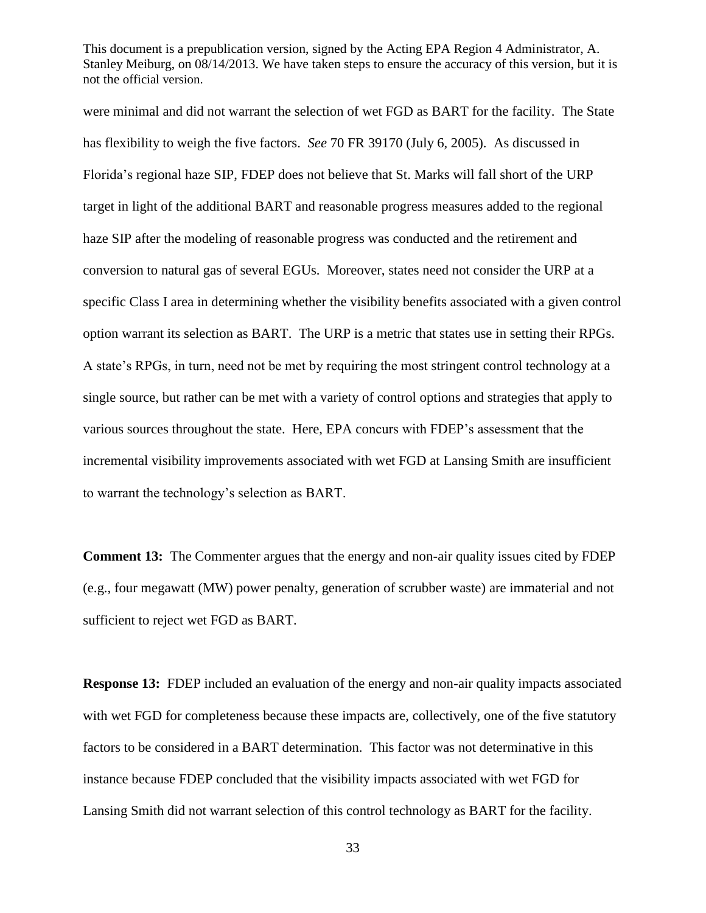were minimal and did not warrant the selection of wet FGD as BART for the facility. The State has flexibility to weigh the five factors. *See* 70 FR 39170 (July 6, 2005). As discussed in Florida's regional haze SIP, FDEP does not believe that St. Marks will fall short of the URP target in light of the additional BART and reasonable progress measures added to the regional haze SIP after the modeling of reasonable progress was conducted and the retirement and conversion to natural gas of several EGUs. Moreover, states need not consider the URP at a specific Class I area in determining whether the visibility benefits associated with a given control option warrant its selection as BART. The URP is a metric that states use in setting their RPGs. A state's RPGs, in turn, need not be met by requiring the most stringent control technology at a single source, but rather can be met with a variety of control options and strategies that apply to various sources throughout the state. Here, EPA concurs with FDEP's assessment that the incremental visibility improvements associated with wet FGD at Lansing Smith are insufficient to warrant the technology's selection as BART.

**Comment 13:** The Commenter argues that the energy and non-air quality issues cited by FDEP (e.g., four megawatt (MW) power penalty, generation of scrubber waste) are immaterial and not sufficient to reject wet FGD as BART.

**Response 13:** FDEP included an evaluation of the energy and non-air quality impacts associated with wet FGD for completeness because these impacts are, collectively, one of the five statutory factors to be considered in a BART determination. This factor was not determinative in this instance because FDEP concluded that the visibility impacts associated with wet FGD for Lansing Smith did not warrant selection of this control technology as BART for the facility.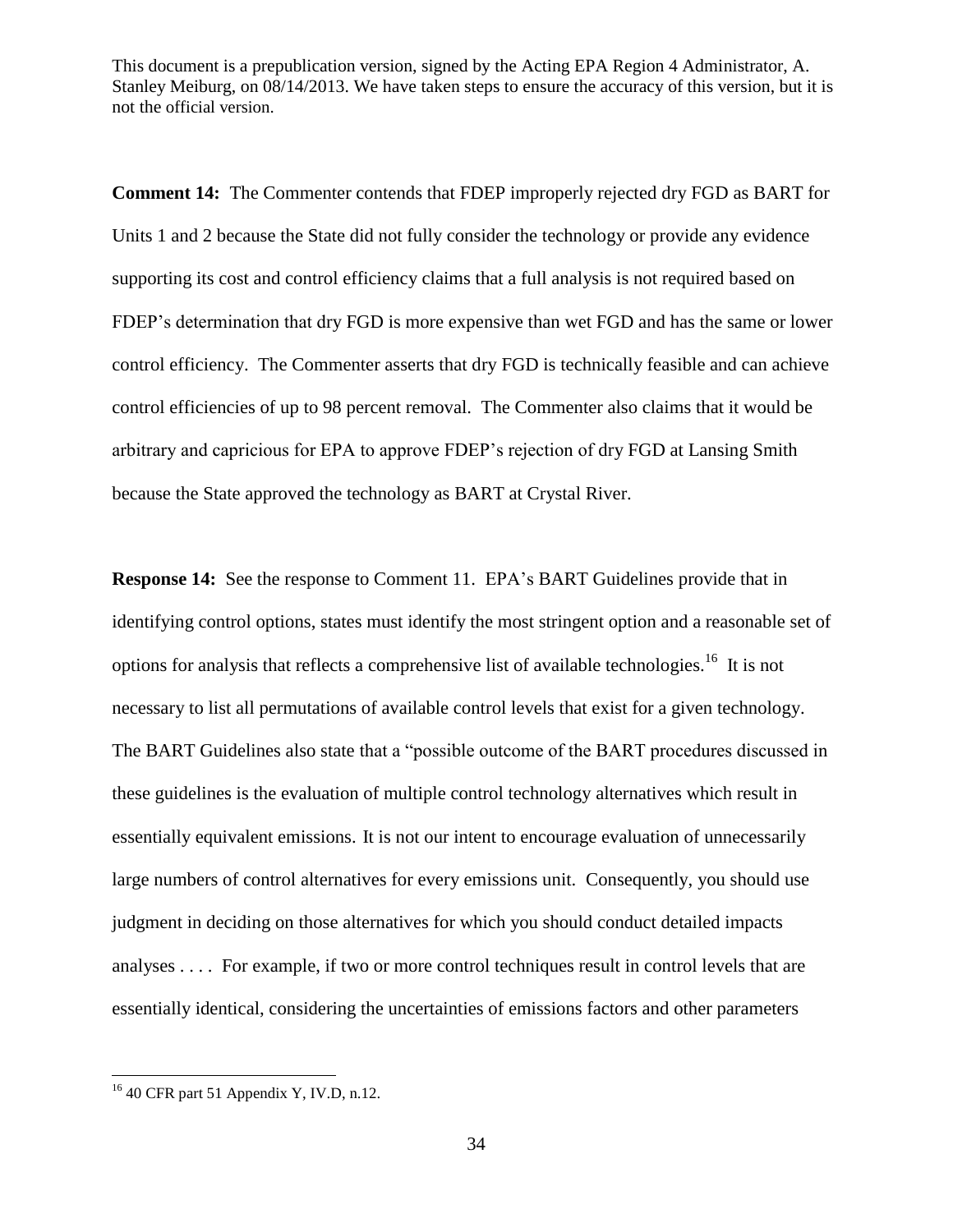**Comment 14:** The Commenter contends that FDEP improperly rejected dry FGD as BART for Units 1 and 2 because the State did not fully consider the technology or provide any evidence supporting its cost and control efficiency claims that a full analysis is not required based on FDEP's determination that dry FGD is more expensive than wet FGD and has the same or lower control efficiency. The Commenter asserts that dry FGD is technically feasible and can achieve control efficiencies of up to 98 percent removal. The Commenter also claims that it would be arbitrary and capricious for EPA to approve FDEP's rejection of dry FGD at Lansing Smith because the State approved the technology as BART at Crystal River.

**Response 14:** See the response to Comment 11. EPA's BART Guidelines provide that in identifying control options, states must identify the most stringent option and a reasonable set of options for analysis that reflects a comprehensive list of available technologies.[16] It is not necessary to list all permutations of available control levels that exist for a given technology. The BART Guidelines also state that a "possible outcome of the BART procedures discussed in these guidelines is the evaluation of multiple control technology alternatives which result in essentially equivalent emissions. It is not our intent to encourage evaluation of unnecessarily large numbers of control alternatives for every emissions unit. Consequently, you should use judgment in deciding on those alternatives for which you should conduct detailed impacts analyses . . . . For example, if two or more control techniques result in control levels that are essentially identical, considering the uncertainties of emissions factors and other parameters

[16] 40 CFR part 51 Appendix Y, IV.D, n.12.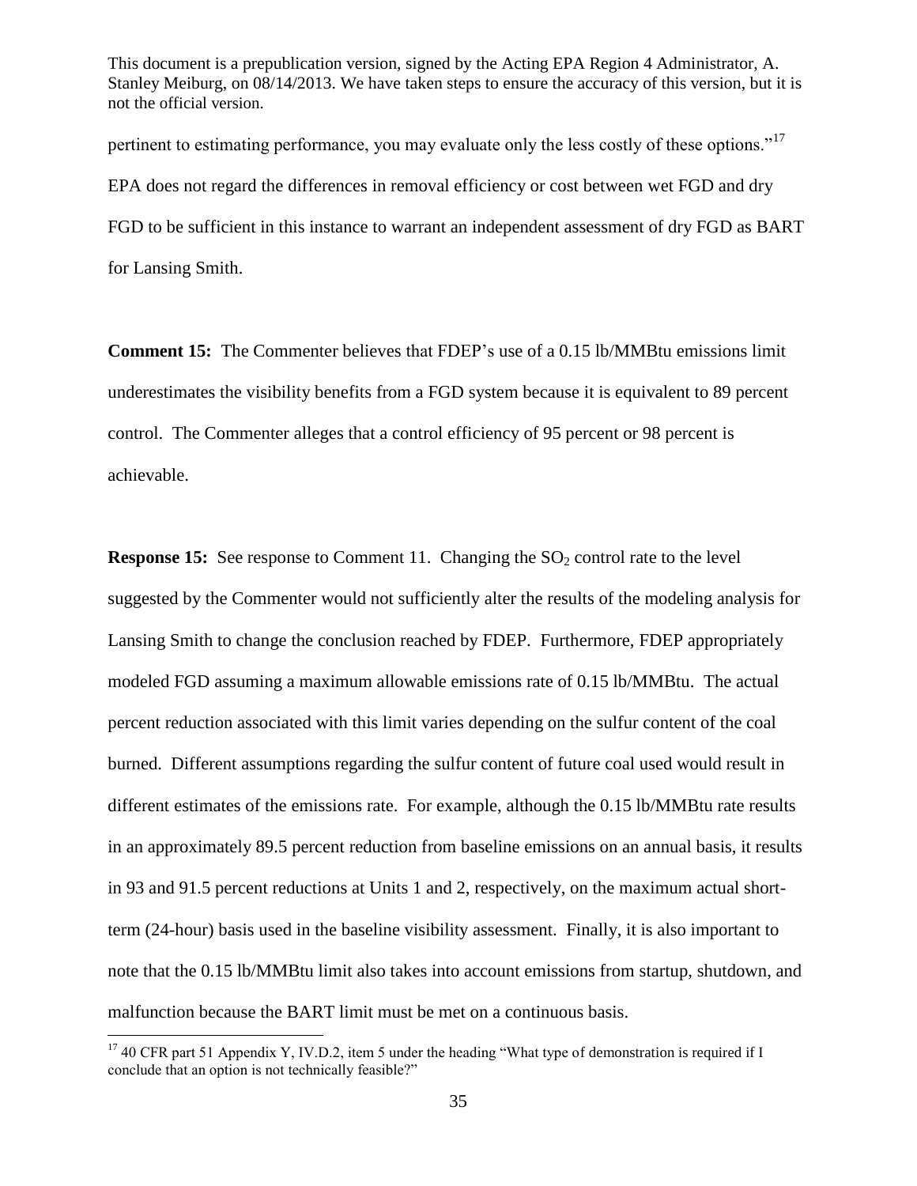pertinent to estimating performance, you may evaluate only the less costly of these options."[17] EPA does not regard the differences in removal efficiency or cost between wet FGD and dry FGD to be sufficient in this instance to warrant an independent assessment of dry FGD as BART for Lansing Smith.

**Comment 15:** The Commenter believes that FDEP's use of a 0.15 lb/MMBtu emissions limit underestimates the visibility benefits from a FGD system because it is equivalent to 89 percent control. The Commenter alleges that a control efficiency of 95 percent or 98 percent is achievable.

**Response 15:** See response to Comment 11. Changing the $SO_2$ control rate to the level suggested by the Commenter would not sufficiently alter the results of the modeling analysis for Lansing Smith to change the conclusion reached by FDEP. Furthermore, FDEP appropriately modeled FGD assuming a maximum allowable emissions rate of 0.15 lb/MMBtu. The actual percent reduction associated with this limit varies depending on the sulfur content of the coal burned. Different assumptions regarding the sulfur content of future coal used would result in different estimates of the emissions rate. For example, although the 0.15 lb/MMBtu rate results in an approximately 89.5 percent reduction from baseline emissions on an annual basis, it results in 93 and 91.5 percent reductions at Units 1 and 2, respectively, on the maximum actual short-term (24-hour) basis used in the baseline visibility assessment. Finally, it is also important to note that the 0.15 lb/MMBtu limit also takes into account emissions from startup, shutdown, and malfunction because the BART limit must be met on a continuous basis.

[17] 40 CFR part 51 Appendix Y, IV.D.2, item 5 under the heading "What type of demonstration is required if I conclude that an option is not technically feasible?"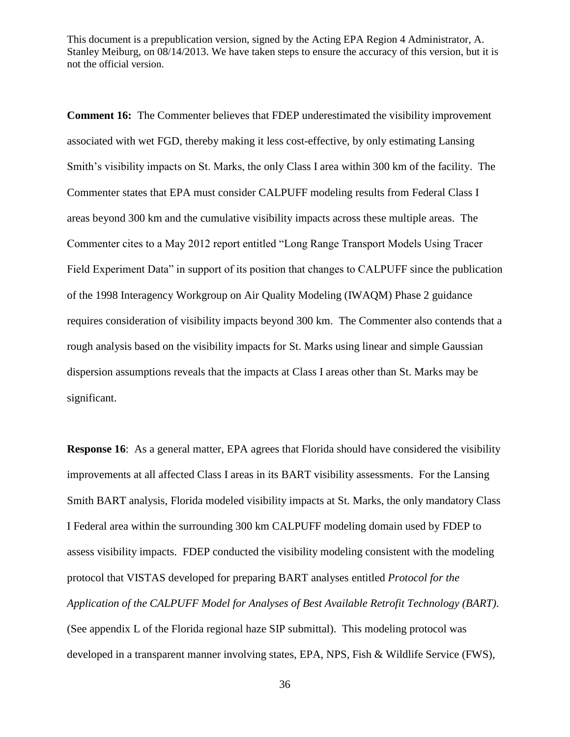**Comment 16:** The Commenter believes that FDEP underestimated the visibility improvement associated with wet FGD, thereby making it less cost-effective, by only estimating Lansing Smith's visibility impacts on St. Marks, the only Class I area within 300 km of the facility. The Commenter states that EPA must consider CALPUFF modeling results from Federal Class I areas beyond 300 km and the cumulative visibility impacts across these multiple areas. The Commenter cites to a May 2012 report entitled "Long Range Transport Models Using Tracer Field Experiment Data" in support of its position that changes to CALPUFF since the publication of the 1998 Interagency Workgroup on Air Quality Modeling (IWAQM) Phase 2 guidance requires consideration of visibility impacts beyond 300 km. The Commenter also contends that a rough analysis based on the visibility impacts for St. Marks using linear and simple Gaussian dispersion assumptions reveals that the impacts at Class I areas other than St. Marks may be significant.

**Response 16**: As a general matter, EPA agrees that Florida should have considered the visibility improvements at all affected Class I areas in its BART visibility assessments. For the Lansing Smith BART analysis, Florida modeled visibility impacts at St. Marks, the only mandatory Class I Federal area within the surrounding 300 km CALPUFF modeling domain used by FDEP to assess visibility impacts. FDEP conducted the visibility modeling consistent with the modeling protocol that VISTAS developed for preparing BART analyses entitled *Protocol for the Application of the CALPUFF Model for Analyses of Best Available Retrofit Technology (BART)*. (See appendix L of the Florida regional haze SIP submittal). This modeling protocol was developed in a transparent manner involving states, EPA, NPS, Fish & Wildlife Service (FWS),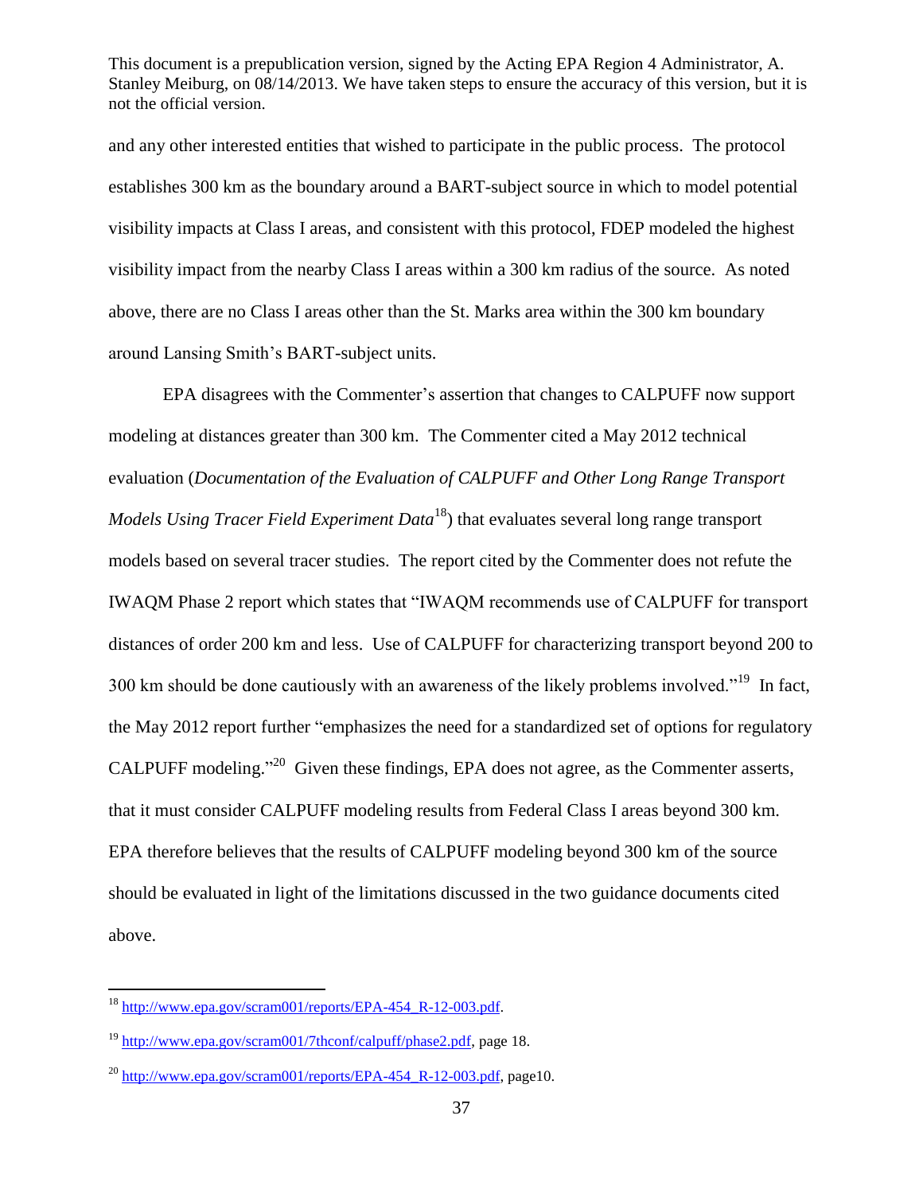and any other interested entities that wished to participate in the public process. The protocol establishes 300 km as the boundary around a BART-subject source in which to model potential visibility impacts at Class I areas, and consistent with this protocol, FDEP modeled the highest visibility impact from the nearby Class I areas within a 300 km radius of the source. As noted above, there are no Class I areas other than the St. Marks area within the 300 km boundary around Lansing Smith's BART-subject units.

EPA disagrees with the Commenter's assertion that changes to CALPUFF now support modeling at distances greater than 300 km. The Commenter cited a May 2012 technical evaluation (*Documentation of the Evaluation of CALPUFF and Other Long Range Transport Models Using Tracer Field Experiment Data*[18]) that evaluates several long range transport models based on several tracer studies. The report cited by the Commenter does not refute the IWAQM Phase 2 report which states that "IWAQM recommends use of CALPUFF for transport distances of order 200 km and less. Use of CALPUFF for characterizing transport beyond 200 to 300 km should be done cautiously with an awareness of the likely problems involved."[19] In fact, the May 2012 report further "emphasizes the need for a standardized set of options for regulatory CALPUFF modeling."[20] Given these findings, EPA does not agree, as the Commenter asserts, that it must consider CALPUFF modeling results from Federal Class I areas beyond 300 km. EPA therefore believes that the results of CALPUFF modeling beyond 300 km of the source should be evaluated in light of the limitations discussed in the two guidance documents cited above.

---

[18] http://www.epa.gov/scram001/reports/EPA-454_R-12-003.pdf.

[19] http://www.epa.gov/scram001/7thconf/calpuff/phase2.pdf, page 18.

[20] http://www.epa.gov/scram001/reports/EPA-454_R-12-003.pdf, page10.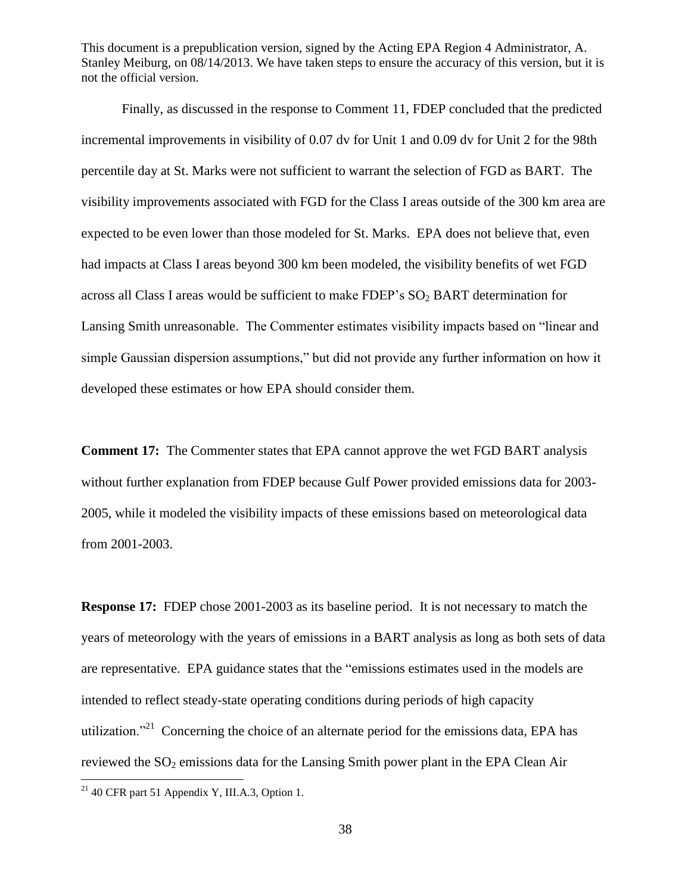Finally, as discussed in the response to Comment 11, FDEP concluded that the predicted incremental improvements in visibility of 0.07 dv for Unit 1 and 0.09 dv for Unit 2 for the 98th percentile day at St. Marks were not sufficient to warrant the selection of FGD as BART. The visibility improvements associated with FGD for the Class I areas outside of the 300 km area are expected to be even lower than those modeled for St. Marks. EPA does not believe that, even had impacts at Class I areas beyond 300 km been modeled, the visibility benefits of wet FGD across all Class I areas would be sufficient to make FDEP's $SO_2$ BART determination for Lansing Smith unreasonable. The Commenter estimates visibility impacts based on "linear and simple Gaussian dispersion assumptions," but did not provide any further information on how it developed these estimates or how EPA should consider them.

**Comment 17:** The Commenter states that EPA cannot approve the wet FGD BART analysis without further explanation from FDEP because Gulf Power provided emissions data for 2003-2005, while it modeled the visibility impacts of these emissions based on meteorological data from 2001-2003.

**Response 17:** FDEP chose 2001-2003 as its baseline period. It is not necessary to match the years of meteorology with the years of emissions in a BART analysis as long as both sets of data are representative. EPA guidance states that the "emissions estimates used in the models are intended to reflect steady-state operating conditions during periods of high capacity utilization."[21] Concerning the choice of an alternate period for the emissions data, EPA has reviewed the $SO_2$ emissions data for the Lansing Smith power plant in the EPA Clean Air

[21] 40 CFR part 51 Appendix Y, III.A.3, Option 1.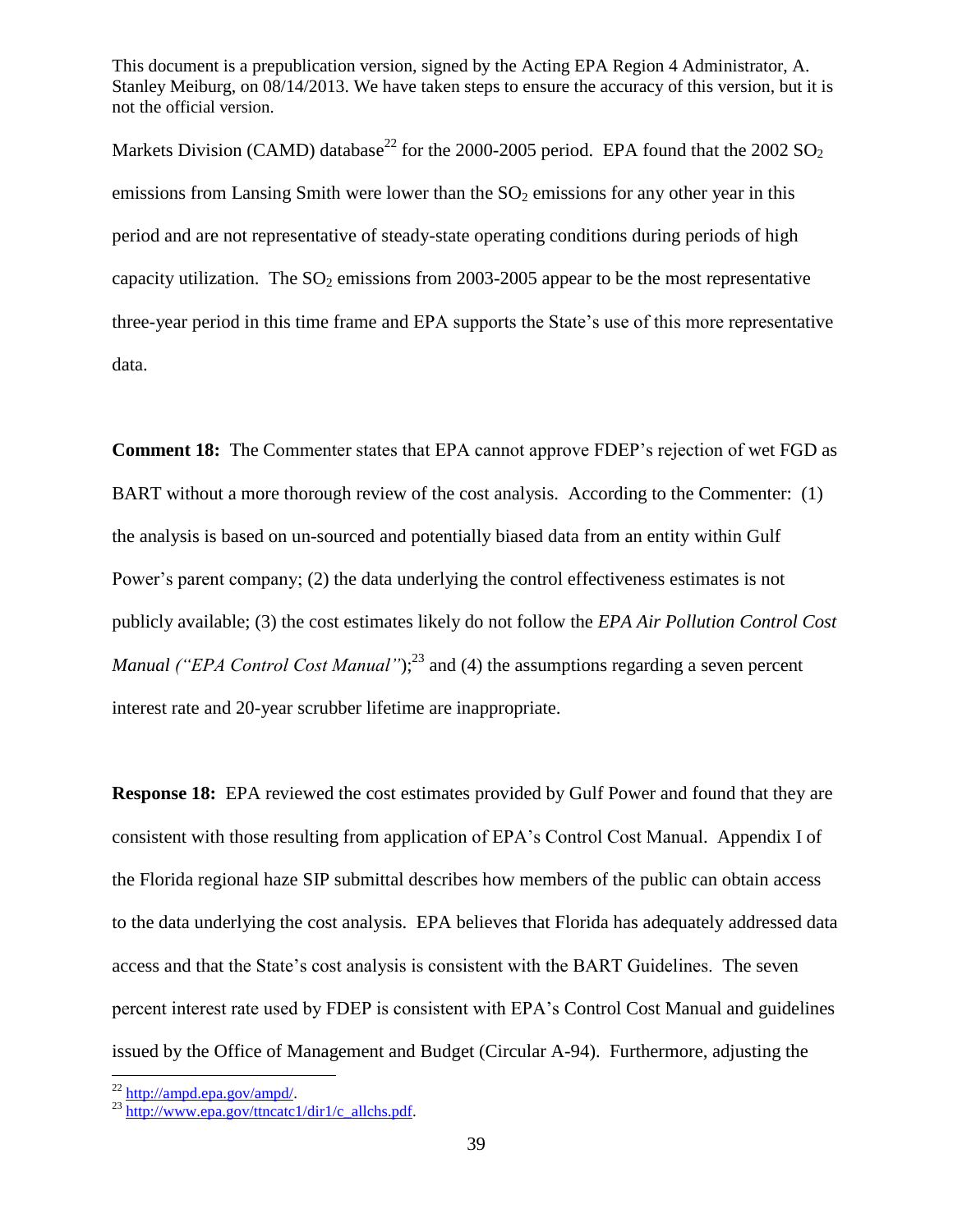Markets Division (CAMD) database[22] for the 2000-2005 period. EPA found that the 2002 $SO_2$ emissions from Lansing Smith were lower than the $SO_2$ emissions for any other year in this period and are not representative of steady-state operating conditions during periods of high capacity utilization. The $SO_2$ emissions from 2003-2005 appear to be the most representative three-year period in this time frame and EPA supports the State's use of this more representative data.

**Comment 18:** The Commenter states that EPA cannot approve FDEP's rejection of wet FGD as BART without a more thorough review of the cost analysis. According to the Commenter: (1) the analysis is based on un-sourced and potentially biased data from an entity within Gulf Power's parent company; (2) the data underlying the control effectiveness estimates is not publicly available; (3) the cost estimates likely do not follow the *EPA Air Pollution Control Cost Manual ("EPA Control Cost Manual")*;[23] and (4) the assumptions regarding a seven percent interest rate and 20-year scrubber lifetime are inappropriate.

**Response 18:** EPA reviewed the cost estimates provided by Gulf Power and found that they are consistent with those resulting from application of EPA's Control Cost Manual. Appendix I of the Florida regional haze SIP submittal describes how members of the public can obtain access to the data underlying the cost analysis. EPA believes that Florida has adequately addressed data access and that the State's cost analysis is consistent with the BART Guidelines. The seven percent interest rate used by FDEP is consistent with EPA's Control Cost Manual and guidelines issued by the Office of Management and Budget (Circular A-94). Furthermore, adjusting the

[22] http://ampd.epa.gov/ampd/.

[23] http://www.epa.gov/ttncatc1/dir1/c_allchs.pdf.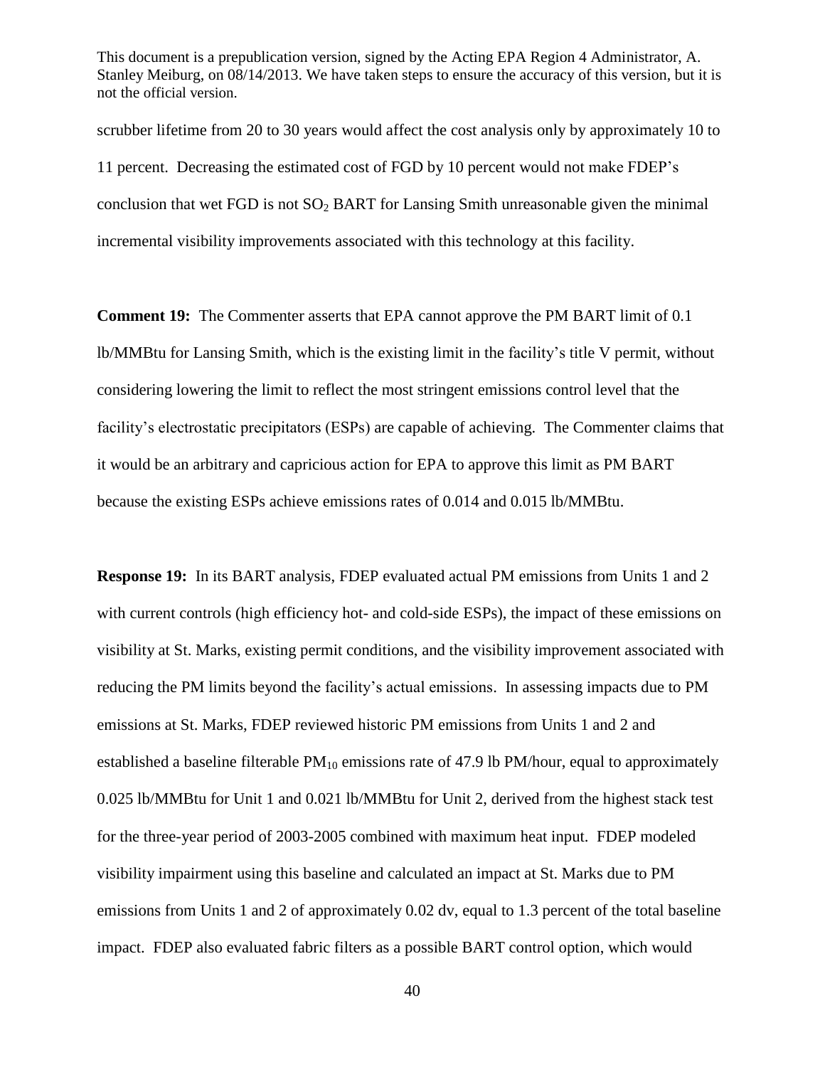scrubber lifetime from 20 to 30 years would affect the cost analysis only by approximately 10 to 11 percent. Decreasing the estimated cost of FGD by 10 percent would not make FDEP's conclusion that wet FGD is not $SO_2$ BART for Lansing Smith unreasonable given the minimal incremental visibility improvements associated with this technology at this facility.

**Comment 19:** The Commenter asserts that EPA cannot approve the PM BART limit of 0.1 lb/MMBtu for Lansing Smith, which is the existing limit in the facility's title V permit, without considering lowering the limit to reflect the most stringent emissions control level that the facility's electrostatic precipitators (ESPs) are capable of achieving. The Commenter claims that it would be an arbitrary and capricious action for EPA to approve this limit as PM BART because the existing ESPs achieve emissions rates of 0.014 and 0.015 lb/MMBtu.

**Response 19:** In its BART analysis, FDEP evaluated actual PM emissions from Units 1 and 2 with current controls (high efficiency hot- and cold-side ESPs), the impact of these emissions on visibility at St. Marks, existing permit conditions, and the visibility improvement associated with reducing the PM limits beyond the facility's actual emissions. In assessing impacts due to PM emissions at St. Marks, FDEP reviewed historic PM emissions from Units 1 and 2 and established a baseline filterable $PM_{10}$ emissions rate of 47.9 lb PM/hour, equal to approximately 0.025 lb/MMBtu for Unit 1 and 0.021 lb/MMBtu for Unit 2, derived from the highest stack test for the three-year period of 2003-2005 combined with maximum heat input. FDEP modeled visibility impairment using this baseline and calculated an impact at St. Marks due to PM emissions from Units 1 and 2 of approximately 0.02 dv, equal to 1.3 percent of the total baseline impact. FDEP also evaluated fabric filters as a possible BART control option, which would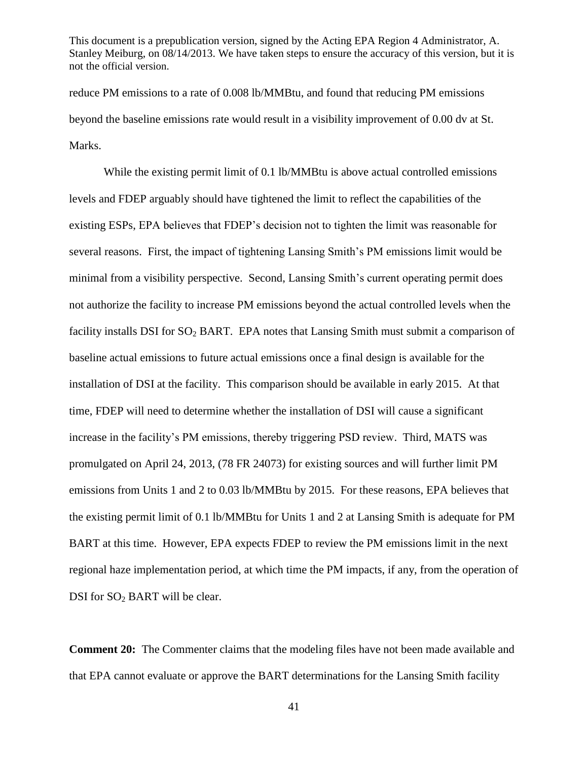reduce PM emissions to a rate of 0.008 lb/MMBtu, and found that reducing PM emissions beyond the baseline emissions rate would result in a visibility improvement of 0.00 dv at St. Marks.

While the existing permit limit of 0.1 lb/MMBtu is above actual controlled emissions levels and FDEP arguably should have tightened the limit to reflect the capabilities of the existing ESPs, EPA believes that FDEP's decision not to tighten the limit was reasonable for several reasons. First, the impact of tightening Lansing Smith's PM emissions limit would be minimal from a visibility perspective. Second, Lansing Smith's current operating permit does not authorize the facility to increase PM emissions beyond the actual controlled levels when the facility installs DSI for $SO_2$ BART. EPA notes that Lansing Smith must submit a comparison of baseline actual emissions to future actual emissions once a final design is available for the installation of DSI at the facility. This comparison should be available in early 2015. At that time, FDEP will need to determine whether the installation of DSI will cause a significant increase in the facility's PM emissions, thereby triggering PSD review. Third, MATS was promulgated on April 24, 2013, (78 FR 24073) for existing sources and will further limit PM emissions from Units 1 and 2 to 0.03 lb/MMBtu by 2015. For these reasons, EPA believes that the existing permit limit of 0.1 lb/MMBtu for Units 1 and 2 at Lansing Smith is adequate for PM BART at this time. However, EPA expects FDEP to review the PM emissions limit in the next regional haze implementation period, at which time the PM impacts, if any, from the operation of DSI for $SO_2$ BART will be clear.

**Comment 20:** The Commenter claims that the modeling files have not been made available and that EPA cannot evaluate or approve the BART determinations for the Lansing Smith facility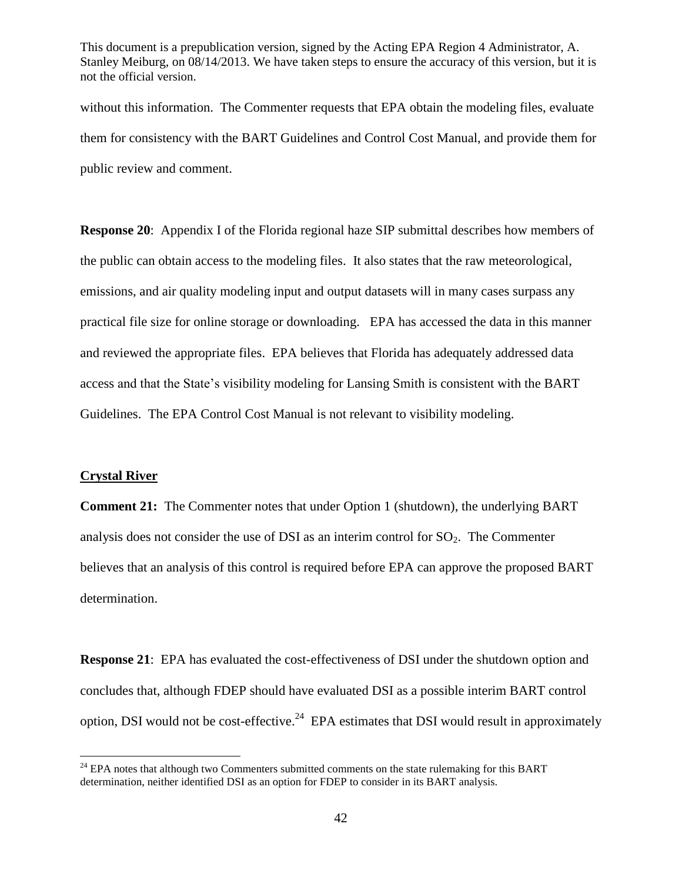without this information. The Commenter requests that EPA obtain the modeling files, evaluate them for consistency with the BART Guidelines and Control Cost Manual, and provide them for public review and comment.

**Response 20**: Appendix I of the Florida regional haze SIP submittal describes how members of the public can obtain access to the modeling files. It also states that the raw meteorological, emissions, and air quality modeling input and output datasets will in many cases surpass any practical file size for online storage or downloading. EPA has accessed the data in this manner and reviewed the appropriate files. EPA believes that Florida has adequately addressed data access and that the State's visibility modeling for Lansing Smith is consistent with the BART Guidelines. The EPA Control Cost Manual is not relevant to visibility modeling.

**Crystal River**

**Comment 21:** The Commenter notes that under Option 1 (shutdown), the underlying BART analysis does not consider the use of DSI as an interim control for $SO_2$. The Commenter believes that an analysis of this control is required before EPA can approve the proposed BART determination.

**Response 21**: EPA has evaluated the cost-effectiveness of DSI under the shutdown option and concludes that, although FDEP should have evaluated DSI as a possible interim BART control option, DSI would not be cost-effective.[24] EPA estimates that DSI would result in approximately

[24] EPA notes that although two Commenters submitted comments on the state rulemaking for this BART determination, neither identified DSI as an option for FDEP to consider in its BART analysis.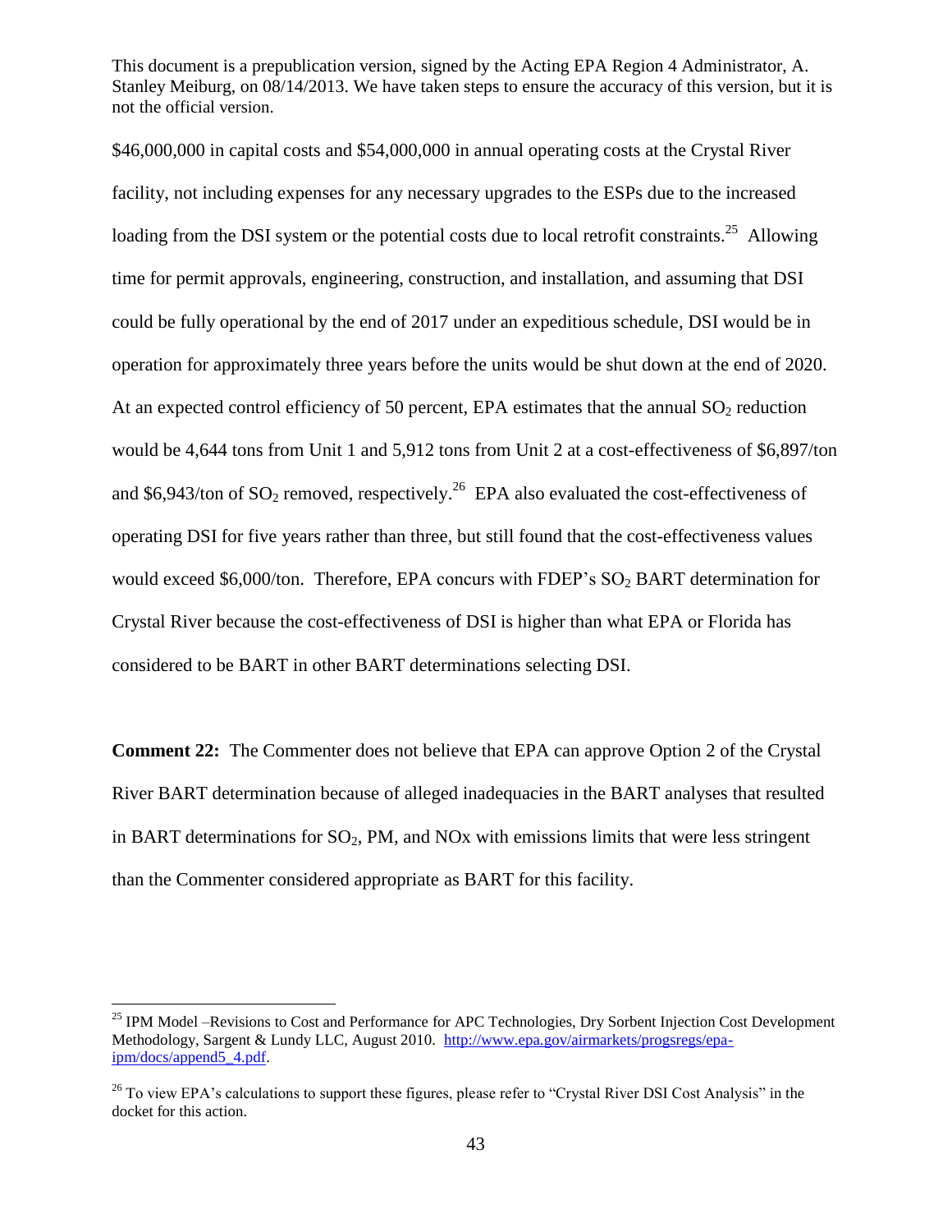$46,000,000 in capital costs and $54,000,000 in annual operating costs at the Crystal River facility, not including expenses for any necessary upgrades to the ESPs due to the increased loading from the DSI system or the potential costs due to local retrofit constraints.[25] Allowing time for permit approvals, engineering, construction, and installation, and assuming that DSI could be fully operational by the end of 2017 under an expeditious schedule, DSI would be in operation for approximately three years before the units would be shut down at the end of 2020. At an expected control efficiency of 50 percent, EPA estimates that the annual $SO_2$ reduction would be 4,644 tons from Unit 1 and 5,912 tons from Unit 2 at a cost-effectiveness of $6,897/ton and $6,943/ton of $SO_2$ removed, respectively.[26] EPA also evaluated the cost-effectiveness of operating DSI for five years rather than three, but still found that the cost-effectiveness values would exceed $6,000/ton. Therefore, EPA concurs with FDEP's $SO_2$ BART determination for Crystal River because the cost-effectiveness of DSI is higher than what EPA or Florida has considered to be BART in other BART determinations selecting DSI.

**Comment 22:** The Commenter does not believe that EPA can approve Option 2 of the Crystal River BART determination because of alleged inadequacies in the BART analyses that resulted in BART determinations for $SO_2$, PM, and NOx with emissions limits that were less stringent than the Commenter considered appropriate as BART for this facility.

---

[25] IPM Model –Revisions to Cost and Performance for APC Technologies, Dry Sorbent Injection Cost Development Methodology, Sargent & Lundy LLC, August 2010. http://www.epa.gov/airmarkets/progsregs/epa-ipm/docs/append5_4.pdf.

[26] To view EPA's calculations to support these figures, please refer to "Crystal River DSI Cost Analysis" in the docket for this action.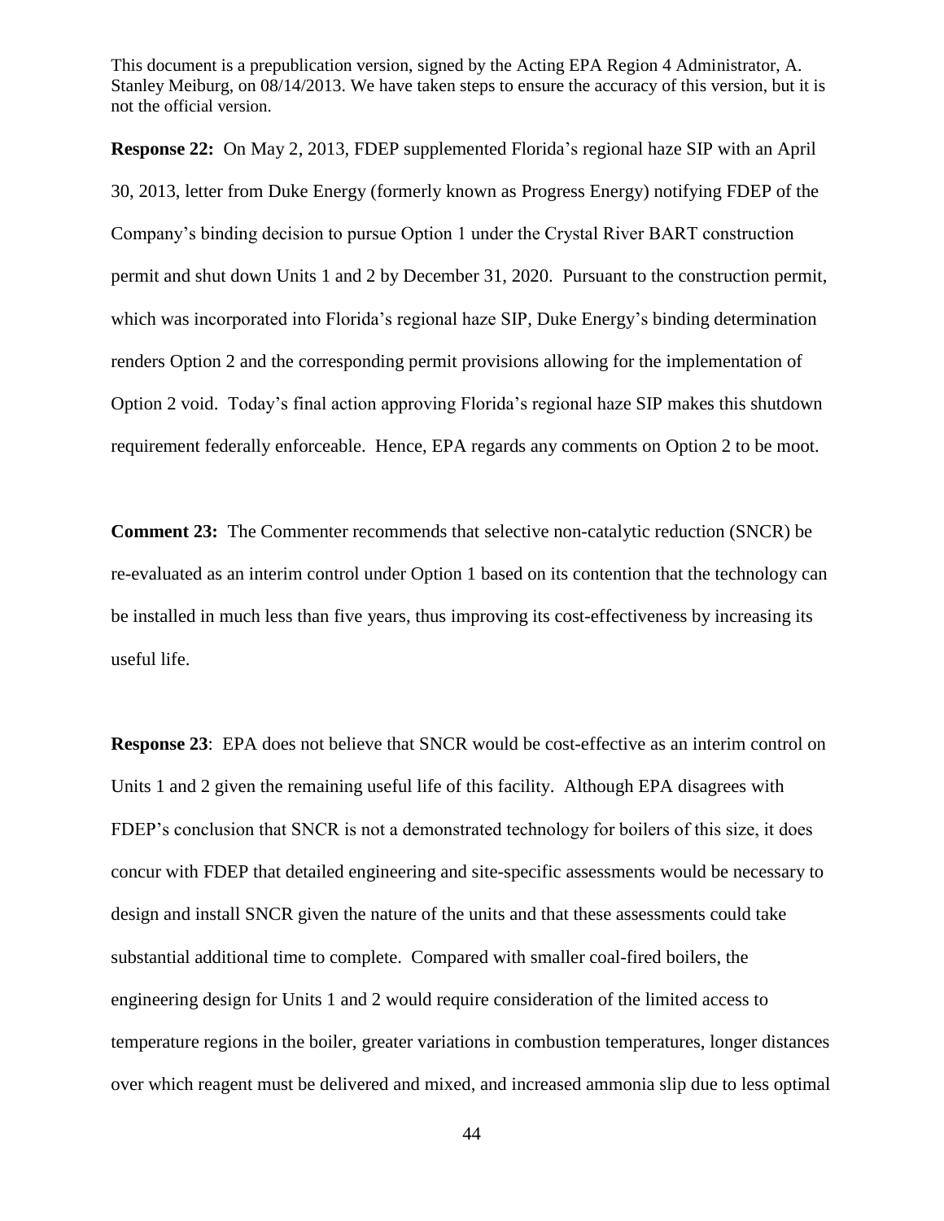**Response 22:** On May 2, 2013, FDEP supplemented Florida's regional haze SIP with an April 30, 2013, letter from Duke Energy (formerly known as Progress Energy) notifying FDEP of the Company's binding decision to pursue Option 1 under the Crystal River BART construction permit and shut down Units 1 and 2 by December 31, 2020. Pursuant to the construction permit, which was incorporated into Florida's regional haze SIP, Duke Energy's binding determination renders Option 2 and the corresponding permit provisions allowing for the implementation of Option 2 void. Today's final action approving Florida's regional haze SIP makes this shutdown requirement federally enforceable. Hence, EPA regards any comments on Option 2 to be moot.

**Comment 23:** The Commenter recommends that selective non-catalytic reduction (SNCR) be re-evaluated as an interim control under Option 1 based on its contention that the technology can be installed in much less than five years, thus improving its cost-effectiveness by increasing its useful life.

**Response 23**: EPA does not believe that SNCR would be cost-effective as an interim control on Units 1 and 2 given the remaining useful life of this facility. Although EPA disagrees with FDEP's conclusion that SNCR is not a demonstrated technology for boilers of this size, it does concur with FDEP that detailed engineering and site-specific assessments would be necessary to design and install SNCR given the nature of the units and that these assessments could take substantial additional time to complete. Compared with smaller coal-fired boilers, the engineering design for Units 1 and 2 would require consideration of the limited access to temperature regions in the boiler, greater variations in combustion temperatures, longer distances over which reagent must be delivered and mixed, and increased ammonia slip due to less optimal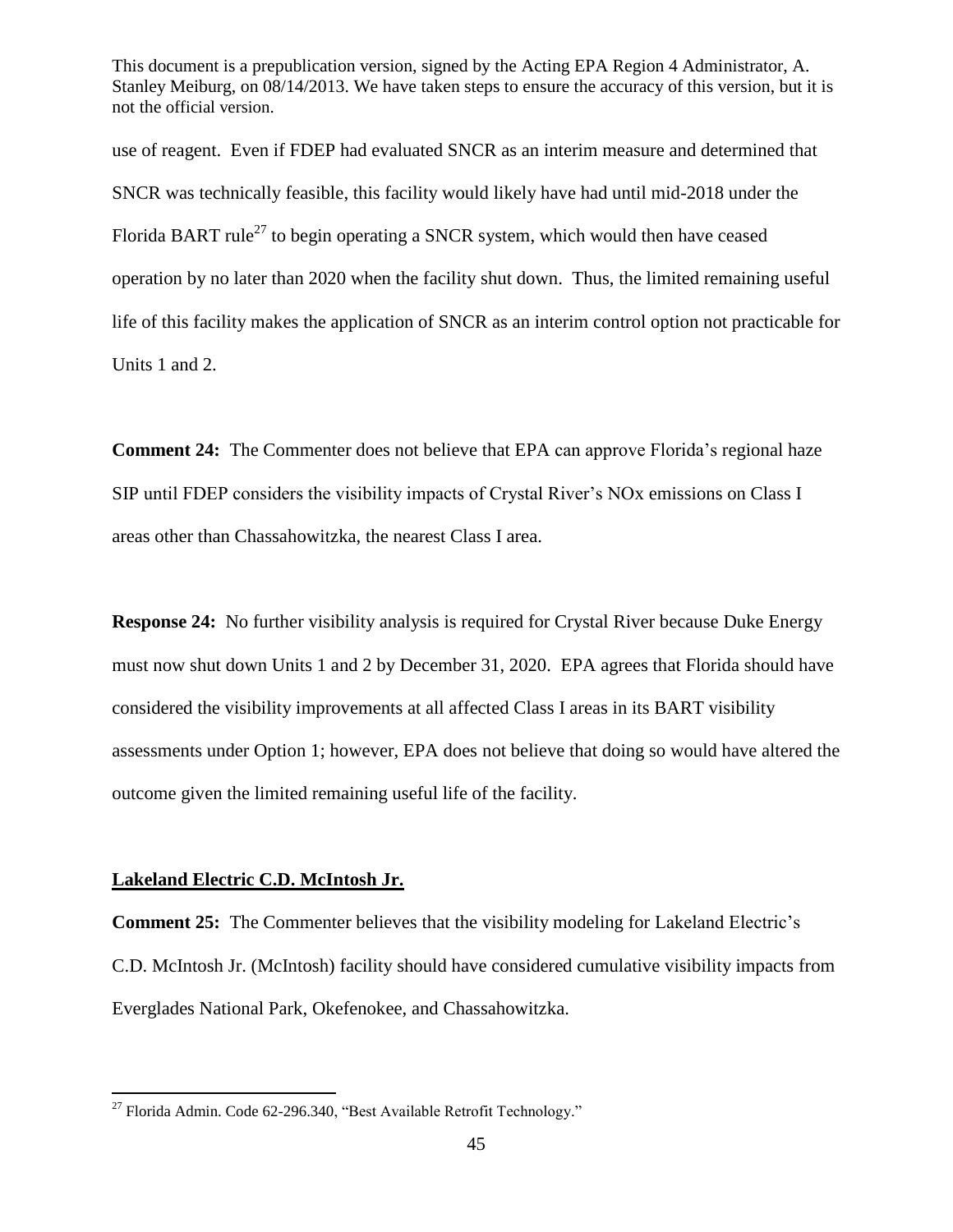use of reagent. Even if FDEP had evaluated SNCR as an interim measure and determined that SNCR was technically feasible, this facility would likely have had until mid-2018 under the Florida BART rule[27] to begin operating a SNCR system, which would then have ceased operation by no later than 2020 when the facility shut down. Thus, the limited remaining useful life of this facility makes the application of SNCR as an interim control option not practicable for Units 1 and 2.

**Comment 24:** The Commenter does not believe that EPA can approve Florida's regional haze SIP until FDEP considers the visibility impacts of Crystal River's NOx emissions on Class I areas other than Chassahowitzka, the nearest Class I area.

**Response 24:** No further visibility analysis is required for Crystal River because Duke Energy must now shut down Units 1 and 2 by December 31, 2020. EPA agrees that Florida should have considered the visibility improvements at all affected Class I areas in its BART visibility assessments under Option 1; however, EPA does not believe that doing so would have altered the outcome given the limited remaining useful life of the facility.

**Lakeland Electric C.D. McIntosh Jr.**

**Comment 25:** The Commenter believes that the visibility modeling for Lakeland Electric's C.D. McIntosh Jr. (McIntosh) facility should have considered cumulative visibility impacts from Everglades National Park, Okefenokee, and Chassahowitzka.

---

[27] Florida Admin. Code 62-296.340, "Best Available Retrofit Technology."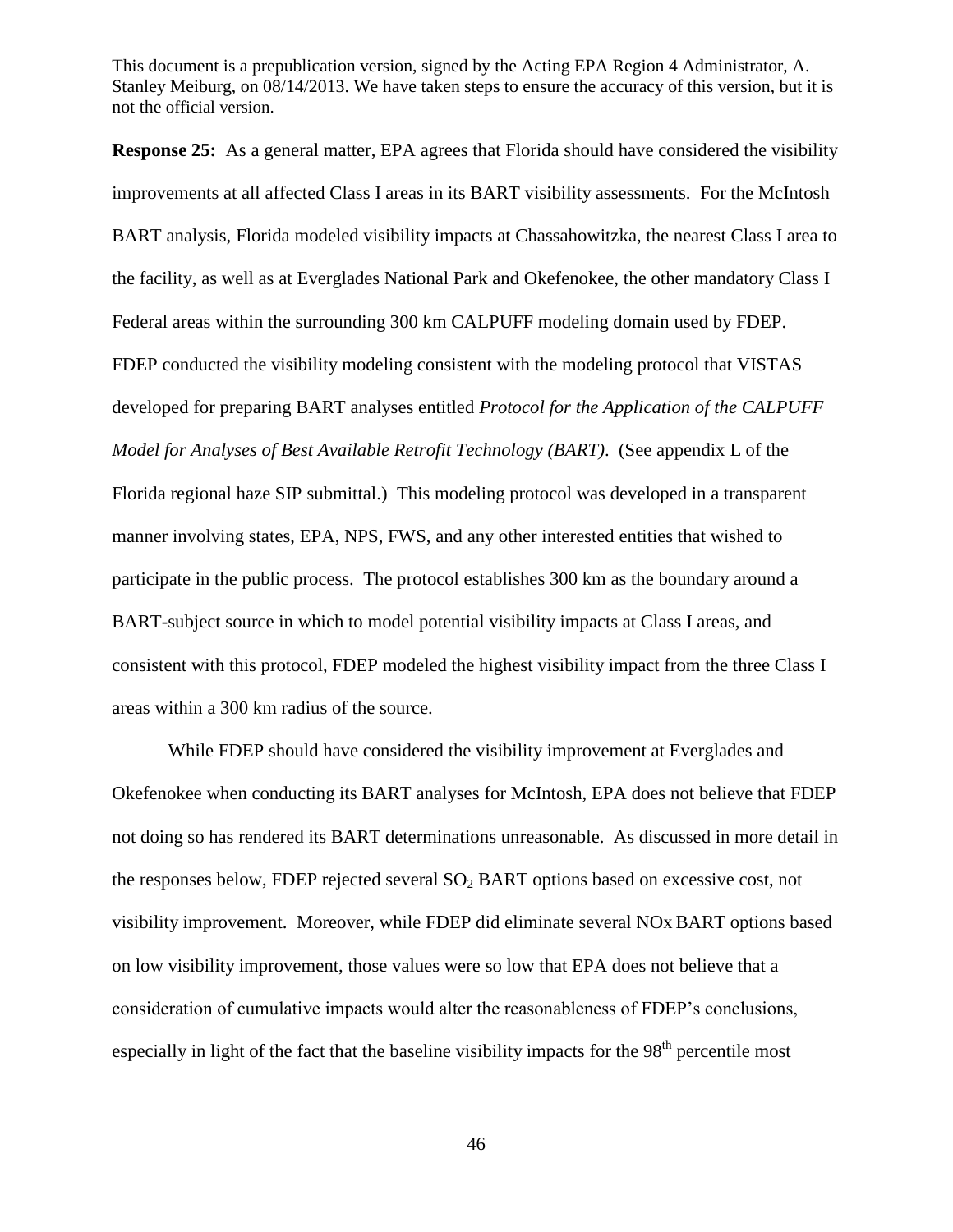**Response 25:** As a general matter, EPA agrees that Florida should have considered the visibility improvements at all affected Class I areas in its BART visibility assessments. For the McIntosh BART analysis, Florida modeled visibility impacts at Chassahowitzka, the nearest Class I area to the facility, as well as at Everglades National Park and Okefenokee, the other mandatory Class I Federal areas within the surrounding 300 km CALPUFF modeling domain used by FDEP. FDEP conducted the visibility modeling consistent with the modeling protocol that VISTAS developed for preparing BART analyses entitled *Protocol for the Application of the CALPUFF Model for Analyses of Best Available Retrofit Technology (BART)*. (See appendix L of the Florida regional haze SIP submittal.) This modeling protocol was developed in a transparent manner involving states, EPA, NPS, FWS, and any other interested entities that wished to participate in the public process. The protocol establishes 300 km as the boundary around a BART-subject source in which to model potential visibility impacts at Class I areas, and consistent with this protocol, FDEP modeled the highest visibility impact from the three Class I areas within a 300 km radius of the source.

While FDEP should have considered the visibility improvement at Everglades and Okefenokee when conducting its BART analyses for McIntosh, EPA does not believe that FDEP not doing so has rendered its BART determinations unreasonable. As discussed in more detail in the responses below, FDEP rejected several $SO_2$ BART options based on excessive cost, not visibility improvement. Moreover, while FDEP did eliminate several NOx BART options based on low visibility improvement, those values were so low that EPA does not believe that a consideration of cumulative impacts would alter the reasonableness of FDEP's conclusions, especially in light of the fact that the baseline visibility impacts for the 98$^{th}$ percentile most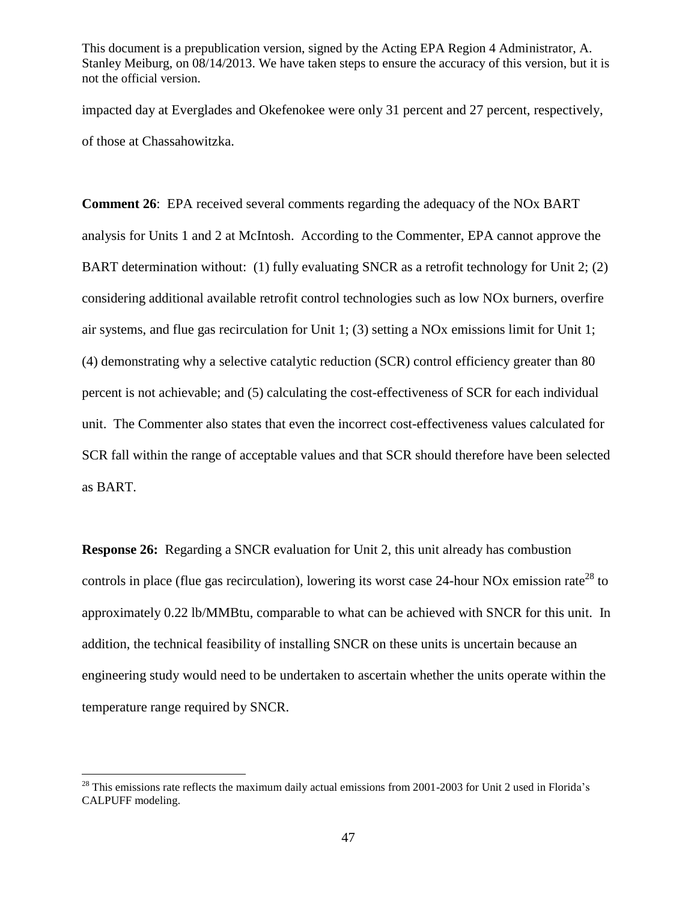impacted day at Everglades and Okefenokee were only 31 percent and 27 percent, respectively, of those at Chassahowitzka.

**Comment 26**: EPA received several comments regarding the adequacy of the NOx BART analysis for Units 1 and 2 at McIntosh. According to the Commenter, EPA cannot approve the BART determination without: (1) fully evaluating SNCR as a retrofit technology for Unit 2; (2) considering additional available retrofit control technologies such as low NOx burners, overfire air systems, and flue gas recirculation for Unit 1; (3) setting a NOx emissions limit for Unit 1; (4) demonstrating why a selective catalytic reduction (SCR) control efficiency greater than 80 percent is not achievable; and (5) calculating the cost-effectiveness of SCR for each individual unit. The Commenter also states that even the incorrect cost-effectiveness values calculated for SCR fall within the range of acceptable values and that SCR should therefore have been selected as BART.

**Response 26:** Regarding a SNCR evaluation for Unit 2, this unit already has combustion controls in place (flue gas recirculation), lowering its worst case 24-hour NOx emission rate[28] to approximately 0.22 lb/MMBtu, comparable to what can be achieved with SNCR for this unit. In addition, the technical feasibility of installing SNCR on these units is uncertain because an engineering study would need to be undertaken to ascertain whether the units operate within the temperature range required by SNCR.

[28] This emissions rate reflects the maximum daily actual emissions from 2001-2003 for Unit 2 used in Florida's CALPUFF modeling.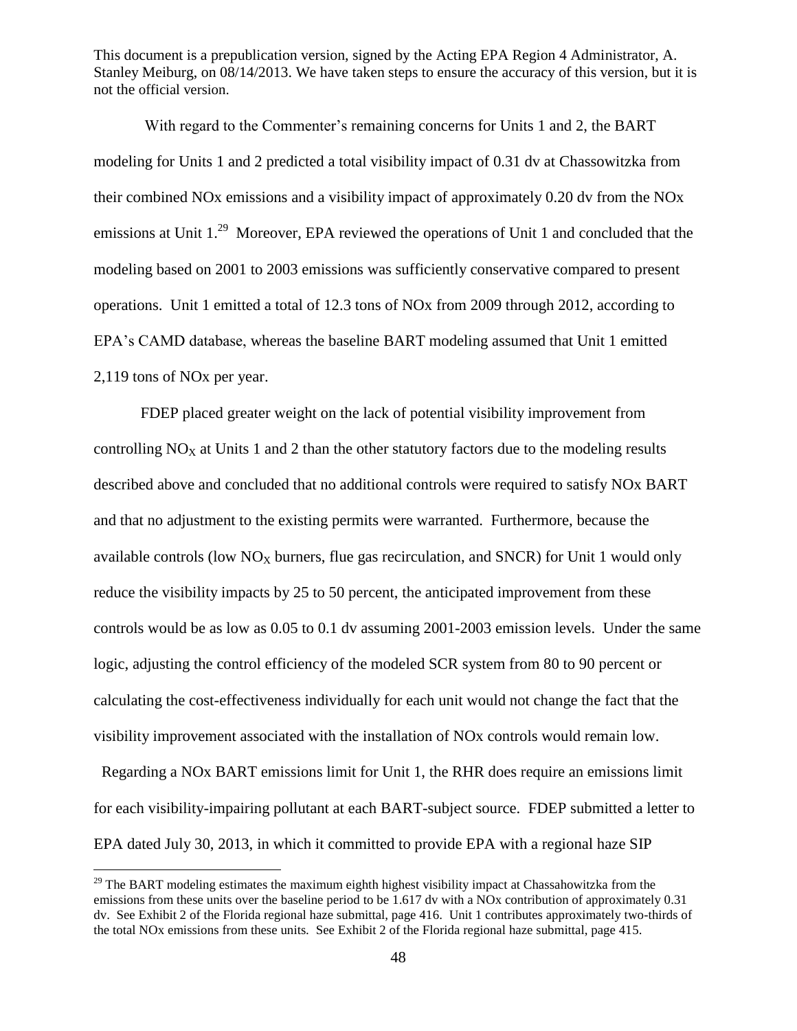With regard to the Commenter's remaining concerns for Units 1 and 2, the BART modeling for Units 1 and 2 predicted a total visibility impact of 0.31 dv at Chassowitzka from their combined NOx emissions and a visibility impact of approximately 0.20 dv from the NOx emissions at Unit 1.[29] Moreover, EPA reviewed the operations of Unit 1 and concluded that the modeling based on 2001 to 2003 emissions was sufficiently conservative compared to present operations. Unit 1 emitted a total of 12.3 tons of NOx from 2009 through 2012, according to EPA's CAMD database, whereas the baseline BART modeling assumed that Unit 1 emitted 2,119 tons of NOx per year.

FDEP placed greater weight on the lack of potential visibility improvement from controlling $NO_X$ at Units 1 and 2 than the other statutory factors due to the modeling results described above and concluded that no additional controls were required to satisfy NOx BART and that no adjustment to the existing permits were warranted. Furthermore, because the available controls (low $NO_X$ burners, flue gas recirculation, and SNCR) for Unit 1 would only reduce the visibility impacts by 25 to 50 percent, the anticipated improvement from these controls would be as low as 0.05 to 0.1 dv assuming 2001-2003 emission levels. Under the same logic, adjusting the control efficiency of the modeled SCR system from 80 to 90 percent or calculating the cost-effectiveness individually for each unit would not change the fact that the visibility improvement associated with the installation of NOx controls would remain low.

Regarding a NOx BART emissions limit for Unit 1, the RHR does require an emissions limit for each visibility-impairing pollutant at each BART-subject source. FDEP submitted a letter to EPA dated July 30, 2013, in which it committed to provide EPA with a regional haze SIP

[29] The BART modeling estimates the maximum eighth highest visibility impact at Chassahowitzka from the emissions from these units over the baseline period to be 1.617 dv with a NOx contribution of approximately 0.31 dv. See Exhibit 2 of the Florida regional haze submittal, page 416. Unit 1 contributes approximately two-thirds of the total NOx emissions from these units. See Exhibit 2 of the Florida regional haze submittal, page 415.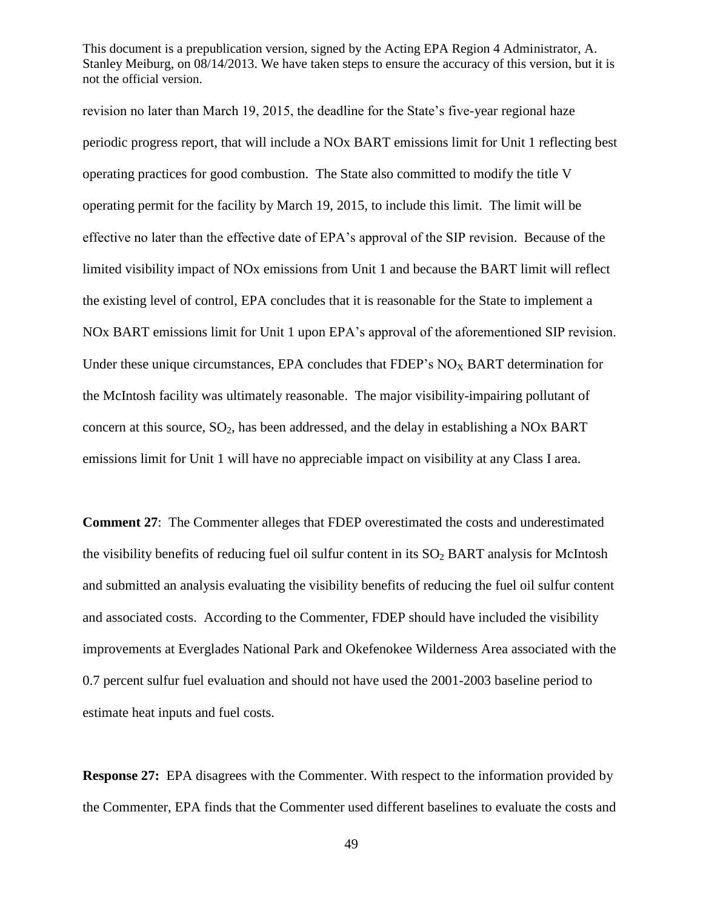revision no later than March 19, 2015, the deadline for the State's five-year regional haze periodic progress report, that will include a NOx BART emissions limit for Unit 1 reflecting best operating practices for good combustion. The State also committed to modify the title V operating permit for the facility by March 19, 2015, to include this limit. The limit will be effective no later than the effective date of EPA's approval of the SIP revision. Because of the limited visibility impact of NOx emissions from Unit 1 and because the BART limit will reflect the existing level of control, EPA concludes that it is reasonable for the State to implement a NOx BART emissions limit for Unit 1 upon EPA's approval of the aforementioned SIP revision. Under these unique circumstances, EPA concludes that FDEP's $NO_X$ BART determination for the McIntosh facility was ultimately reasonable. The major visibility-impairing pollutant of concern at this source, $SO_2$, has been addressed, and the delay in establishing a NOx BART emissions limit for Unit 1 will have no appreciable impact on visibility at any Class I area.

**Comment 27**: The Commenter alleges that FDEP overestimated the costs and underestimated the visibility benefits of reducing fuel oil sulfur content in its $SO_2$ BART analysis for McIntosh and submitted an analysis evaluating the visibility benefits of reducing the fuel oil sulfur content and associated costs. According to the Commenter, FDEP should have included the visibility improvements at Everglades National Park and Okefenokee Wilderness Area associated with the 0.7 percent sulfur fuel evaluation and should not have used the 2001-2003 baseline period to estimate heat inputs and fuel costs.

**Response 27:** EPA disagrees with the Commenter. With respect to the information provided by the Commenter, EPA finds that the Commenter used different baselines to evaluate the costs and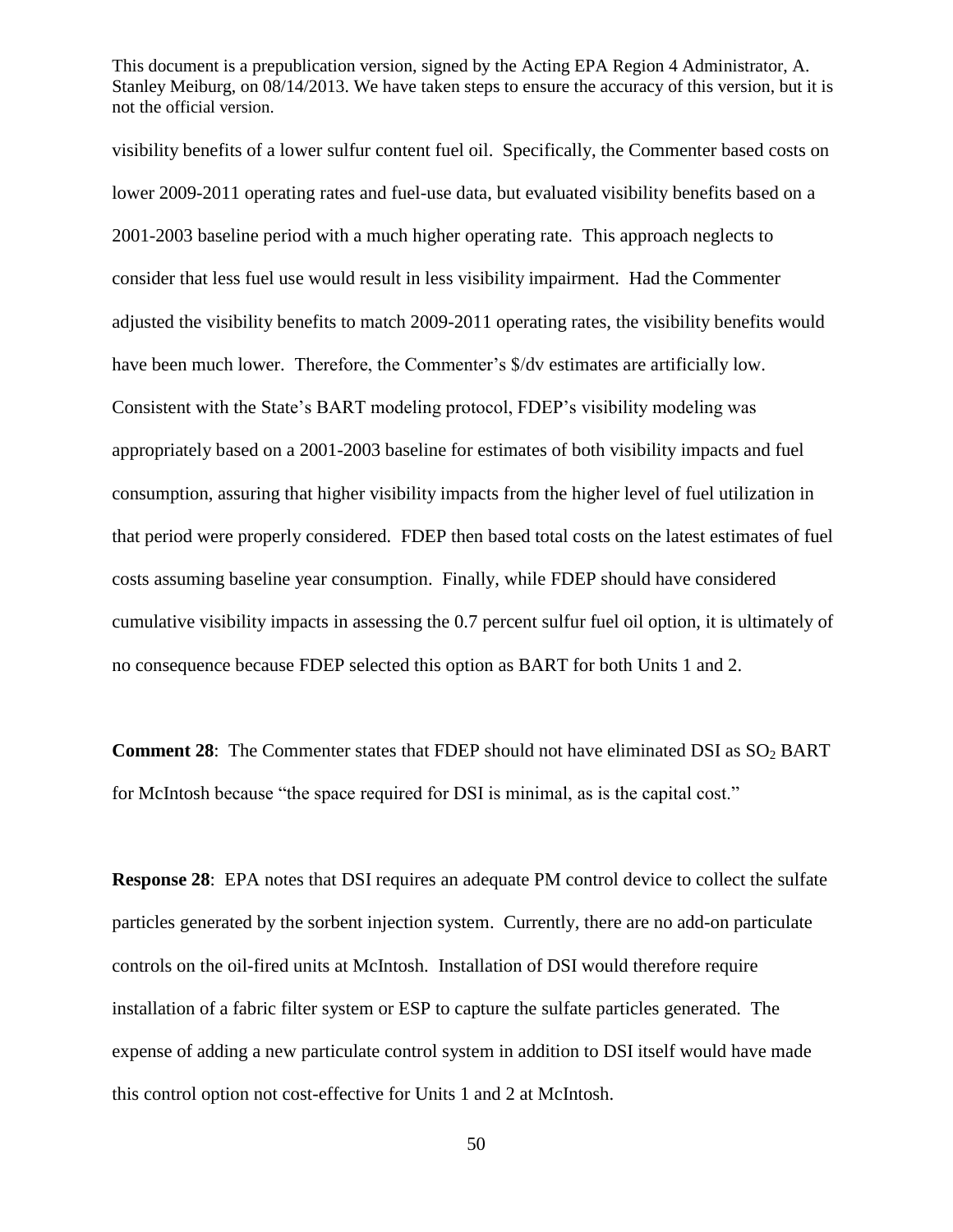visibility benefits of a lower sulfur content fuel oil. Specifically, the Commenter based costs on lower 2009-2011 operating rates and fuel-use data, but evaluated visibility benefits based on a 2001-2003 baseline period with a much higher operating rate. This approach neglects to consider that less fuel use would result in less visibility impairment. Had the Commenter adjusted the visibility benefits to match 2009-2011 operating rates, the visibility benefits would have been much lower. Therefore, the Commenter's $/dv estimates are artificially low. Consistent with the State's BART modeling protocol, FDEP's visibility modeling was appropriately based on a 2001-2003 baseline for estimates of both visibility impacts and fuel consumption, assuring that higher visibility impacts from the higher level of fuel utilization in that period were properly considered. FDEP then based total costs on the latest estimates of fuel costs assuming baseline year consumption. Finally, while FDEP should have considered cumulative visibility impacts in assessing the 0.7 percent sulfur fuel oil option, it is ultimately of no consequence because FDEP selected this option as BART for both Units 1 and 2.

**Comment 28**: The Commenter states that FDEP should not have eliminated DSI as $SO_2$ BART for McIntosh because "the space required for DSI is minimal, as is the capital cost."

**Response 28**: EPA notes that DSI requires an adequate PM control device to collect the sulfate particles generated by the sorbent injection system. Currently, there are no add-on particulate controls on the oil-fired units at McIntosh. Installation of DSI would therefore require installation of a fabric filter system or ESP to capture the sulfate particles generated. The expense of adding a new particulate control system in addition to DSI itself would have made this control option not cost-effective for Units 1 and 2 at McIntosh.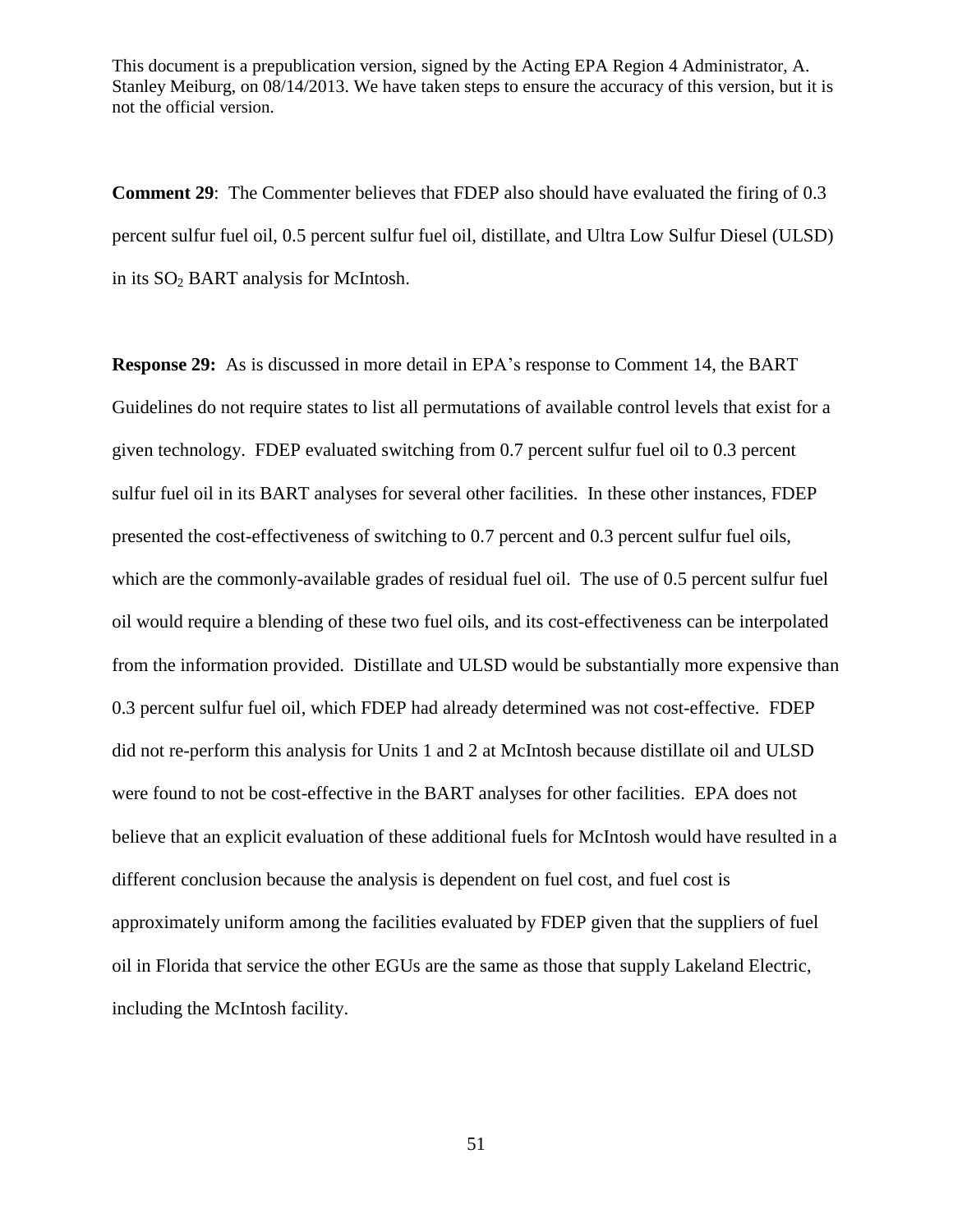**Comment 29**: The Commenter believes that FDEP also should have evaluated the firing of 0.3 percent sulfur fuel oil, 0.5 percent sulfur fuel oil, distillate, and Ultra Low Sulfur Diesel (ULSD) in its $SO_2$ BART analysis for McIntosh.

**Response 29:** As is discussed in more detail in EPA's response to Comment 14, the BART Guidelines do not require states to list all permutations of available control levels that exist for a given technology. FDEP evaluated switching from 0.7 percent sulfur fuel oil to 0.3 percent sulfur fuel oil in its BART analyses for several other facilities. In these other instances, FDEP presented the cost-effectiveness of switching to 0.7 percent and 0.3 percent sulfur fuel oils, which are the commonly-available grades of residual fuel oil. The use of 0.5 percent sulfur fuel oil would require a blending of these two fuel oils, and its cost-effectiveness can be interpolated from the information provided. Distillate and ULSD would be substantially more expensive than 0.3 percent sulfur fuel oil, which FDEP had already determined was not cost-effective. FDEP did not re-perform this analysis for Units 1 and 2 at McIntosh because distillate oil and ULSD were found to not be cost-effective in the BART analyses for other facilities. EPA does not believe that an explicit evaluation of these additional fuels for McIntosh would have resulted in a different conclusion because the analysis is dependent on fuel cost, and fuel cost is approximately uniform among the facilities evaluated by FDEP given that the suppliers of fuel oil in Florida that service the other EGUs are the same as those that supply Lakeland Electric, including the McIntosh facility.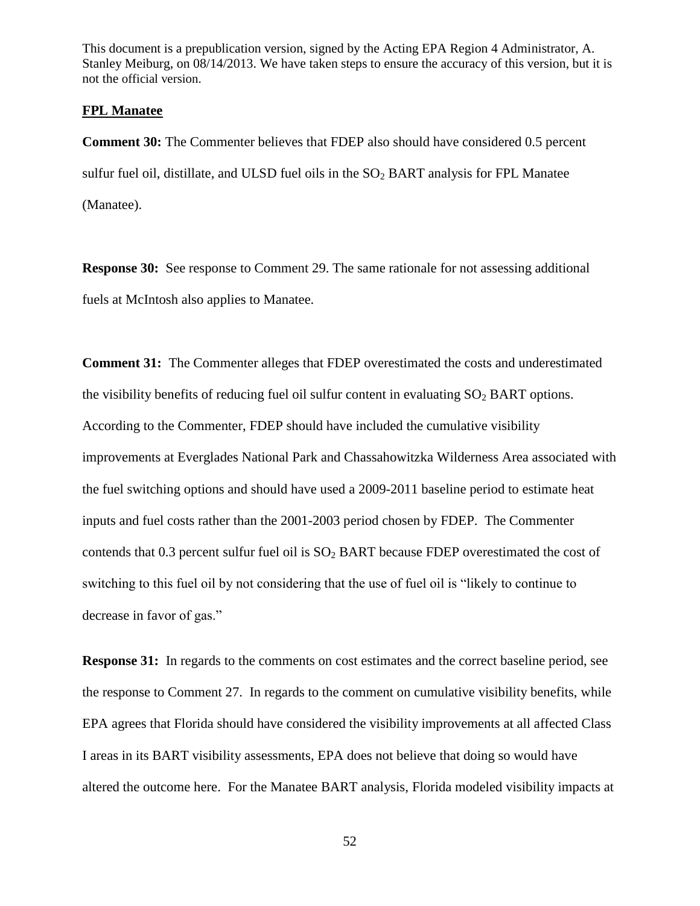This document is a prepublication version, signed by the Acting EPA Region 4 Administrator, A. Stanley Meiburg, on 08/14/2013. We have taken steps to ensure the accuracy of this version, but it is not the official version.

**FPL Manatee**

**Comment 30:** The Commenter believes that FDEP also should have considered 0.5 percent sulfur fuel oil, distillate, and ULSD fuel oils in the $SO_2$ BART analysis for FPL Manatee (Manatee).

**Response 30:** See response to Comment 29. The same rationale for not assessing additional fuels at McIntosh also applies to Manatee.

**Comment 31:** The Commenter alleges that FDEP overestimated the costs and underestimated the visibility benefits of reducing fuel oil sulfur content in evaluating $SO_2$ BART options. According to the Commenter, FDEP should have included the cumulative visibility improvements at Everglades National Park and Chassahowitzka Wilderness Area associated with the fuel switching options and should have used a 2009-2011 baseline period to estimate heat inputs and fuel costs rather than the 2001-2003 period chosen by FDEP. The Commenter contends that 0.3 percent sulfur fuel oil is $SO_2$ BART because FDEP overestimated the cost of switching to this fuel oil by not considering that the use of fuel oil is "likely to continue to decrease in favor of gas."

**Response 31:** In regards to the comments on cost estimates and the correct baseline period, see the response to Comment 27. In regards to the comment on cumulative visibility benefits, while EPA agrees that Florida should have considered the visibility improvements at all affected Class I areas in its BART visibility assessments, EPA does not believe that doing so would have altered the outcome here. For the Manatee BART analysis, Florida modeled visibility impacts at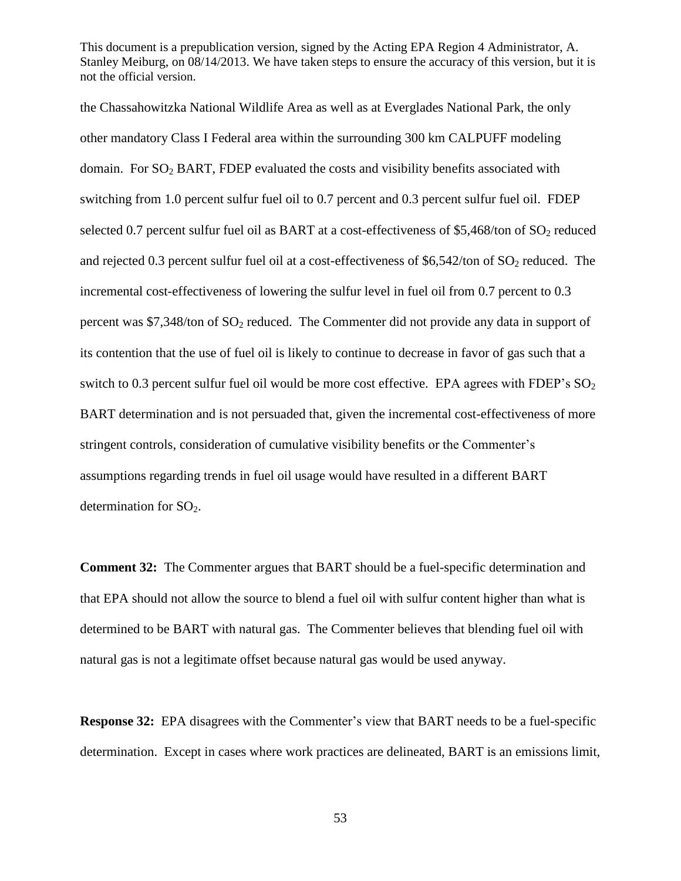the Chassahowitzka National Wildlife Area as well as at Everglades National Park, the only other mandatory Class I Federal area within the surrounding 300 km CALPUFF modeling domain. For $SO_2$ BART, FDEP evaluated the costs and visibility benefits associated with switching from 1.0 percent sulfur fuel oil to 0.7 percent and 0.3 percent sulfur fuel oil. FDEP selected 0.7 percent sulfur fuel oil as BART at a cost-effectiveness of \$5,468/ton of $SO_2$ reduced and rejected 0.3 percent sulfur fuel oil at a cost-effectiveness of \$6,542/ton of $SO_2$ reduced. The incremental cost-effectiveness of lowering the sulfur level in fuel oil from 0.7 percent to 0.3 percent was \$7,348/ton of $SO_2$ reduced. The Commenter did not provide any data in support of its contention that the use of fuel oil is likely to continue to decrease in favor of gas such that a switch to 0.3 percent sulfur fuel oil would be more cost effective. EPA agrees with FDEP's $SO_2$ BART determination and is not persuaded that, given the incremental cost-effectiveness of more stringent controls, consideration of cumulative visibility benefits or the Commenter's assumptions regarding trends in fuel oil usage would have resulted in a different BART determination for $SO_2$.

**Comment 32:** The Commenter argues that BART should be a fuel-specific determination and that EPA should not allow the source to blend a fuel oil with sulfur content higher than what is determined to be BART with natural gas. The Commenter believes that blending fuel oil with natural gas is not a legitimate offset because natural gas would be used anyway.

**Response 32:** EPA disagrees with the Commenter's view that BART needs to be a fuel-specific determination. Except in cases where work practices are delineated, BART is an emissions limit,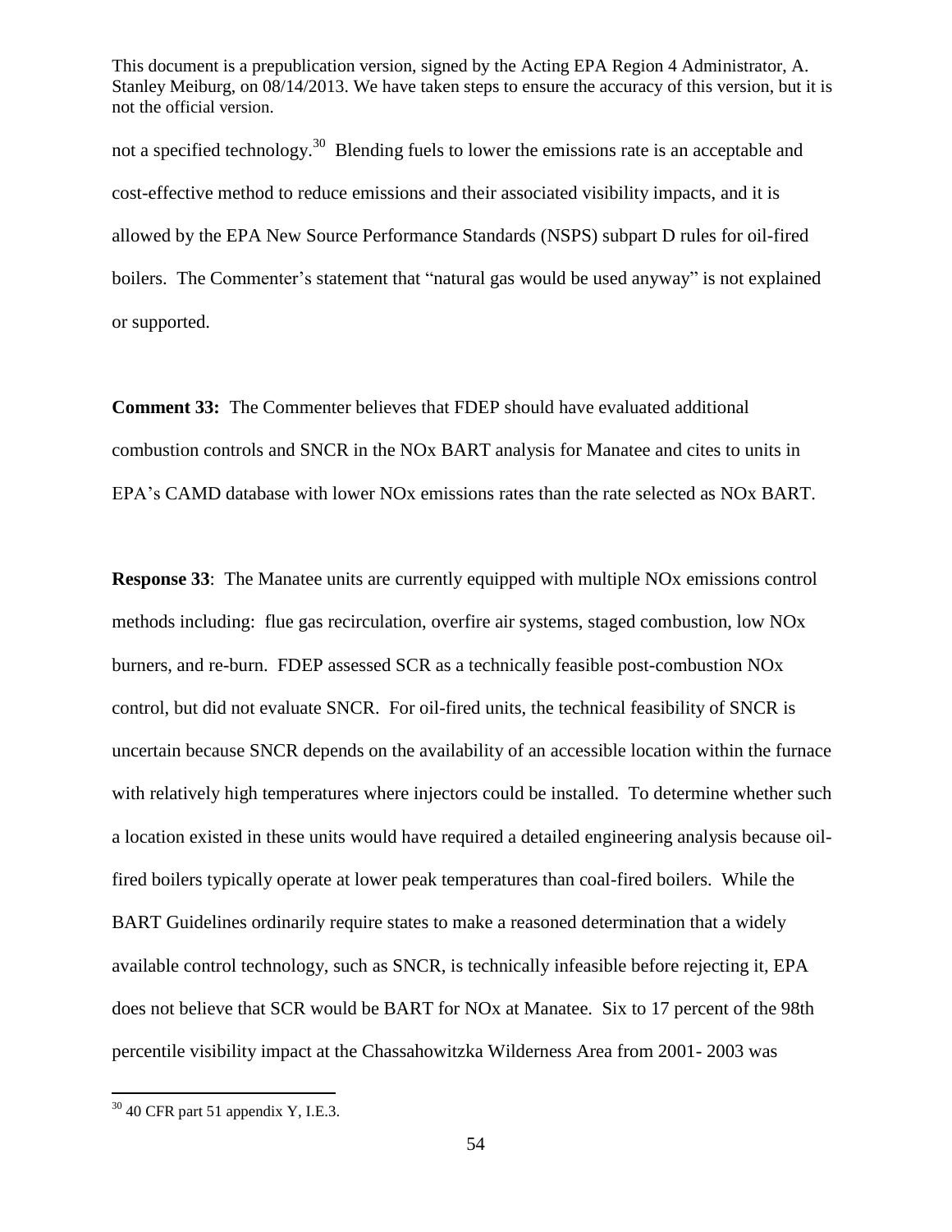not a specified technology.[30] Blending fuels to lower the emissions rate is an acceptable and cost-effective method to reduce emissions and their associated visibility impacts, and it is allowed by the EPA New Source Performance Standards (NSPS) subpart D rules for oil-fired boilers. The Commenter's statement that "natural gas would be used anyway" is not explained or supported.

**Comment 33:** The Commenter believes that FDEP should have evaluated additional combustion controls and SNCR in the NOx BART analysis for Manatee and cites to units in EPA's CAMD database with lower NOx emissions rates than the rate selected as NOx BART.

**Response 33**: The Manatee units are currently equipped with multiple NOx emissions control methods including: flue gas recirculation, overfire air systems, staged combustion, low NOx burners, and re-burn. FDEP assessed SCR as a technically feasible post-combustion NOx control, but did not evaluate SNCR. For oil-fired units, the technical feasibility of SNCR is uncertain because SNCR depends on the availability of an accessible location within the furnace with relatively high temperatures where injectors could be installed. To determine whether such a location existed in these units would have required a detailed engineering analysis because oil-fired boilers typically operate at lower peak temperatures than coal-fired boilers. While the BART Guidelines ordinarily require states to make a reasoned determination that a widely available control technology, such as SNCR, is technically infeasible before rejecting it, EPA does not believe that SCR would be BART for NOx at Manatee. Six to 17 percent of the 98th percentile visibility impact at the Chassahowitzka Wilderness Area from 2001- 2003 was

[30] 40 CFR part 51 appendix Y, I.E.3.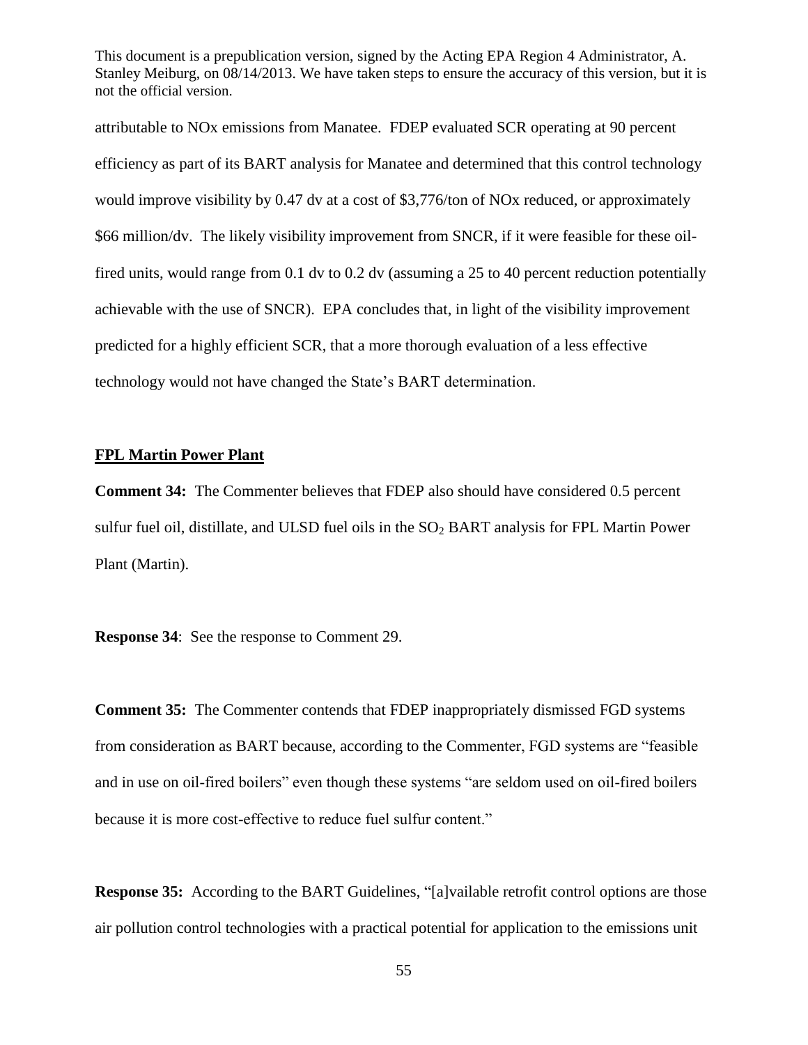attributable to NOx emissions from Manatee. FDEP evaluated SCR operating at 90 percent efficiency as part of its BART analysis for Manatee and determined that this control technology would improve visibility by 0.47 dv at a cost of $3,776/ton of NOx reduced, or approximately $66 million/dv. The likely visibility improvement from SNCR, if it were feasible for these oil-fired units, would range from 0.1 dv to 0.2 dv (assuming a 25 to 40 percent reduction potentially achievable with the use of SNCR). EPA concludes that, in light of the visibility improvement predicted for a highly efficient SCR, that a more thorough evaluation of a less effective technology would not have changed the State's BART determination.

**FPL Martin Power Plant**

**Comment 34:** The Commenter believes that FDEP also should have considered 0.5 percent sulfur fuel oil, distillate, and ULSD fuel oils in the $SO_2$ BART analysis for FPL Martin Power Plant (Martin).

**Response 34**: See the response to Comment 29.

**Comment 35:** The Commenter contends that FDEP inappropriately dismissed FGD systems from consideration as BART because, according to the Commenter, FGD systems are "feasible and in use on oil-fired boilers" even though these systems "are seldom used on oil-fired boilers because it is more cost-effective to reduce fuel sulfur content."

**Response 35:** According to the BART Guidelines, "[a]vailable retrofit control options are those air pollution control technologies with a practical potential for application to the emissions unit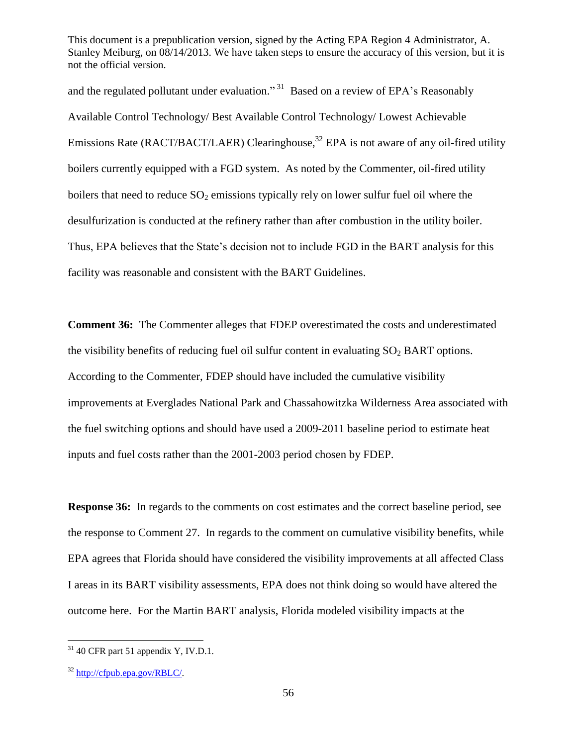and the regulated pollutant under evaluation."[31] Based on a review of EPA's Reasonably Available Control Technology/ Best Available Control Technology/ Lowest Achievable Emissions Rate (RACT/BACT/LAER) Clearinghouse,[32] EPA is not aware of any oil-fired utility boilers currently equipped with a FGD system. As noted by the Commenter, oil-fired utility boilers that need to reduce $SO_2$ emissions typically rely on lower sulfur fuel oil where the desulfurization is conducted at the refinery rather than after combustion in the utility boiler. Thus, EPA believes that the State's decision not to include FGD in the BART analysis for this facility was reasonable and consistent with the BART Guidelines.

**Comment 36:** The Commenter alleges that FDEP overestimated the costs and underestimated the visibility benefits of reducing fuel oil sulfur content in evaluating $SO_2$ BART options. According to the Commenter, FDEP should have included the cumulative visibility improvements at Everglades National Park and Chassahowitzka Wilderness Area associated with the fuel switching options and should have used a 2009-2011 baseline period to estimate heat inputs and fuel costs rather than the 2001-2003 period chosen by FDEP.

**Response 36:** In regards to the comments on cost estimates and the correct baseline period, see the response to Comment 27. In regards to the comment on cumulative visibility benefits, while EPA agrees that Florida should have considered the visibility improvements at all affected Class I areas in its BART visibility assessments, EPA does not think doing so would have altered the outcome here. For the Martin BART analysis, Florida modeled visibility impacts at the

---

[31] 40 CFR part 51 appendix Y, IV.D.1.

[32] http://cfpub.epa.gov/RBLC/.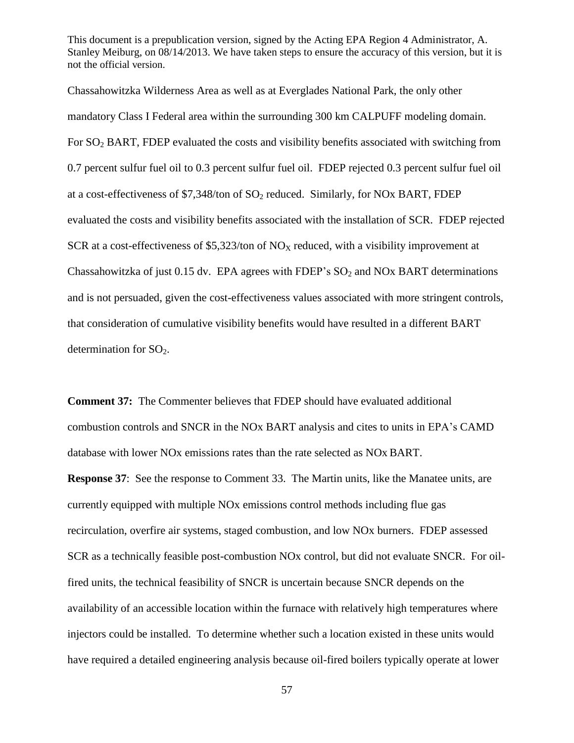Chassahowitzka Wilderness Area as well as at Everglades National Park, the only other mandatory Class I Federal area within the surrounding 300 km CALPUFF modeling domain. For $SO_2$ BART, FDEP evaluated the costs and visibility benefits associated with switching from 0.7 percent sulfur fuel oil to 0.3 percent sulfur fuel oil. FDEP rejected 0.3 percent sulfur fuel oil at a cost-effectiveness of $7,348/ton of $SO_2$ reduced. Similarly, for NOx BART, FDEP evaluated the costs and visibility benefits associated with the installation of SCR. FDEP rejected SCR at a cost-effectiveness of $5,323/ton of $NO_X$ reduced, with a visibility improvement at Chassahowitzka of just 0.15 dv. EPA agrees with FDEP's $SO_2$ and NOx BART determinations and is not persuaded, given the cost-effectiveness values associated with more stringent controls, that consideration of cumulative visibility benefits would have resulted in a different BART determination for $SO_2$.

**Comment 37:** The Commenter believes that FDEP should have evaluated additional combustion controls and SNCR in the NOx BART analysis and cites to units in EPA's CAMD database with lower NOx emissions rates than the rate selected as NOx BART.

**Response 37**: See the response to Comment 33. The Martin units, like the Manatee units, are currently equipped with multiple NOx emissions control methods including flue gas recirculation, overfire air systems, staged combustion, and low NOx burners. FDEP assessed SCR as a technically feasible post-combustion NOx control, but did not evaluate SNCR. For oil-fired units, the technical feasibility of SNCR is uncertain because SNCR depends on the availability of an accessible location within the furnace with relatively high temperatures where injectors could be installed. To determine whether such a location existed in these units would have required a detailed engineering analysis because oil-fired boilers typically operate at lower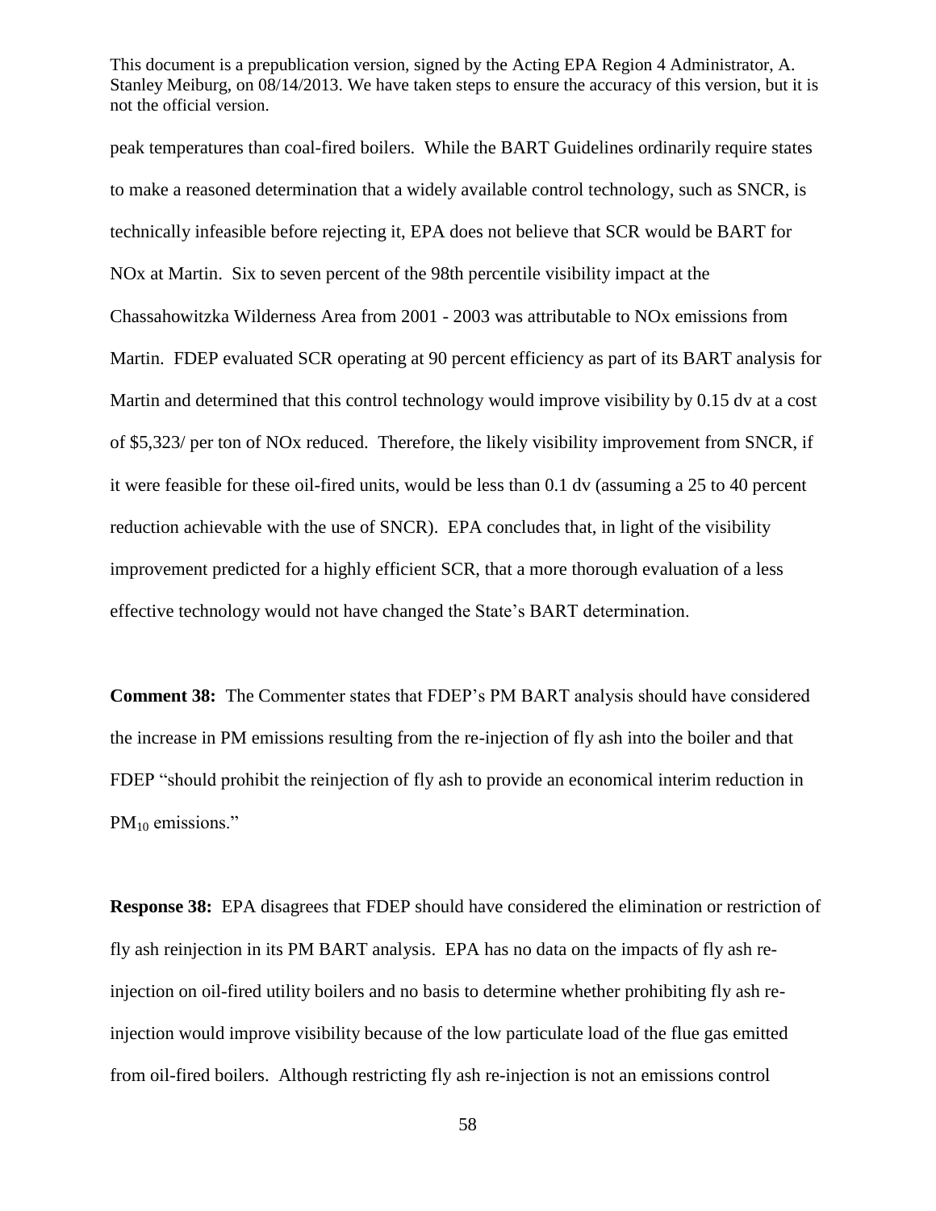peak temperatures than coal-fired boilers. While the BART Guidelines ordinarily require states to make a reasoned determination that a widely available control technology, such as SNCR, is technically infeasible before rejecting it, EPA does not believe that SCR would be BART for NOx at Martin. Six to seven percent of the 98th percentile visibility impact at the Chassahowitzka Wilderness Area from 2001 - 2003 was attributable to NOx emissions from Martin. FDEP evaluated SCR operating at 90 percent efficiency as part of its BART analysis for Martin and determined that this control technology would improve visibility by 0.15 dv at a cost of $5,323/ per ton of NOx reduced. Therefore, the likely visibility improvement from SNCR, if it were feasible for these oil-fired units, would be less than 0.1 dv (assuming a 25 to 40 percent reduction achievable with the use of SNCR). EPA concludes that, in light of the visibility improvement predicted for a highly efficient SCR, that a more thorough evaluation of a less effective technology would not have changed the State's BART determination.

**Comment 38:** The Commenter states that FDEP's PM BART analysis should have considered the increase in PM emissions resulting from the re-injection of fly ash into the boiler and that FDEP "should prohibit the reinjection of fly ash to provide an economical interim reduction in $PM_{10}$ emissions."

**Response 38:** EPA disagrees that FDEP should have considered the elimination or restriction of fly ash reinjection in its PM BART analysis. EPA has no data on the impacts of fly ash re-injection on oil-fired utility boilers and no basis to determine whether prohibiting fly ash re-injection would improve visibility because of the low particulate load of the flue gas emitted from oil-fired boilers. Although restricting fly ash re-injection is not an emissions control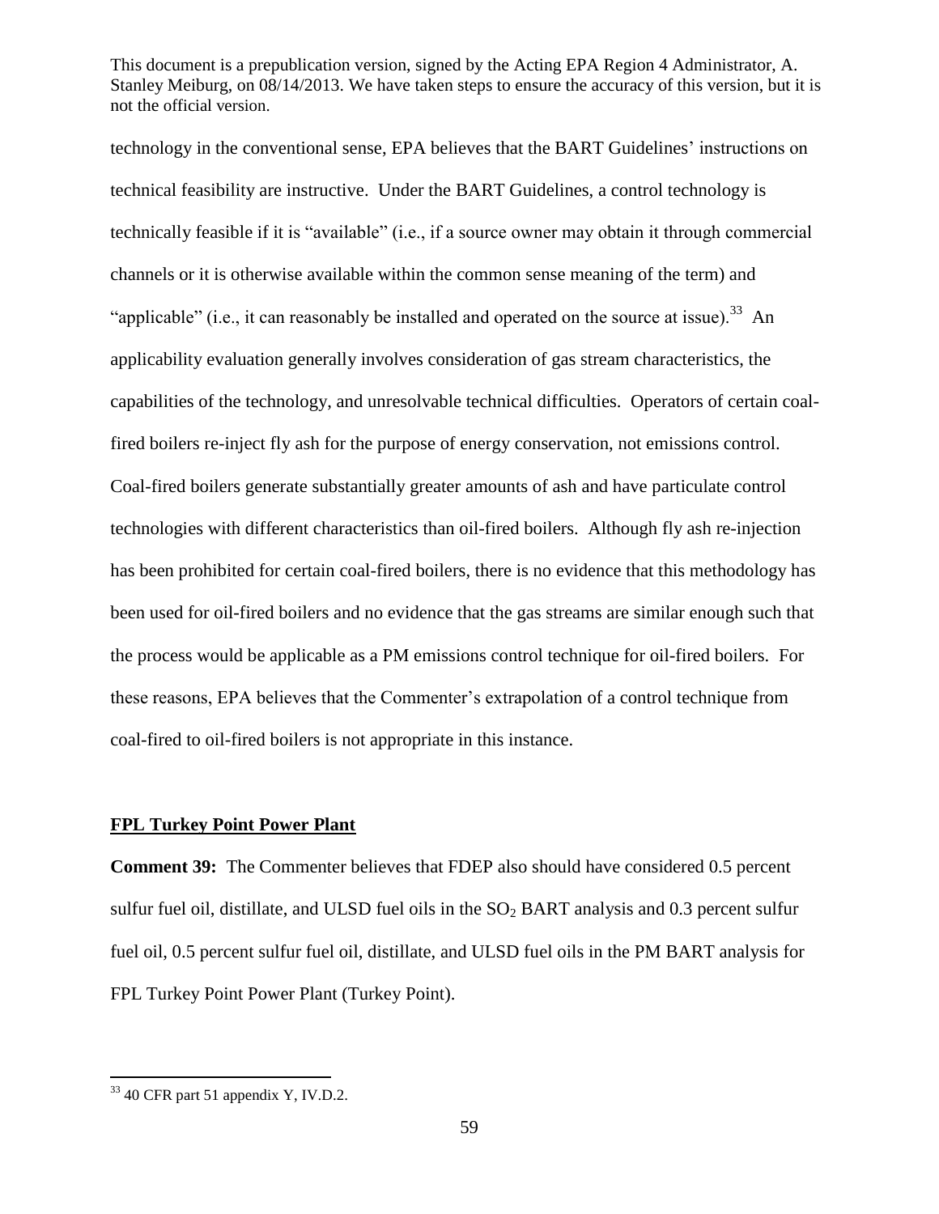technology in the conventional sense, EPA believes that the BART Guidelines' instructions on technical feasibility are instructive. Under the BART Guidelines, a control technology is technically feasible if it is "available" (i.e., if a source owner may obtain it through commercial channels or it is otherwise available within the common sense meaning of the term) and "applicable" (i.e., it can reasonably be installed and operated on the source at issue).[33] An applicability evaluation generally involves consideration of gas stream characteristics, the capabilities of the technology, and unresolvable technical difficulties. Operators of certain coal-fired boilers re-inject fly ash for the purpose of energy conservation, not emissions control. Coal-fired boilers generate substantially greater amounts of ash and have particulate control technologies with different characteristics than oil-fired boilers. Although fly ash re-injection has been prohibited for certain coal-fired boilers, there is no evidence that this methodology has been used for oil-fired boilers and no evidence that the gas streams are similar enough such that the process would be applicable as a PM emissions control technique for oil-fired boilers. For these reasons, EPA believes that the Commenter's extrapolation of a control technique from coal-fired to oil-fired boilers is not appropriate in this instance.

**FPL Turkey Point Power Plant**

**Comment 39:** The Commenter believes that FDEP also should have considered 0.5 percent sulfur fuel oil, distillate, and ULSD fuel oils in the $SO_2$ BART analysis and 0.3 percent sulfur fuel oil, 0.5 percent sulfur fuel oil, distillate, and ULSD fuel oils in the PM BART analysis for FPL Turkey Point Power Plant (Turkey Point).

[33] 40 CFR part 51 appendix Y, IV.D.2.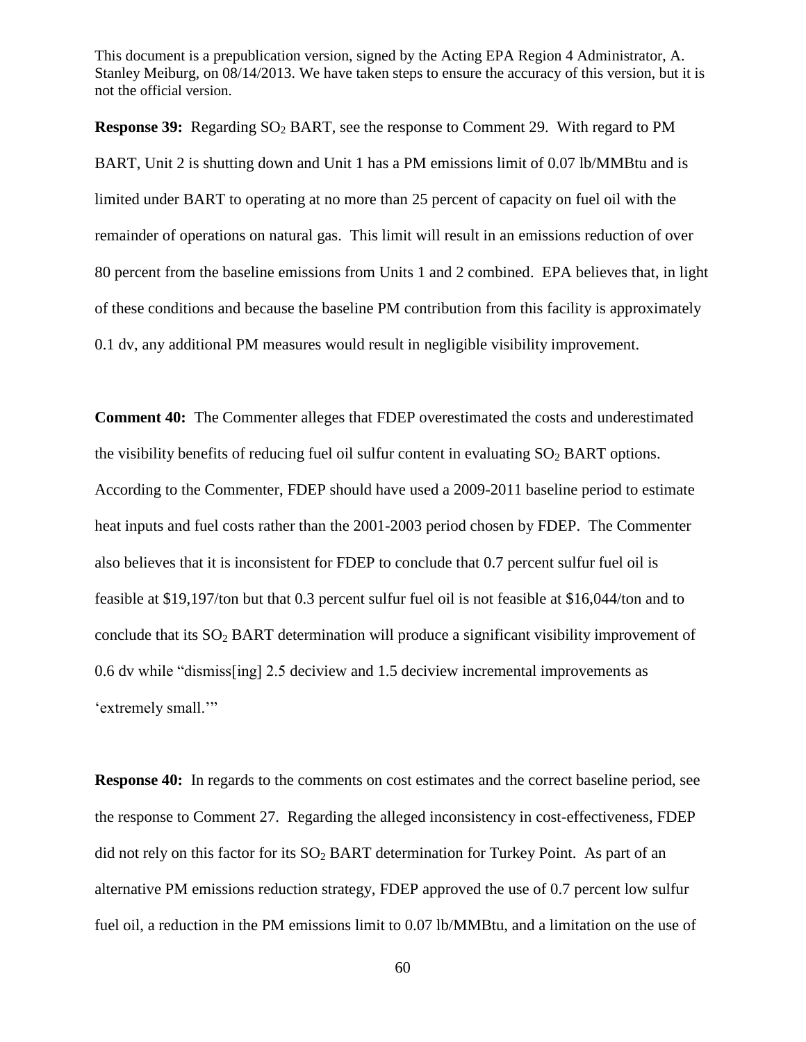**Response 39:** Regarding $SO_2$ BART, see the response to Comment 29. With regard to PM BART, Unit 2 is shutting down and Unit 1 has a PM emissions limit of 0.07 lb/MMBtu and is limited under BART to operating at no more than 25 percent of capacity on fuel oil with the remainder of operations on natural gas. This limit will result in an emissions reduction of over 80 percent from the baseline emissions from Units 1 and 2 combined. EPA believes that, in light of these conditions and because the baseline PM contribution from this facility is approximately 0.1 dv, any additional PM measures would result in negligible visibility improvement.

**Comment 40:** The Commenter alleges that FDEP overestimated the costs and underestimated the visibility benefits of reducing fuel oil sulfur content in evaluating $SO_2$ BART options. According to the Commenter, FDEP should have used a 2009-2011 baseline period to estimate heat inputs and fuel costs rather than the 2001-2003 period chosen by FDEP. The Commenter also believes that it is inconsistent for FDEP to conclude that 0.7 percent sulfur fuel oil is feasible at $19,197/ton but that 0.3 percent sulfur fuel oil is not feasible at $16,044/ton and to conclude that its $SO_2$ BART determination will produce a significant visibility improvement of 0.6 dv while "dismiss[ing] 2.5 deciview and 1.5 deciview incremental improvements as 'extremely small.'"

**Response 40:** In regards to the comments on cost estimates and the correct baseline period, see the response to Comment 27. Regarding the alleged inconsistency in cost-effectiveness, FDEP did not rely on this factor for its $SO_2$ BART determination for Turkey Point. As part of an alternative PM emissions reduction strategy, FDEP approved the use of 0.7 percent low sulfur fuel oil, a reduction in the PM emissions limit to 0.07 lb/MMBtu, and a limitation on the use of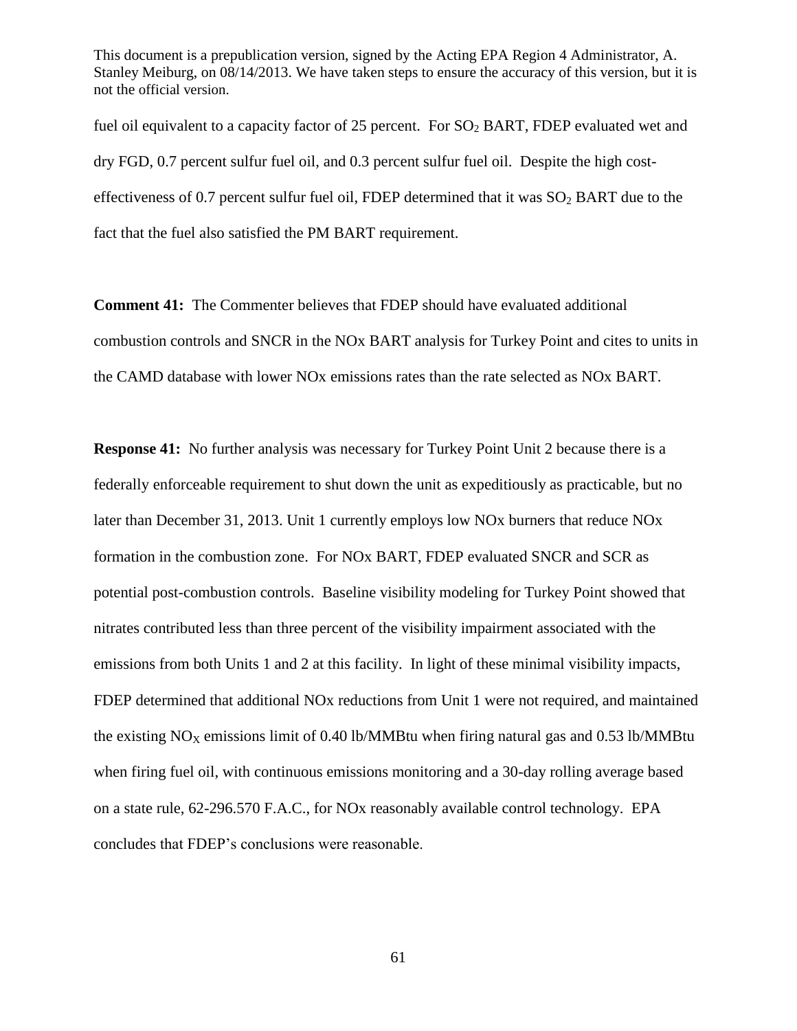fuel oil equivalent to a capacity factor of 25 percent. For $SO_2$ BART, FDEP evaluated wet and dry FGD, 0.7 percent sulfur fuel oil, and 0.3 percent sulfur fuel oil. Despite the high cost-effectiveness of 0.7 percent sulfur fuel oil, FDEP determined that it was $SO_2$ BART due to the fact that the fuel also satisfied the PM BART requirement.

**Comment 41:** The Commenter believes that FDEP should have evaluated additional combustion controls and SNCR in the NOx BART analysis for Turkey Point and cites to units in the CAMD database with lower NOx emissions rates than the rate selected as NOx BART.

**Response 41:** No further analysis was necessary for Turkey Point Unit 2 because there is a federally enforceable requirement to shut down the unit as expeditiously as practicable, but no later than December 31, 2013. Unit 1 currently employs low NOx burners that reduce NOx formation in the combustion zone. For NOx BART, FDEP evaluated SNCR and SCR as potential post-combustion controls. Baseline visibility modeling for Turkey Point showed that nitrates contributed less than three percent of the visibility impairment associated with the emissions from both Units 1 and 2 at this facility. In light of these minimal visibility impacts, FDEP determined that additional NOx reductions from Unit 1 were not required, and maintained the existing $NO_X$ emissions limit of 0.40 lb/MMBtu when firing natural gas and 0.53 lb/MMBtu when firing fuel oil, with continuous emissions monitoring and a 30-day rolling average based on a state rule, 62-296.570 F.A.C., for NOx reasonably available control technology. EPA concludes that FDEP's conclusions were reasonable.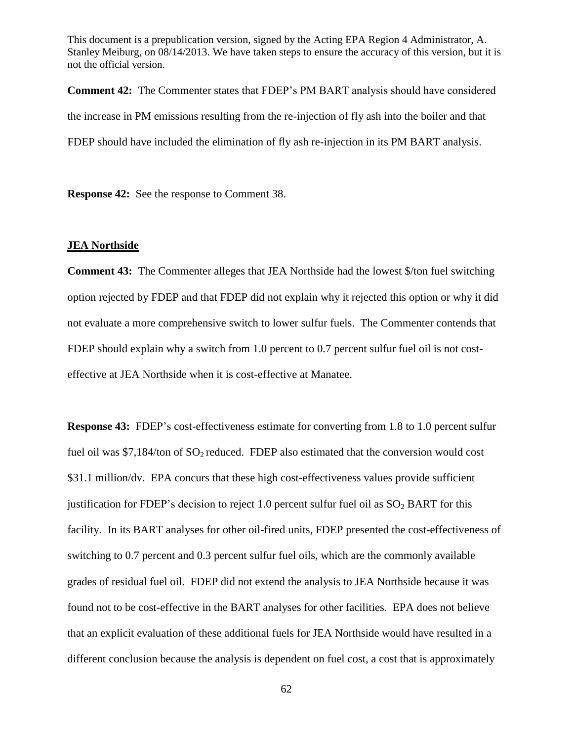**Comment 42:** The Commenter states that FDEP's PM BART analysis should have considered the increase in PM emissions resulting from the re-injection of fly ash into the boiler and that FDEP should have included the elimination of fly ash re-injection in its PM BART analysis.

**Response 42:** See the response to Comment 38.

**JEA Northside**

**Comment 43:** The Commenter alleges that JEA Northside had the lowest \$/ton fuel switching option rejected by FDEP and that FDEP did not explain why it rejected this option or why it did not evaluate a more comprehensive switch to lower sulfur fuels. The Commenter contends that FDEP should explain why a switch from 1.0 percent to 0.7 percent sulfur fuel oil is not cost-effective at JEA Northside when it is cost-effective at Manatee.

**Response 43:** FDEP's cost-effectiveness estimate for converting from 1.8 to 1.0 percent sulfur fuel oil was \$7,184/ton of $SO_2$ reduced. FDEP also estimated that the conversion would cost \$31.1 million/dv. EPA concurs that these high cost-effectiveness values provide sufficient justification for FDEP's decision to reject 1.0 percent sulfur fuel oil as $SO_2$ BART for this facility. In its BART analyses for other oil-fired units, FDEP presented the cost-effectiveness of switching to 0.7 percent and 0.3 percent sulfur fuel oils, which are the commonly available grades of residual fuel oil. FDEP did not extend the analysis to JEA Northside because it was found not to be cost-effective in the BART analyses for other facilities. EPA does not believe that an explicit evaluation of these additional fuels for JEA Northside would have resulted in a different conclusion because the analysis is dependent on fuel cost, a cost that is approximately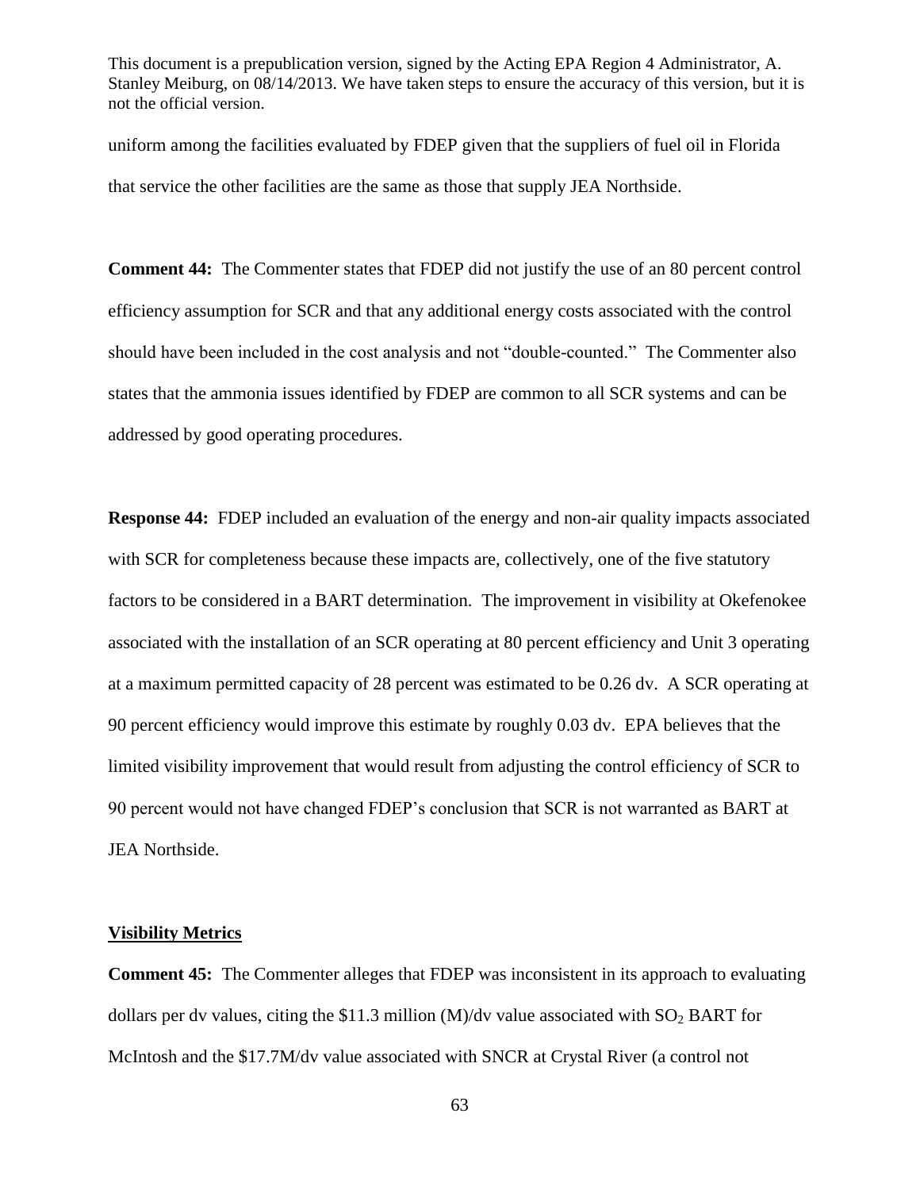uniform among the facilities evaluated by FDEP given that the suppliers of fuel oil in Florida that service the other facilities are the same as those that supply JEA Northside.

**Comment 44:** The Commenter states that FDEP did not justify the use of an 80 percent control efficiency assumption for SCR and that any additional energy costs associated with the control should have been included in the cost analysis and not "double-counted." The Commenter also states that the ammonia issues identified by FDEP are common to all SCR systems and can be addressed by good operating procedures.

**Response 44:** FDEP included an evaluation of the energy and non-air quality impacts associated with SCR for completeness because these impacts are, collectively, one of the five statutory factors to be considered in a BART determination. The improvement in visibility at Okefenokee associated with the installation of an SCR operating at 80 percent efficiency and Unit 3 operating at a maximum permitted capacity of 28 percent was estimated to be 0.26 dv. A SCR operating at 90 percent efficiency would improve this estimate by roughly 0.03 dv. EPA believes that the limited visibility improvement that would result from adjusting the control efficiency of SCR to 90 percent would not have changed FDEP's conclusion that SCR is not warranted as BART at JEA Northside.

**Visibility Metrics**

**Comment 45:** The Commenter alleges that FDEP was inconsistent in its approach to evaluating dollars per dv values, citing the \$11.3 million (M)/dv value associated with $SO_2$ BART for McIntosh and the \$17.7M/dv value associated with SNCR at Crystal River (a control not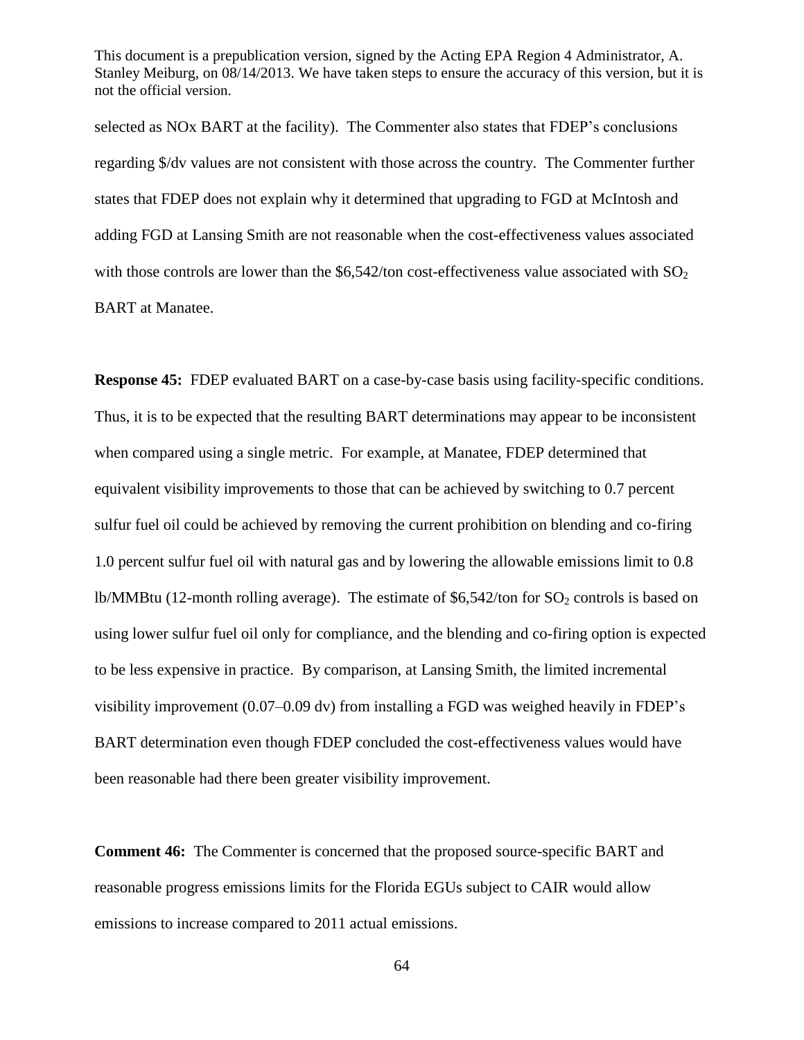selected as NOx BART at the facility). The Commenter also states that FDEP's conclusions regarding \$/dv values are not consistent with those across the country. The Commenter further states that FDEP does not explain why it determined that upgrading to FGD at McIntosh and adding FGD at Lansing Smith are not reasonable when the cost-effectiveness values associated with those controls are lower than the \$6,542/ton cost-effectiveness value associated with $SO_2$ BART at Manatee.

**Response 45:** FDEP evaluated BART on a case-by-case basis using facility-specific conditions. Thus, it is to be expected that the resulting BART determinations may appear to be inconsistent when compared using a single metric. For example, at Manatee, FDEP determined that equivalent visibility improvements to those that can be achieved by switching to 0.7 percent sulfur fuel oil could be achieved by removing the current prohibition on blending and co-firing 1.0 percent sulfur fuel oil with natural gas and by lowering the allowable emissions limit to 0.8 lb/MMBtu (12-month rolling average). The estimate of \$6,542/ton for $SO_2$ controls is based on using lower sulfur fuel oil only for compliance, and the blending and co-firing option is expected to be less expensive in practice. By comparison, at Lansing Smith, the limited incremental visibility improvement (0.07–0.09 dv) from installing a FGD was weighed heavily in FDEP's BART determination even though FDEP concluded the cost-effectiveness values would have been reasonable had there been greater visibility improvement.

**Comment 46:** The Commenter is concerned that the proposed source-specific BART and reasonable progress emissions limits for the Florida EGUs subject to CAIR would allow emissions to increase compared to 2011 actual emissions.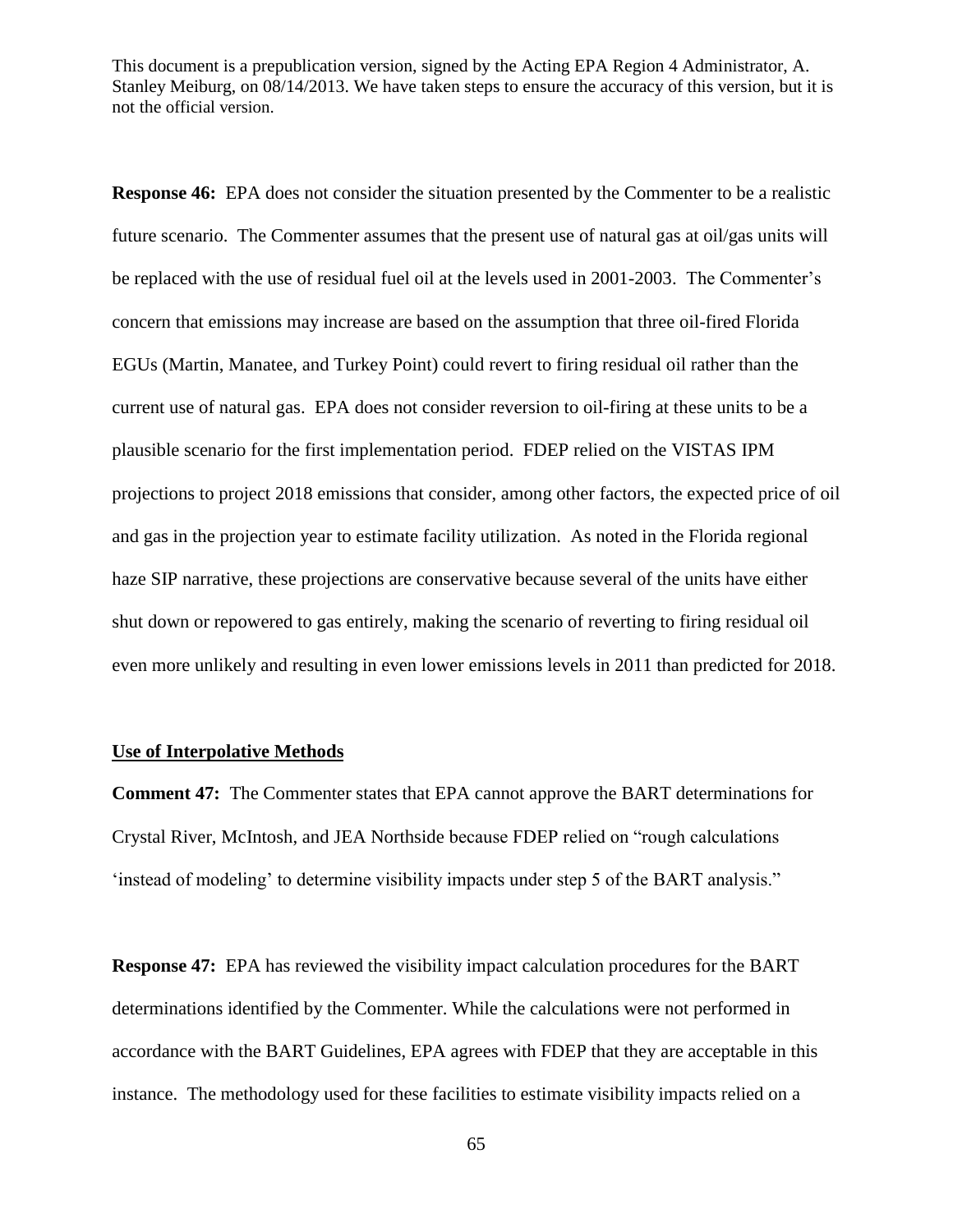**Response 46:** EPA does not consider the situation presented by the Commenter to be a realistic future scenario. The Commenter assumes that the present use of natural gas at oil/gas units will be replaced with the use of residual fuel oil at the levels used in 2001-2003. The Commenter's concern that emissions may increase are based on the assumption that three oil-fired Florida EGUs (Martin, Manatee, and Turkey Point) could revert to firing residual oil rather than the current use of natural gas. EPA does not consider reversion to oil-firing at these units to be a plausible scenario for the first implementation period. FDEP relied on the VISTAS IPM projections to project 2018 emissions that consider, among other factors, the expected price of oil and gas in the projection year to estimate facility utilization. As noted in the Florida regional haze SIP narrative, these projections are conservative because several of the units have either shut down or repowered to gas entirely, making the scenario of reverting to firing residual oil even more unlikely and resulting in even lower emissions levels in 2011 than predicted for 2018.

**Use of Interpolative Methods**

**Comment 47:** The Commenter states that EPA cannot approve the BART determinations for Crystal River, McIntosh, and JEA Northside because FDEP relied on "rough calculations 'instead of modeling' to determine visibility impacts under step 5 of the BART analysis."

**Response 47:** EPA has reviewed the visibility impact calculation procedures for the BART determinations identified by the Commenter. While the calculations were not performed in accordance with the BART Guidelines, EPA agrees with FDEP that they are acceptable in this instance. The methodology used for these facilities to estimate visibility impacts relied on a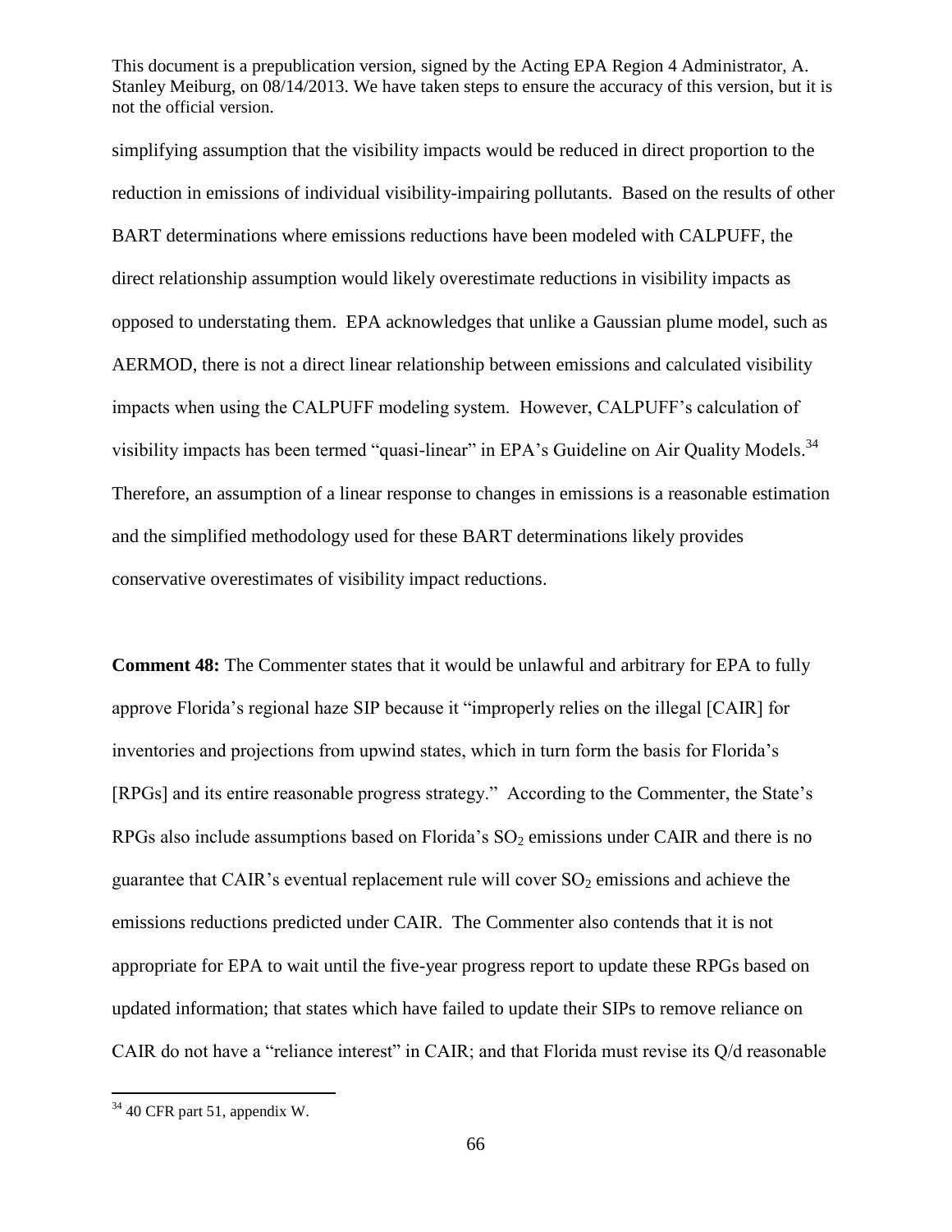simplifying assumption that the visibility impacts would be reduced in direct proportion to the reduction in emissions of individual visibility-impairing pollutants. Based on the results of other BART determinations where emissions reductions have been modeled with CALPUFF, the direct relationship assumption would likely overestimate reductions in visibility impacts as opposed to understating them. EPA acknowledges that unlike a Gaussian plume model, such as AERMOD, there is not a direct linear relationship between emissions and calculated visibility impacts when using the CALPUFF modeling system. However, CALPUFF's calculation of visibility impacts has been termed "quasi-linear" in EPA's Guideline on Air Quality Models.[34] Therefore, an assumption of a linear response to changes in emissions is a reasonable estimation and the simplified methodology used for these BART determinations likely provides conservative overestimates of visibility impact reductions.

**Comment 48:** The Commenter states that it would be unlawful and arbitrary for EPA to fully approve Florida's regional haze SIP because it "improperly relies on the illegal [CAIR] for inventories and projections from upwind states, which in turn form the basis for Florida's [RPGs] and its entire reasonable progress strategy." According to the Commenter, the State's RPGs also include assumptions based on Florida's $SO_2$ emissions under CAIR and there is no guarantee that CAIR's eventual replacement rule will cover $SO_2$ emissions and achieve the emissions reductions predicted under CAIR. The Commenter also contends that it is not appropriate for EPA to wait until the five-year progress report to update these RPGs based on updated information; that states which have failed to update their SIPs to remove reliance on CAIR do not have a "reliance interest" in CAIR; and that Florida must revise its Q/d reasonable

[34] 40 CFR part 51, appendix W.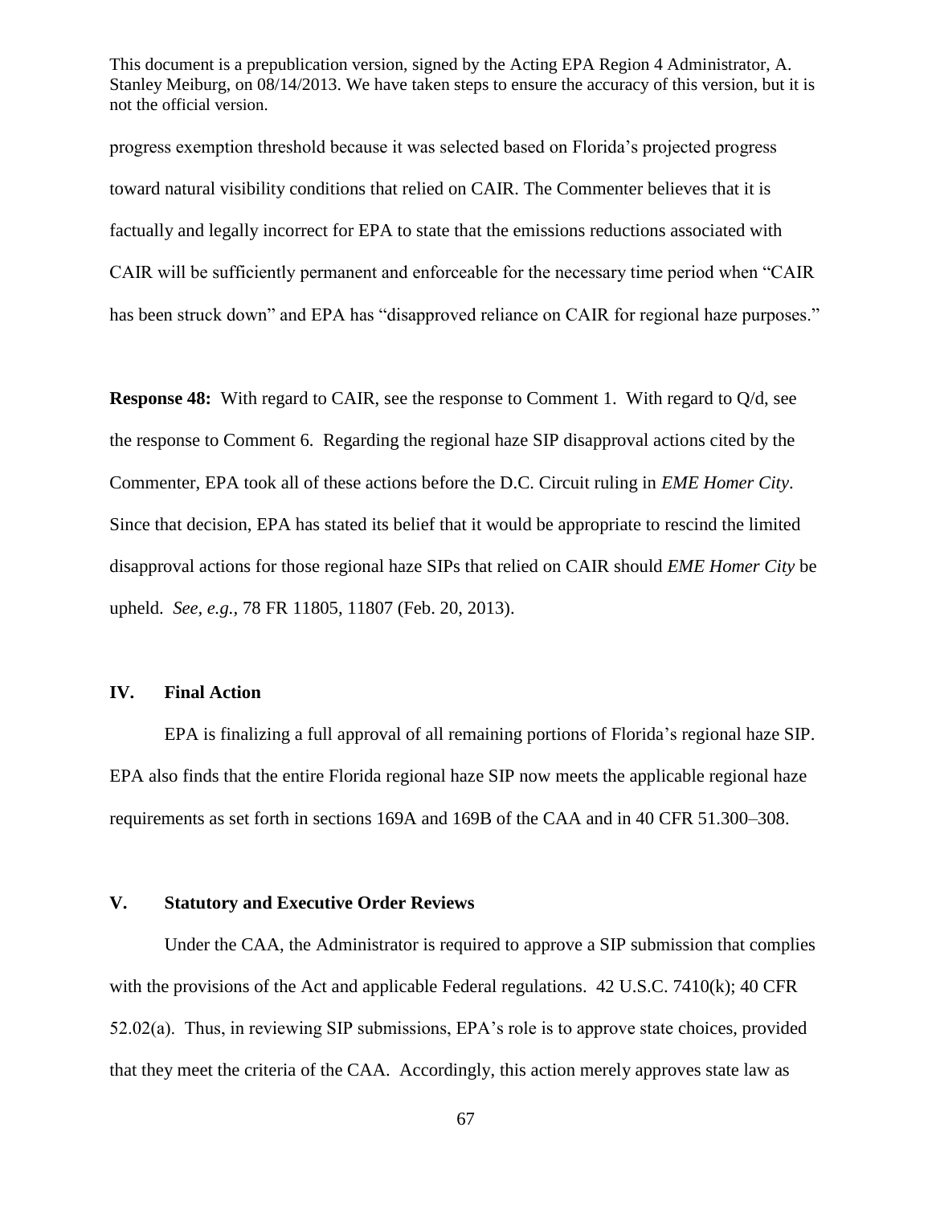progress exemption threshold because it was selected based on Florida's projected progress toward natural visibility conditions that relied on CAIR. The Commenter believes that it is factually and legally incorrect for EPA to state that the emissions reductions associated with CAIR will be sufficiently permanent and enforceable for the necessary time period when "CAIR has been struck down" and EPA has "disapproved reliance on CAIR for regional haze purposes."

**Response 48:** With regard to CAIR, see the response to Comment 1. With regard to Q/d, see the response to Comment 6. Regarding the regional haze SIP disapproval actions cited by the Commenter, EPA took all of these actions before the D.C. Circuit ruling in *EME Homer City*. Since that decision, EPA has stated its belief that it would be appropriate to rescind the limited disapproval actions for those regional haze SIPs that relied on CAIR should *EME Homer City* be upheld. *See, e.g.,* 78 FR 11805, 11807 (Feb. 20, 2013).

## IV. Final Action

EPA is finalizing a full approval of all remaining portions of Florida's regional haze SIP. EPA also finds that the entire Florida regional haze SIP now meets the applicable regional haze requirements as set forth in sections 169A and 169B of the CAA and in 40 CFR 51.300–308.

## V. Statutory and Executive Order Reviews

Under the CAA, the Administrator is required to approve a SIP submission that complies with the provisions of the Act and applicable Federal regulations. 42 U.S.C. 7410(k); 40 CFR 52.02(a). Thus, in reviewing SIP submissions, EPA's role is to approve state choices, provided that they meet the criteria of the CAA. Accordingly, this action merely approves state law as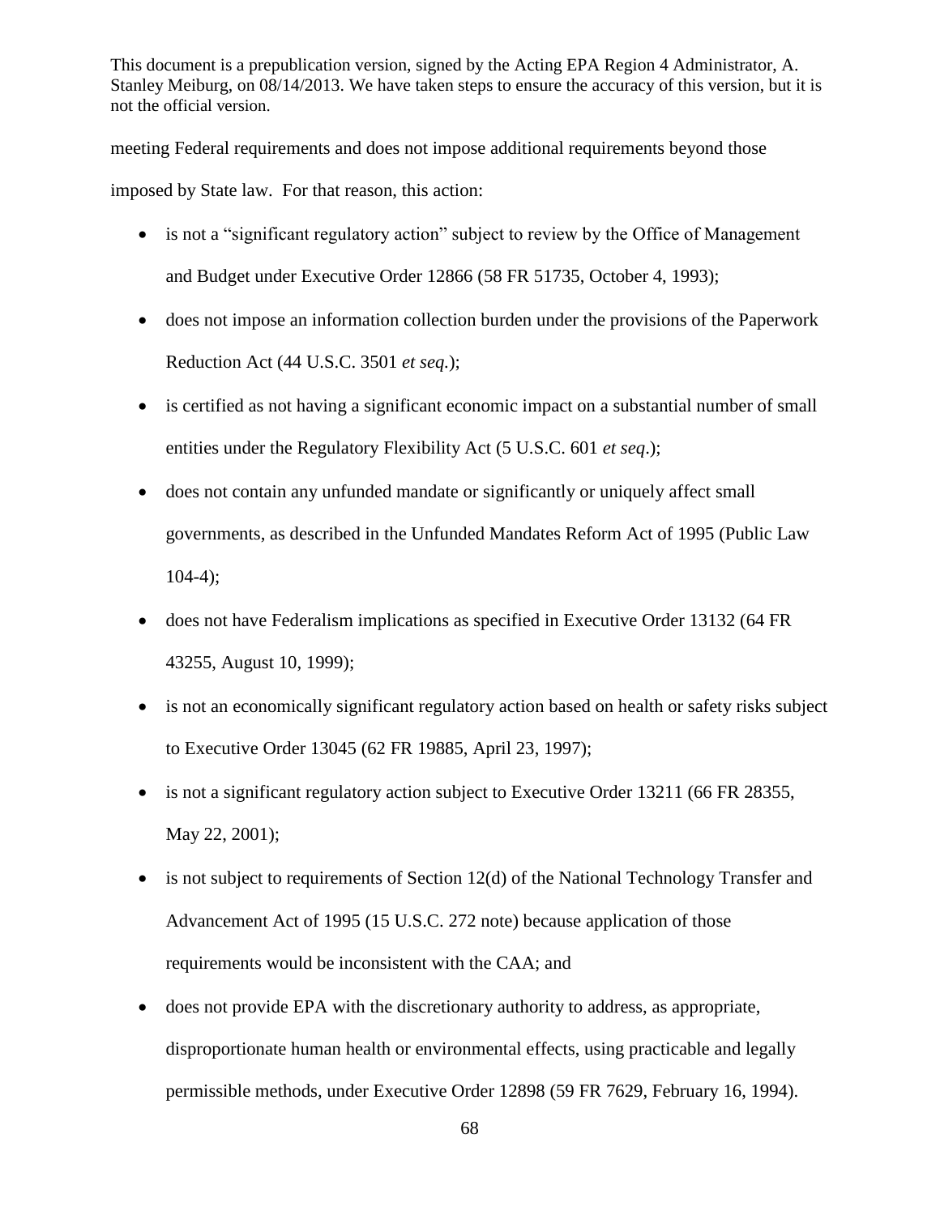meeting Federal requirements and does not impose additional requirements beyond those imposed by State law. For that reason, this action:

- is not a "significant regulatory action" subject to review by the Office of Management and Budget under Executive Order 12866 (58 FR 51735, October 4, 1993);
- does not impose an information collection burden under the provisions of the Paperwork Reduction Act (44 U.S.C. 3501 *et seq.*);
- is certified as not having a significant economic impact on a substantial number of small entities under the Regulatory Flexibility Act (5 U.S.C. 601 *et seq*.);
- does not contain any unfunded mandate or significantly or uniquely affect small governments, as described in the Unfunded Mandates Reform Act of 1995 (Public Law 104-4);
- does not have Federalism implications as specified in Executive Order 13132 (64 FR 43255, August 10, 1999);
- is not an economically significant regulatory action based on health or safety risks subject to Executive Order 13045 (62 FR 19885, April 23, 1997);
- is not a significant regulatory action subject to Executive Order 13211 (66 FR 28355, May 22, 2001);
- is not subject to requirements of Section 12(d) of the National Technology Transfer and Advancement Act of 1995 (15 U.S.C. 272 note) because application of those requirements would be inconsistent with the CAA; and
- does not provide EPA with the discretionary authority to address, as appropriate, disproportionate human health or environmental effects, using practicable and legally permissible methods, under Executive Order 12898 (59 FR 7629, February 16, 1994).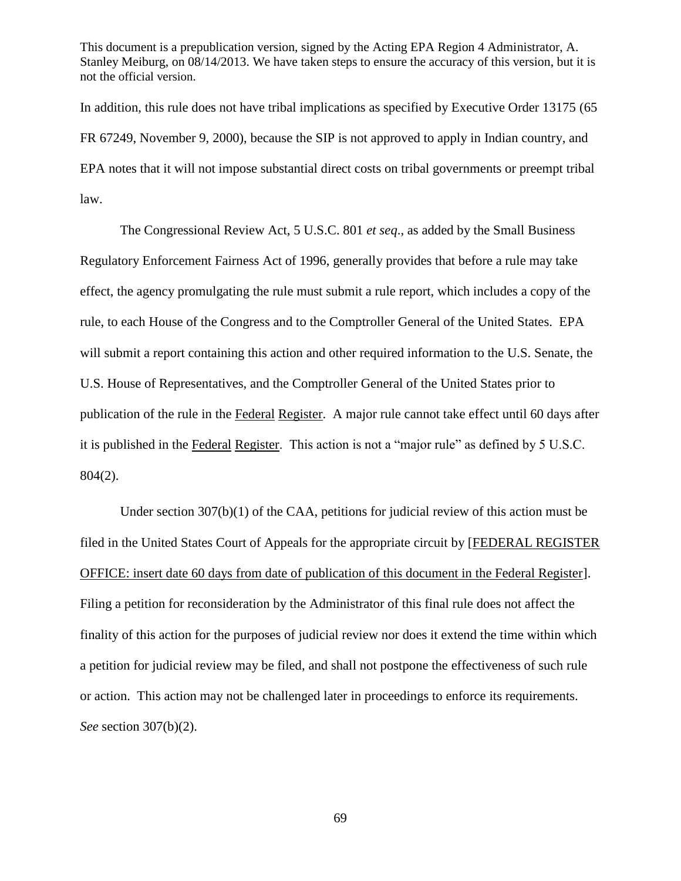In addition, this rule does not have tribal implications as specified by Executive Order 13175 (65 FR 67249, November 9, 2000), because the SIP is not approved to apply in Indian country, and EPA notes that it will not impose substantial direct costs on tribal governments or preempt tribal law.

The Congressional Review Act, 5 U.S.C. 801 *et seq*., as added by the Small Business Regulatory Enforcement Fairness Act of 1996, generally provides that before a rule may take effect, the agency promulgating the rule must submit a rule report, which includes a copy of the rule, to each House of the Congress and to the Comptroller General of the United States. EPA will submit a report containing this action and other required information to the U.S. Senate, the U.S. House of Representatives, and the Comptroller General of the United States prior to publication of the rule in the Federal Register. A major rule cannot take effect until 60 days after it is published in the Federal Register. This action is not a "major rule" as defined by 5 U.S.C. 804(2).

Under section 307(b)(1) of the CAA, petitions for judicial review of this action must be filed in the United States Court of Appeals for the appropriate circuit by [FEDERAL REGISTER OFFICE: insert date 60 days from date of publication of this document in the Federal Register]. Filing a petition for reconsideration by the Administrator of this final rule does not affect the finality of this action for the purposes of judicial review nor does it extend the time within which a petition for judicial review may be filed, and shall not postpone the effectiveness of such rule or action. This action may not be challenged later in proceedings to enforce its requirements. *See* section 307(b)(2).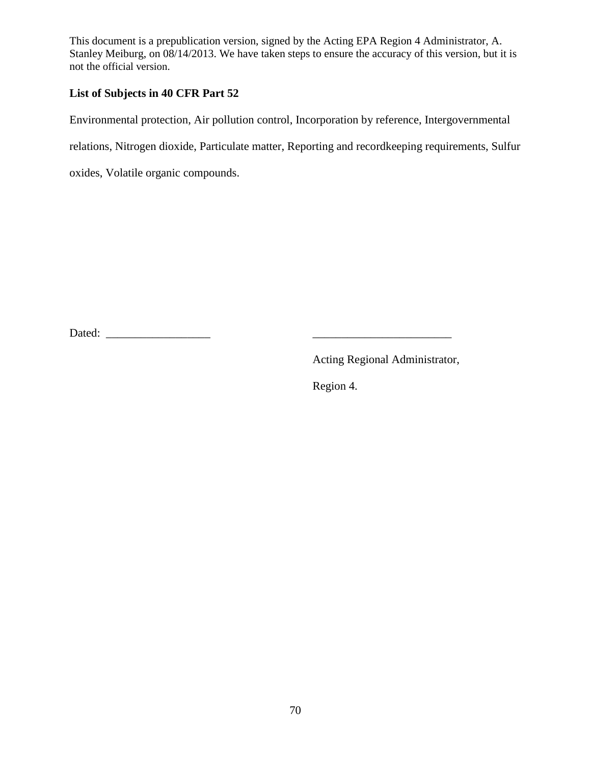This document is a prepublication version, signed by the Acting EPA Region 4 Administrator, A. Stanley Meiburg, on 08/14/2013. We have taken steps to ensure the accuracy of this version, but it is not the official version.

**List of Subjects in 40 CFR Part 52**

Environmental protection, Air pollution control, Incorporation by reference, Intergovernmental relations, Nitrogen dioxide, Particulate matter, Reporting and recordkeeping requirements, Sulfur oxides, Volatile organic compounds.

Dated: ____________________ ____________________________

Acting Regional Administrator,

Region 4.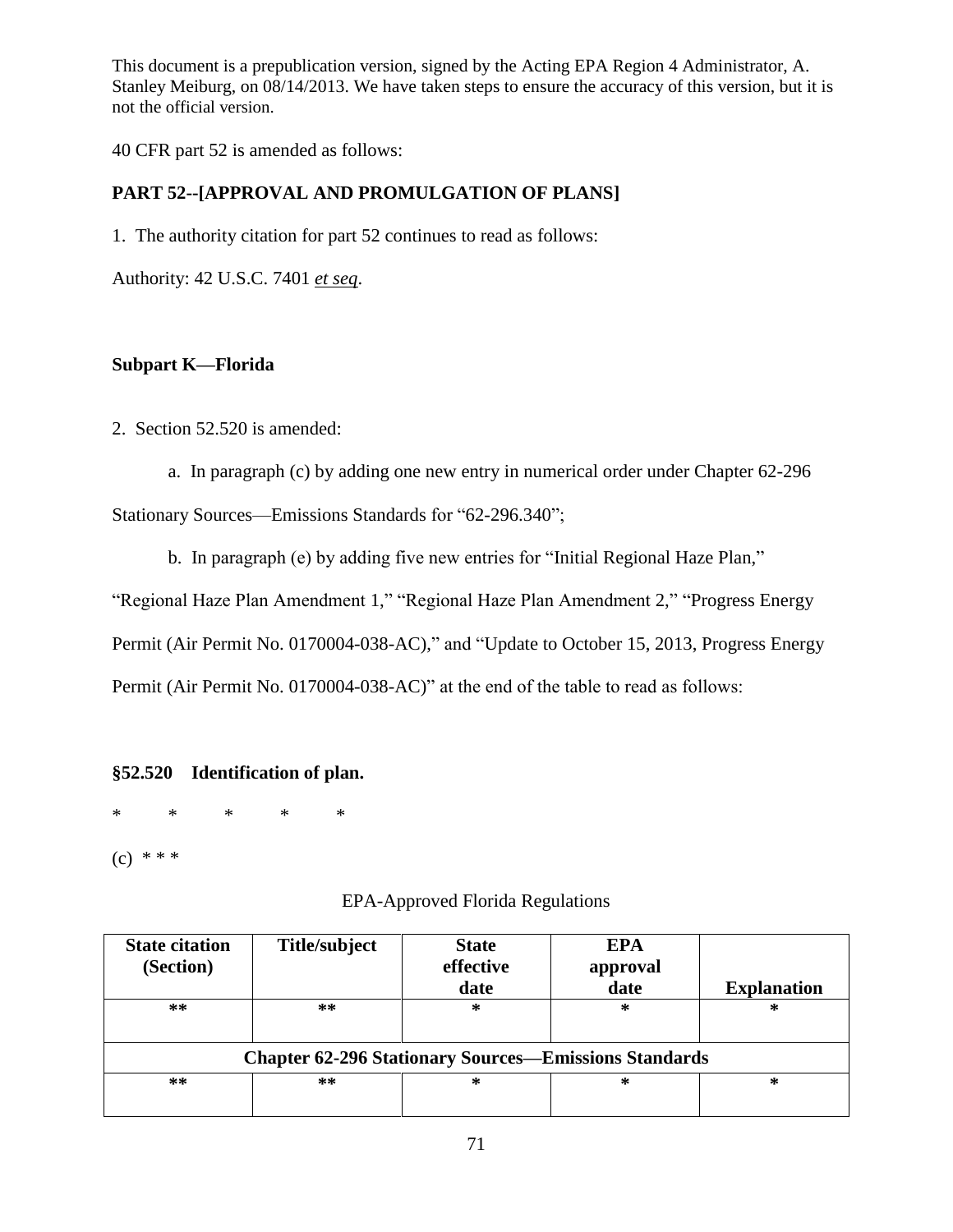This document is a prepublication version, signed by the Acting EPA Region 4 Administrator, A. Stanley Meiburg, on 08/14/2013. We have taken steps to ensure the accuracy of this version, but it is not the official version.

40 CFR part 52 is amended as follows:

**PART 52--[APPROVAL AND PROMULGATION OF PLANS]**

1. The authority citation for part 52 continues to read as follows:

Authority: 42 U.S.C. 7401 *et seq*.

**Subpart K—Florida**

2. Section 52.520 is amended:

a. In paragraph (c) by adding one new entry in numerical order under Chapter 62-296 Stationary Sources—Emissions Standards for "62-296.340";

b. In paragraph (e) by adding five new entries for "Initial Regional Haze Plan," "Regional Haze Plan Amendment 1," "Regional Haze Plan Amendment 2," "Progress Energy Permit (Air Permit No. 0170004-038-AC)," and "Update to October 15, 2013, Progress Energy Permit (Air Permit No. 0170004-038-AC)" at the end of the table to read as follows:

**§52.520 Identification of plan.**

\* \* \* \* \*

(c) \* \* \*

EPA-Approved Florida Regulations

| State citation (Section) | Title/subject | State effective date | EPA approval date | Explanation |
|---|---|---|---|---|
| ** | ** | * | * | * |
| **Chapter 62-296 Stationary Sources—Emissions Standards** | | | | |
| ** | ** | * | * | * |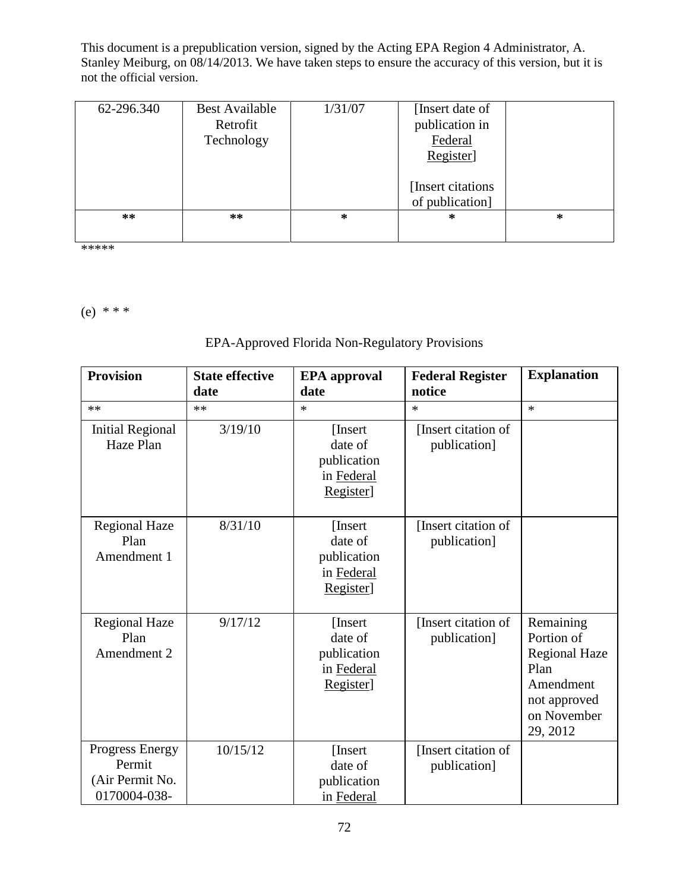This document is a prepublication version, signed by the Acting EPA Region 4 Administrator, A. Stanley Meiburg, on 08/14/2013. We have taken steps to ensure the accuracy of this version, but it is not the official version.

| | | | | |
|---|---|---|---|---|
| 62-296.340 | Best Available Retrofit Technology | 1/31/07 | [Insert date of publication in Federal Register]<br><br>[Insert citations of publication] | |
| ** | ** | * | * | * |

*****

(e) * * *

EPA-Approved Florida Non-Regulatory Provisions

| Provision | State effective date | EPA approval date | Federal Register notice | Explanation |
|---|---|---|---|---|
| ** | ** | * | * | * |
| Initial Regional Haze Plan | 3/19/10 | [Insert date of publication in Federal Register] | [Insert citation of publication] | |
| Regional Haze Plan Amendment 1 | 8/31/10 | [Insert date of publication in Federal Register] | [Insert citation of publication] | |
| Regional Haze Plan Amendment 2 | 9/17/12 | [Insert date of publication in Federal Register] | [Insert citation of publication] | Remaining Portion of Regional Haze Plan Amendment not approved on November 29, 2012 |
| Progress Energy Permit (Air Permit No. 0170004-038- | 10/15/12 | [Insert date of publication in Federal | [Insert citation of publication] | |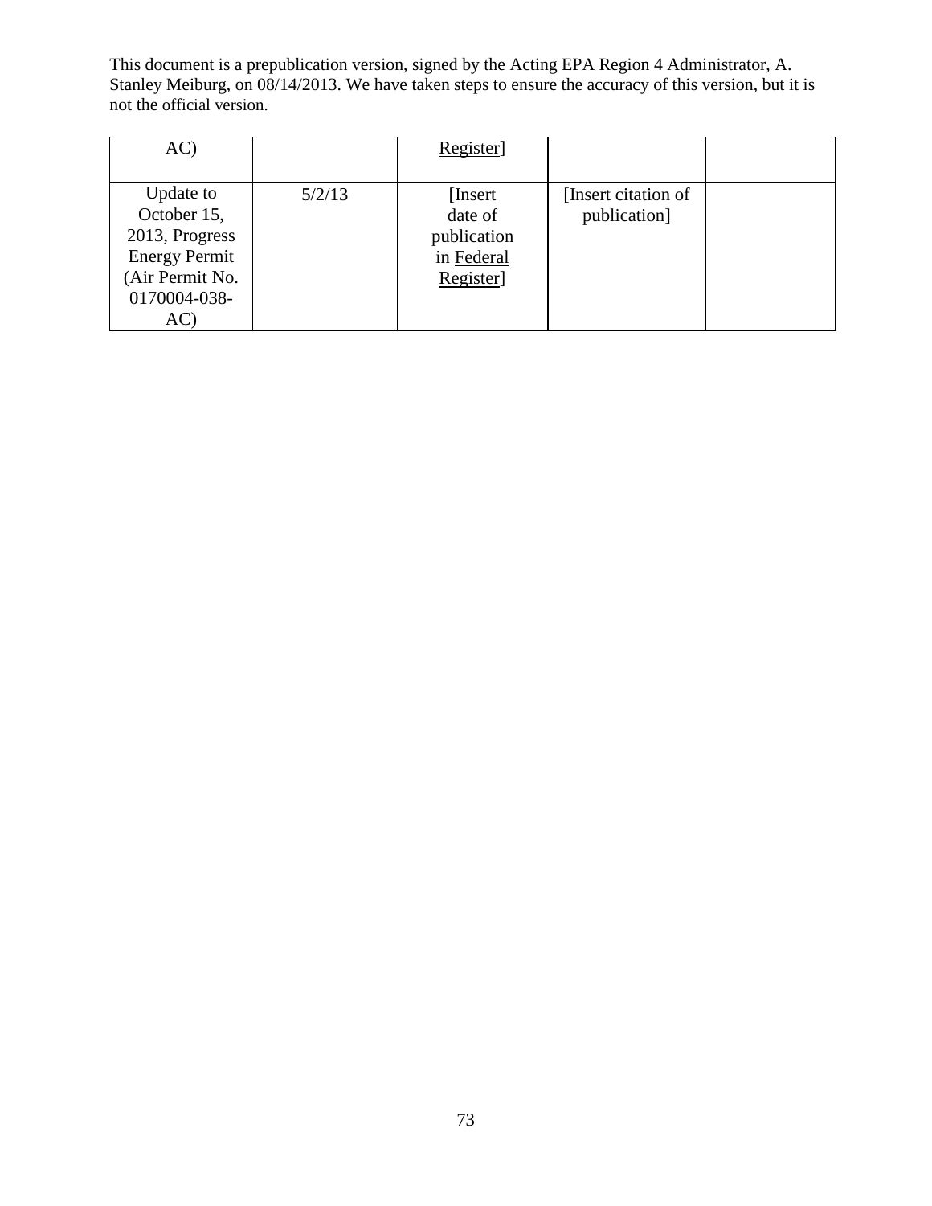This document is a prepublication version, signed by the Acting EPA Region 4 Administrator, A. Stanley Meiburg, on 08/14/2013. We have taken steps to ensure the accuracy of this version, but it is not the official version.

| | | | | |
|---|---|---|---|---|
| AC) | | Register] | | |
| Update to October 15, 2013, Progress Energy Permit (Air Permit No. 0170004-038-AC) | 5/2/13 | [Insert date of publication in Federal Register] | [Insert citation of publication] | |